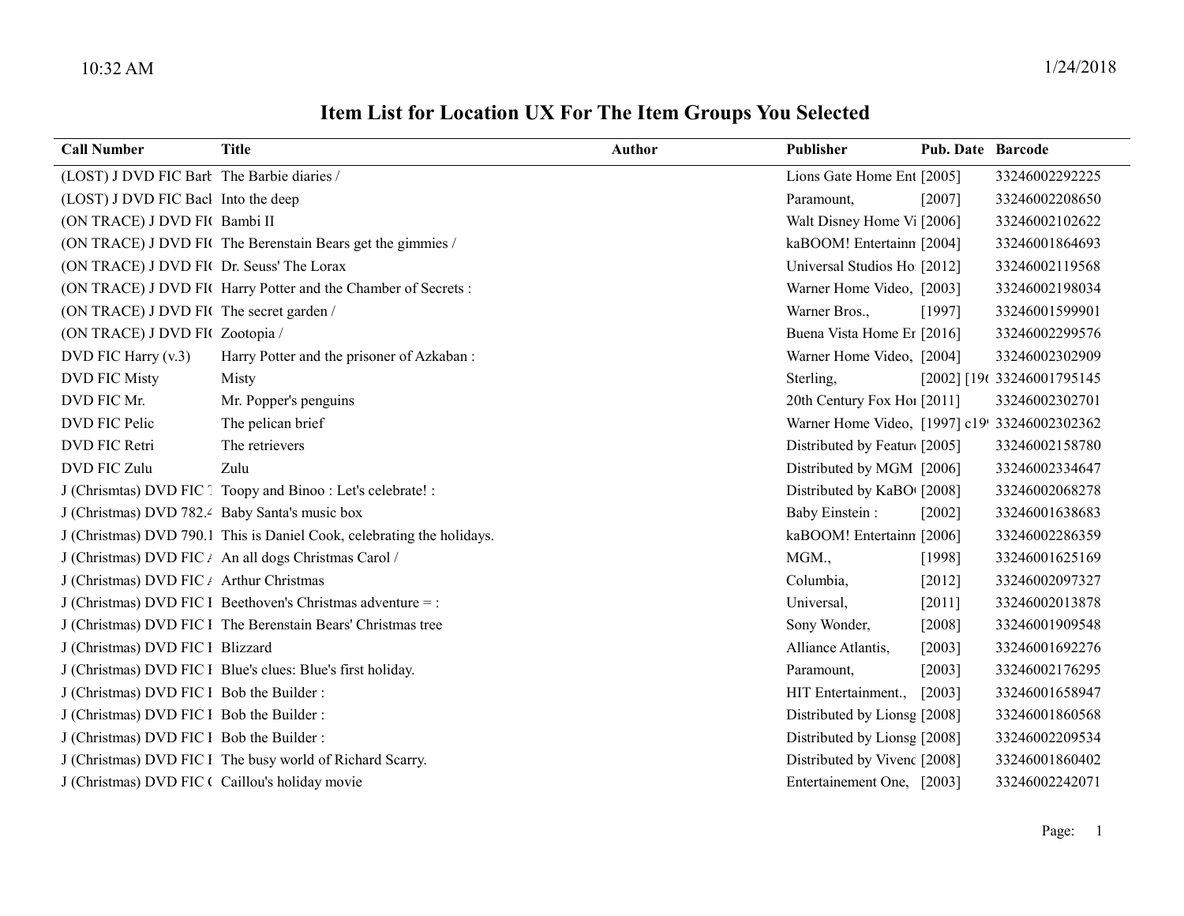10:32 AM 1/24/2018

# Item List for Location UX For The Item Groups You Selected

| Call Number | Title | Author | Publisher | Pub. Date | Barcode |
|---|---|---|---|---|---|
| (LOST) J DVD FIC Barb | The Barbie diaries / | | Lions Gate Home Ent | [2005] | 33246002292225 |
| (LOST) J DVD FIC Bacl | Into the deep | | Paramount, | [2007] | 33246002208650 |
| (ON TRACE) J DVD FIC | Bambi II | | Walt Disney Home Vi | [2006] | 33246002102622 |
| (ON TRACE) J DVD FIC | The Berenstain Bears get the gimmies / | | kaBOOM! Entertainn | [2004] | 33246001864693 |
| (ON TRACE) J DVD FIC | Dr. Seuss' The Lorax | | Universal Studios Ho | [2012] | 33246002119568 |
| (ON TRACE) J DVD FIC | Harry Potter and the Chamber of Secrets : | | Warner Home Video, | [2003] | 33246002198034 |
| (ON TRACE) J DVD FIC | The secret garden / | | Warner Bros., | [1997] | 33246001599901 |
| (ON TRACE) J DVD FIC | Zootopia / | | Buena Vista Home Er | [2016] | 33246002299576 |
| DVD FIC Harry (v.3) | Harry Potter and the prisoner of Azkaban : | | Warner Home Video, | [2004] | 33246002302909 |
| DVD FIC Misty | Misty | | Sterling, | [2002] [19( | 33246001795145 |
| DVD FIC Mr. | Mr. Popper's penguins | | 20th Century Fox Hoi | [2011] | 33246002302701 |
| DVD FIC Pelic | The pelican brief | | Warner Home Video, | [1997] c19 | 33246002302362 |
| DVD FIC Retri | The retrievers | | Distributed by Featur | [2005] | 33246002158780 |
| DVD FIC Zulu | Zulu | | Distributed by MGM | [2006] | 33246002334647 |
| J (Chrismtas) DVD FIC T | Toopy and Binoo : Let's celebrate! : | | Distributed by KaBO( | [2008] | 33246002068278 |
| J (Christmas) DVD 782.4 | Baby Santa's music box | | Baby Einstein : | [2002] | 33246001638683 |
| J (Christmas) DVD 790.1 | This is Daniel Cook, celebrating the holidays. | | kaBOOM! Entertainn | [2006] | 33246002286359 |
| J (Christmas) DVD FIC A | An all dogs Christmas Carol / | | MGM., | [1998] | 33246001625169 |
| J (Christmas) DVD FIC A | Arthur Christmas | | Columbia, | [2012] | 33246002097327 |
| J (Christmas) DVD FIC B | Beethoven's Christmas adventure = : | | Universal, | [2011] | 33246002013878 |
| J (Christmas) DVD FIC B | The Berenstain Bears' Christmas tree | | Sony Wonder, | [2008] | 33246001909548 |
| J (Christmas) DVD FIC B | Blizzard | | Alliance Atlantis, | [2003] | 33246001692276 |
| J (Christmas) DVD FIC B | Blue's clues: Blue's first holiday. | | Paramount, | [2003] | 33246002176295 |
| J (Christmas) DVD FIC B | Bob the Builder : | | HIT Entertainment., | [2003] | 33246001658947 |
| J (Christmas) DVD FIC B | Bob the Builder : | | Distributed by Lionsg | [2008] | 33246001860568 |
| J (Christmas) DVD FIC B | Bob the Builder : | | Distributed by Lionsg | [2008] | 33246002209534 |
| J (Christmas) DVD FIC B | The busy world of Richard Scarry. | | Distributed by Vivenc | [2008] | 33246001860402 |
| J (Christmas) DVD FIC C | Caillou's holiday movie | | Entertainement One, | [2003] | 33246002242071 |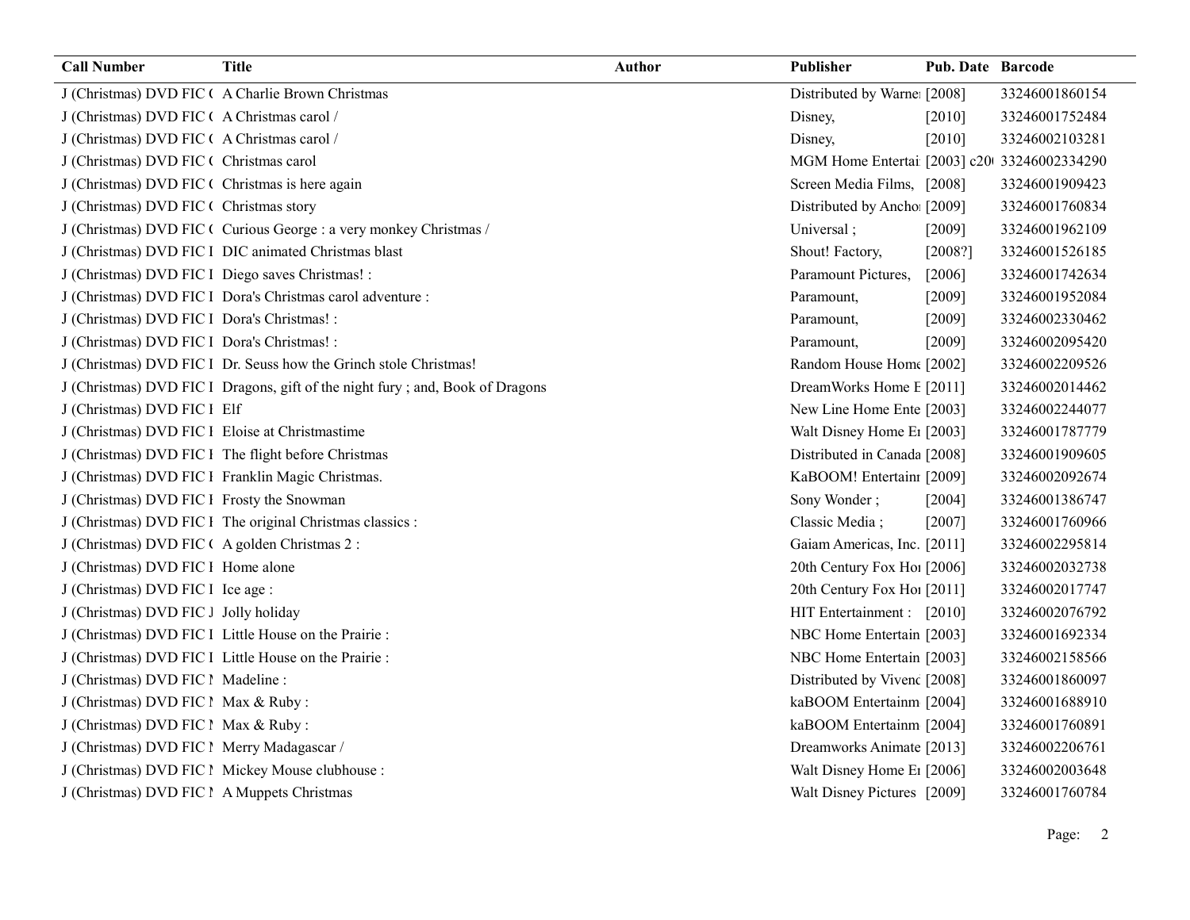| Call Number | Title | Author | Publisher | Pub. Date | Barcode |
|---|---|---|---|---|---|
| J (Christmas) DVD FIC ( | A Charlie Brown Christmas | | Distributed by Warne | [2008] | 33246001860154 |
| J (Christmas) DVD FIC ( | A Christmas carol / | | Disney, | [2010] | 33246001752484 |
| J (Christmas) DVD FIC ( | A Christmas carol / | | Disney, | [2010] | 33246002103281 |
| J (Christmas) DVD FIC ( | Christmas carol | | MGM Home Entertai | [2003] c20 | 33246002334290 |
| J (Christmas) DVD FIC ( | Christmas is here again | | Screen Media Films, | [2008] | 33246001909423 |
| J (Christmas) DVD FIC ( | Christmas story | | Distributed by Ancho | [2009] | 33246001760834 |
| J (Christmas) DVD FIC ( | Curious George : a very monkey Christmas / | | Universal ; | [2009] | 33246001962109 |
| J (Christmas) DVD FIC I | DIC animated Christmas blast | | Shout! Factory, | [2008?] | 33246001526185 |
| J (Christmas) DVD FIC I | Diego saves Christmas! : | | Paramount Pictures, | [2006] | 33246001742634 |
| J (Christmas) DVD FIC I | Dora's Christmas carol adventure : | | Paramount, | [2009] | 33246001952084 |
| J (Christmas) DVD FIC I | Dora's Christmas! : | | Paramount, | [2009] | 33246002330462 |
| J (Christmas) DVD FIC I | Dora's Christmas! : | | Paramount, | [2009] | 33246002095420 |
| J (Christmas) DVD FIC I | Dr. Seuss how the Grinch stole Christmas! | | Random House Home | [2002] | 33246002209526 |
| J (Christmas) DVD FIC I | Dragons, gift of the night fury ; and, Book of Dragons | | DreamWorks Home E | [2011] | 33246002014462 |
| J (Christmas) DVD FIC I | Elf | | New Line Home Ente | [2003] | 33246002244077 |
| J (Christmas) DVD FIC I | Eloise at Christmastime | | Walt Disney Home E | [2003] | 33246001787779 |
| J (Christmas) DVD FIC I | The flight before Christmas | | Distributed in Canada | [2008] | 33246001909605 |
| J (Christmas) DVD FIC I | Franklin Magic Christmas. | | KaBOOM! Entertainm | [2009] | 33246002092674 |
| J (Christmas) DVD FIC I | Frosty the Snowman | | Sony Wonder ; | [2004] | 33246001386747 |
| J (Christmas) DVD FIC I | The original Christmas classics : | | Classic Media ; | [2007] | 33246001760966 |
| J (Christmas) DVD FIC ( | A golden Christmas 2 : | | Gaiam Americas, Inc. | [2011] | 33246002295814 |
| J (Christmas) DVD FIC I | Home alone | | 20th Century Fox Ho | [2006] | 33246002032738 |
| J (Christmas) DVD FIC I | Ice age : | | 20th Century Fox Ho | [2011] | 33246002017747 |
| J (Christmas) DVD FIC J | Jolly holiday | | HIT Entertainment : | [2010] | 33246002076792 |
| J (Christmas) DVD FIC I | Little House on the Prairie : | | NBC Home Entertain | [2003] | 33246001692334 |
| J (Christmas) DVD FIC I | Little House on the Prairie : | | NBC Home Entertain | [2003] | 33246002158566 |
| J (Christmas) DVD FIC M | Madeline : | | Distributed by Vivend | [2008] | 33246001860097 |
| J (Christmas) DVD FIC M | Max & Ruby : | | kaBOOM Entertainm | [2004] | 33246001688910 |
| J (Christmas) DVD FIC M | Max & Ruby : | | kaBOOM Entertainm | [2004] | 33246001760891 |
| J (Christmas) DVD FIC M | Merry Madagascar / | | Dreamworks Animate | [2013] | 33246002206761 |
| J (Christmas) DVD FIC M | Mickey Mouse clubhouse : | | Walt Disney Home E | [2006] | 33246002003648 |
| J (Christmas) DVD FIC M | A Muppets Christmas | | Walt Disney Pictures | [2009] | 33246001760784 |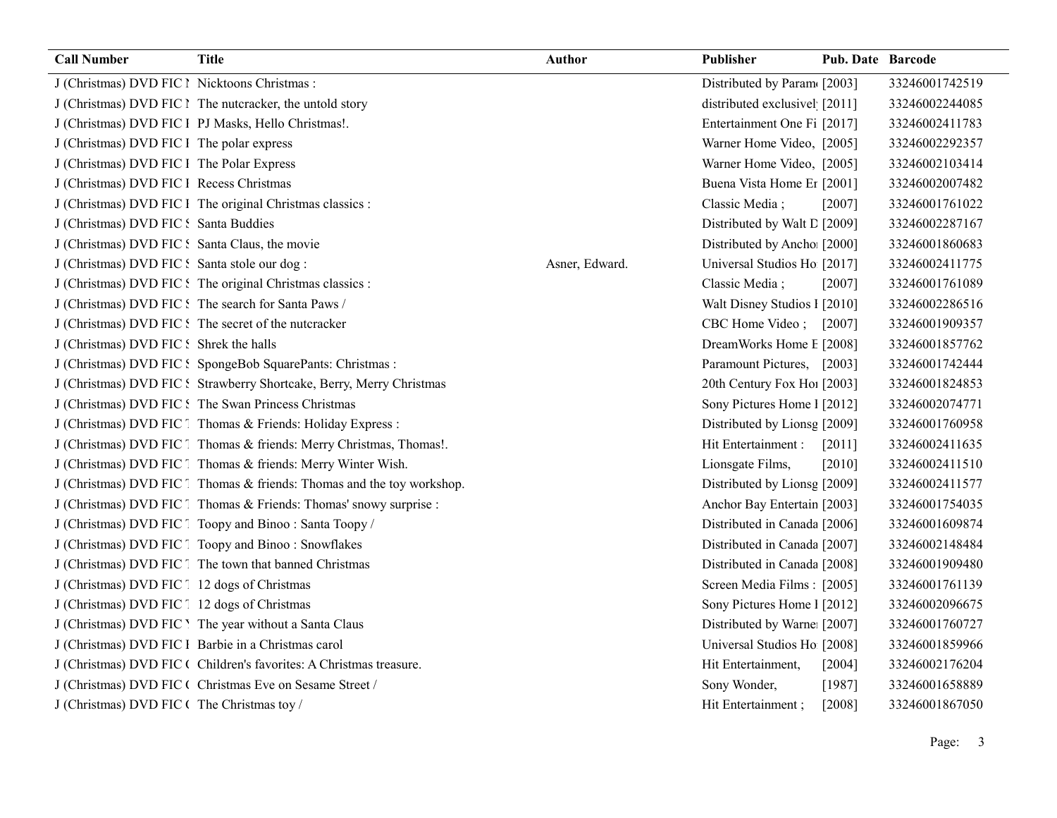| Call Number | Title | Author | Publisher | Pub. Date | Barcode |
| --- | --- | --- | --- | --- | --- |
| J (Christmas) DVD FIC N | Nicktoons Christmas : | | Distributed by Param | [2003] | 33246001742519 |
| J (Christmas) DVD FIC N | The nutcracker, the untold story | | distributed exclusivel | [2011] | 33246002244085 |
| J (Christmas) DVD FIC P | PJ Masks, Hello Christmas!. | | Entertainment One Fi | [2017] | 33246002411783 |
| J (Christmas) DVD FIC P | The polar express | | Warner Home Video, | [2005] | 33246002292357 |
| J (Christmas) DVD FIC P | The Polar Express | | Warner Home Video, | [2005] | 33246002103414 |
| J (Christmas) DVD FIC R | Recess Christmas | | Buena Vista Home Er | [2001] | 33246002007482 |
| J (Christmas) DVD FIC R | The original Christmas classics : | | Classic Media ; | [2007] | 33246001761022 |
| J (Christmas) DVD FIC S | Santa Buddies | | Distributed by Walt D | [2009] | 33246002287167 |
| J (Christmas) DVD FIC S | Santa Claus, the movie | | Distributed by Anchor | [2000] | 33246001860683 |
| J (Christmas) DVD FIC S | Santa stole our dog : | Asner, Edward. | Universal Studios Ho | [2017] | 33246002411775 |
| J (Christmas) DVD FIC S | The original Christmas classics : | | Classic Media ; | [2007] | 33246001761089 |
| J (Christmas) DVD FIC S | The search for Santa Paws / | | Walt Disney Studios I | [2010] | 33246002286516 |
| J (Christmas) DVD FIC S | The secret of the nutcracker | | CBC Home Video ; | [2007] | 33246001909357 |
| J (Christmas) DVD FIC S | Shrek the halls | | DreamWorks Home E | [2008] | 33246001857762 |
| J (Christmas) DVD FIC S | SpongeBob SquarePants: Christmas : | | Paramount Pictures, | [2003] | 33246001742444 |
| J (Christmas) DVD FIC S | Strawberry Shortcake, Berry, Merry Christmas | | 20th Century Fox Hor | [2003] | 33246001824853 |
| J (Christmas) DVD FIC S | The Swan Princess Christmas | | Sony Pictures Home I | [2012] | 33246002074771 |
| J (Christmas) DVD FIC T | Thomas & Friends: Holiday Express : | | Distributed by Lionsg | [2009] | 33246001760958 |
| J (Christmas) DVD FIC T | Thomas & friends: Merry Christmas, Thomas!. | | Hit Entertainment : | [2011] | 33246002411635 |
| J (Christmas) DVD FIC T | Thomas & friends: Merry Winter Wish. | | Lionsgate Films, | [2010] | 33246002411510 |
| J (Christmas) DVD FIC T | Thomas & friends: Thomas and the toy workshop. | | Distributed by Lionsg | [2009] | 33246002411577 |
| J (Christmas) DVD FIC T | Thomas & Friends: Thomas' snowy surprise : | | Anchor Bay Entertain | [2003] | 33246001754035 |
| J (Christmas) DVD FIC T | Toopy and Binoo : Santa Toopy / | | Distributed in Canada | [2006] | 33246001609874 |
| J (Christmas) DVD FIC T | Toopy and Binoo : Snowflakes | | Distributed in Canada | [2007] | 33246002148484 |
| J (Christmas) DVD FIC T | The town that banned Christmas | | Distributed in Canada | [2008] | 33246001909480 |
| J (Christmas) DVD FIC T | 12 dogs of Christmas | | Screen Media Films : | [2005] | 33246001761139 |
| J (Christmas) DVD FIC T | 12 dogs of Christmas | | Sony Pictures Home I | [2012] | 33246002096675 |
| J (Christmas) DVD FIC Y | The year without a Santa Claus | | Distributed by Warner | [2007] | 33246001760727 |
| J (Christmas) DVD FIC B | Barbie in a Christmas carol | | Universal Studios Ho | [2008] | 33246001859966 |
| J (Christmas) DVD FIC C | Children's favorites: A Christmas treasure. | | Hit Entertainment, | [2004] | 33246002176204 |
| J (Christmas) DVD FIC C | Christmas Eve on Sesame Street / | | Sony Wonder, | [1987] | 33246001658889 |
| J (Christmas) DVD FIC C | The Christmas toy / | | Hit Entertainment ; | [2008] | 33246001867050 |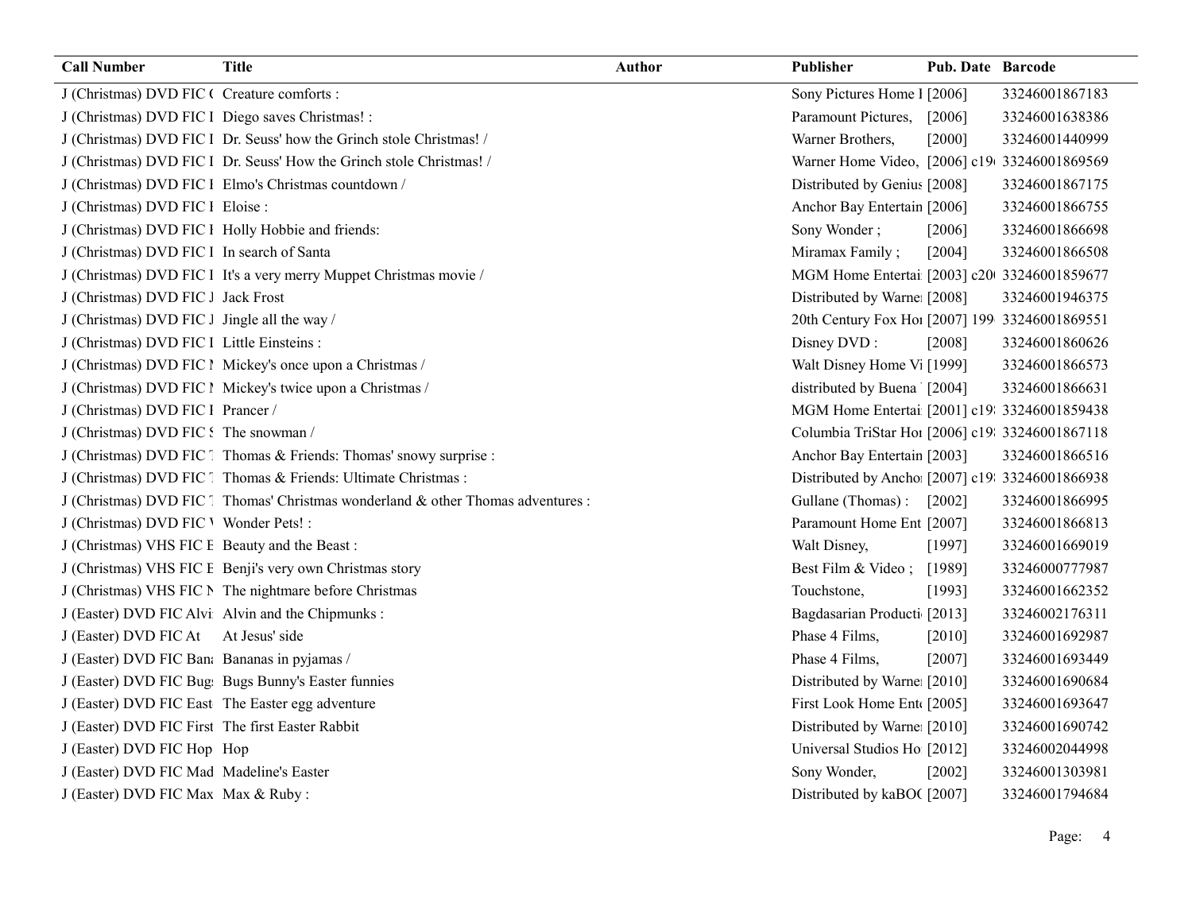| Call Number | Title | Author | Publisher | Pub. Date | Barcode |
|---|---|---|---|---|---|
| J (Christmas) DVD FIC ( | Creature comforts : | | Sony Pictures Home I | [2006] | 33246001867183 |
| J (Christmas) DVD FIC I | Diego saves Christmas! : | | Paramount Pictures, | [2006] | 33246001638386 |
| J (Christmas) DVD FIC I | Dr. Seuss' how the Grinch stole Christmas! / | | Warner Brothers, | [2000] | 33246001440999 |
| J (Christmas) DVD FIC I | Dr. Seuss' How the Grinch stole Christmas! / | | Warner Home Video, | [2006] c19 | 33246001869569 |
| J (Christmas) DVD FIC I | Elmo's Christmas countdown / | | Distributed by Genius | [2008] | 33246001867175 |
| J (Christmas) DVD FIC I | Eloise : | | Anchor Bay Entertain | [2006] | 33246001866755 |
| J (Christmas) DVD FIC I | Holly Hobbie and friends: | | Sony Wonder ; | [2006] | 33246001866698 |
| J (Christmas) DVD FIC I | In search of Santa | | Miramax Family ; | [2004] | 33246001866508 |
| J (Christmas) DVD FIC I | It's a very merry Muppet Christmas movie / | | MGM Home Entertai | [2003] c20 | 33246001859677 |
| J (Christmas) DVD FIC J | Jack Frost | | Distributed by Warne | [2008] | 33246001946375 |
| J (Christmas) DVD FIC J | Jingle all the way / | | 20th Century Fox Ho | [2007] 199 | 33246001869551 |
| J (Christmas) DVD FIC I | Little Einsteins : | | Disney DVD : | [2008] | 33246001860626 |
| J (Christmas) DVD FIC M | Mickey's once upon a Christmas / | | Walt Disney Home Vi | [1999] | 33246001866573 |
| J (Christmas) DVD FIC M | Mickey's twice upon a Christmas / | | distributed by Buena | [2004] | 33246001866631 |
| J (Christmas) DVD FIC I | Prancer / | | MGM Home Entertai | [2001] c19 | 33246001859438 |
| J (Christmas) DVD FIC S | The snowman / | | Columbia TriStar Ho | [2006] c19 | 33246001867118 |
| J (Christmas) DVD FIC T | Thomas & Friends: Thomas' snowy surprise : | | Anchor Bay Entertain | [2003] | 33246001866516 |
| J (Christmas) DVD FIC T | Thomas & Friends: Ultimate Christmas : | | Distributed by Ancho | [2007] c19 | 33246001866938 |
| J (Christmas) DVD FIC T | Thomas' Christmas wonderland & other Thomas adventures : | | Gullane (Thomas) : | [2002] | 33246001866995 |
| J (Christmas) DVD FIC W | Wonder Pets! : | | Paramount Home Ent | [2007] | 33246001866813 |
| J (Christmas) VHS FIC E | Beauty and the Beast : | | Walt Disney, | [1997] | 33246001669019 |
| J (Christmas) VHS FIC E | Benji's very own Christmas story | | Best Film & Video ; | [1989] | 33246000777987 |
| J (Christmas) VHS FIC N | The nightmare before Christmas | | Touchstone, | [1993] | 33246001662352 |
| J (Easter) DVD FIC Alvi | Alvin and the Chipmunks : | | Bagdasarian Producti | [2013] | 33246002176311 |
| J (Easter) DVD FIC At | At Jesus' side | | Phase 4 Films, | [2010] | 33246001692987 |
| J (Easter) DVD FIC Bana | Bananas in pyjamas / | | Phase 4 Films, | [2007] | 33246001693449 |
| J (Easter) DVD FIC Bug | Bugs Bunny's Easter funnies | | Distributed by Warne | [2010] | 33246001690684 |
| J (Easter) DVD FIC East | The Easter egg adventure | | First Look Home Ent | [2005] | 33246001693647 |
| J (Easter) DVD FIC First | The first Easter Rabbit | | Distributed by Warne | [2010] | 33246001690742 |
| J (Easter) DVD FIC Hop | Hop | | Universal Studios Ho | [2012] | 33246002044998 |
| J (Easter) DVD FIC Mad | Madeline's Easter | | Sony Wonder, | [2002] | 33246001303981 |
| J (Easter) DVD FIC Max | Max & Ruby : | | Distributed by kaBO( | [2007] | 33246001794684 |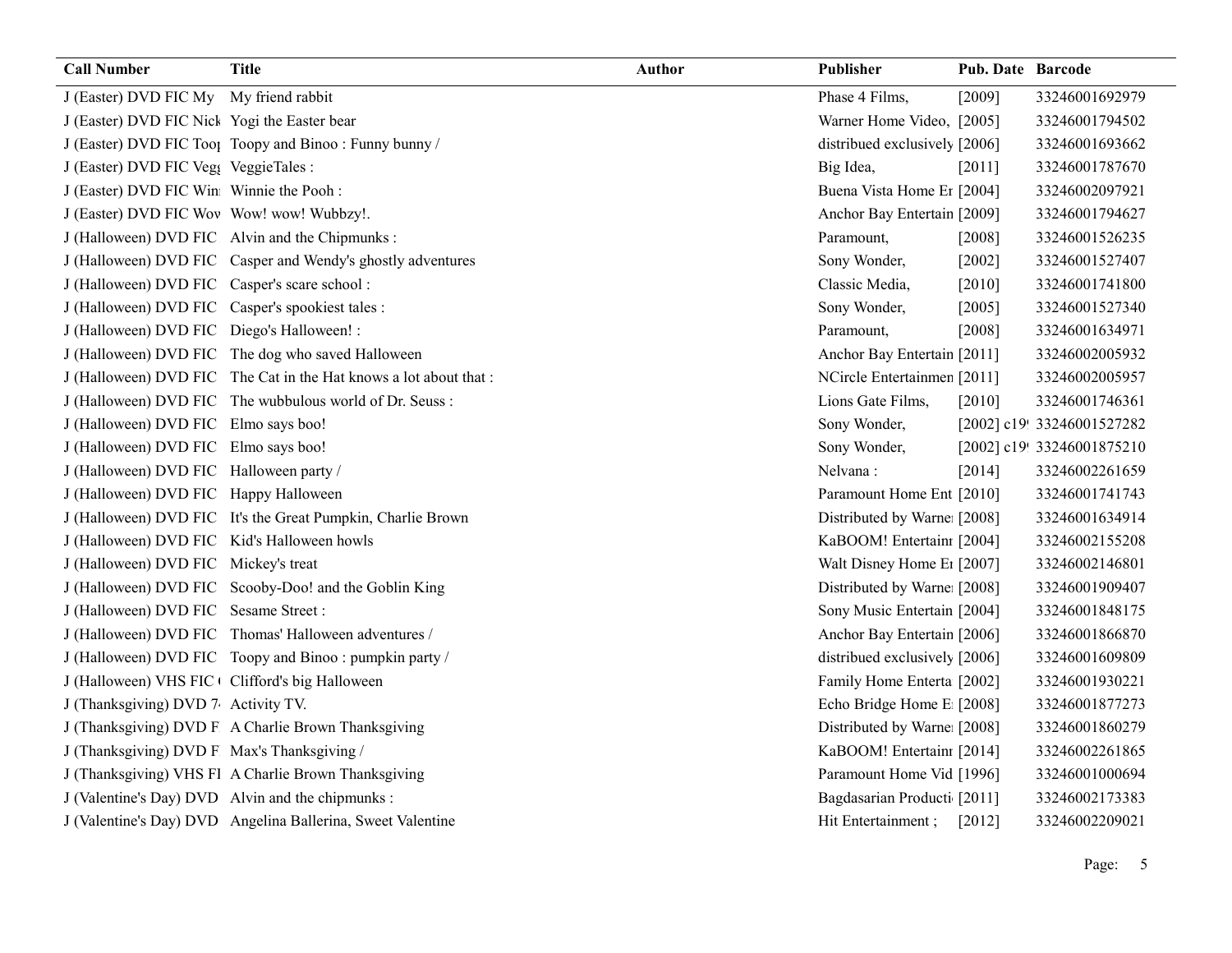| Call Number | Title | Author | Publisher | Pub. Date | Barcode |
|---|---|---|---|---|---|
| J (Easter) DVD FIC My | My friend rabbit | | Phase 4 Films, | [2009] | 33246001692979 |
| J (Easter) DVD FIC Nick | Yogi the Easter bear | | Warner Home Video, | [2005] | 33246001794502 |
| J (Easter) DVD FIC Toop | Toopy and Binoo : Funny bunny / | | distribued exclusively | [2006] | 33246001693662 |
| J (Easter) DVD FIC Vegg | VeggieTales : | | Big Idea, | [2011] | 33246001787670 |
| J (Easter) DVD FIC Win | Winnie the Pooh : | | Buena Vista Home Er | [2004] | 33246002097921 |
| J (Easter) DVD FIC Wov | Wow! wow! Wubbzy!. | | Anchor Bay Entertain | [2009] | 33246001794627 |
| J (Halloween) DVD FIC | Alvin and the Chipmunks : | | Paramount, | [2008] | 33246001526235 |
| J (Halloween) DVD FIC | Casper and Wendy's ghostly adventures | | Sony Wonder, | [2002] | 33246001527407 |
| J (Halloween) DVD FIC | Casper's scare school : | | Classic Media, | [2010] | 33246001741800 |
| J (Halloween) DVD FIC | Casper's spookiest tales : | | Sony Wonder, | [2005] | 33246001527340 |
| J (Halloween) DVD FIC | Diego's Halloween! : | | Paramount, | [2008] | 33246001634971 |
| J (Halloween) DVD FIC | The dog who saved Halloween | | Anchor Bay Entertain | [2011] | 33246002005932 |
| J (Halloween) DVD FIC | The Cat in the Hat knows a lot about that : | | NCircle Entertainmen | [2011] | 33246002005957 |
| J (Halloween) DVD FIC | The wubbulous world of Dr. Seuss : | | Lions Gate Films, | [2010] | 33246001746361 |
| J (Halloween) DVD FIC | Elmo says boo! | | Sony Wonder, | [2002] c19 | 33246001527282 |
| J (Halloween) DVD FIC | Elmo says boo! | | Sony Wonder, | [2002] c19 | 33246001875210 |
| J (Halloween) DVD FIC | Halloween party / | | Nelvana : | [2014] | 33246002261659 |
| J (Halloween) DVD FIC | Happy Halloween | | Paramount Home Ent | [2010] | 33246001741743 |
| J (Halloween) DVD FIC | It's the Great Pumpkin, Charlie Brown | | Distributed by Warne | [2008] | 33246001634914 |
| J (Halloween) DVD FIC | Kid's Halloween howls | | KaBOOM! Entertainn | [2004] | 33246002155208 |
| J (Halloween) DVD FIC | Mickey's treat | | Walt Disney Home Er | [2007] | 33246002146801 |
| J (Halloween) DVD FIC | Scooby-Doo! and the Goblin King | | Distributed by Warne | [2008] | 33246001909407 |
| J (Halloween) DVD FIC | Sesame Street : | | Sony Music Entertain | [2004] | 33246001848175 |
| J (Halloween) DVD FIC | Thomas' Halloween adventures / | | Anchor Bay Entertain | [2006] | 33246001866870 |
| J (Halloween) DVD FIC | Toopy and Binoo : pumpkin party / | | distribued exclusively | [2006] | 33246001609809 |
| J (Halloween) VHS FIC ( | Clifford's big Halloween | | Family Home Enterta | [2002] | 33246001930221 |
| J (Thanksgiving) DVD 7 | Activity TV. | | Echo Bridge Home E | [2008] | 33246001877273 |
| J (Thanksgiving) DVD F | A Charlie Brown Thanksgiving | | Distributed by Warne | [2008] | 33246001860279 |
| J (Thanksgiving) DVD F | Max's Thanksgiving / | | KaBOOM! Entertainn | [2014] | 33246002261865 |
| J (Thanksgiving) VHS FI | A Charlie Brown Thanksgiving | | Paramount Home Vid | [1996] | 33246001000694 |
| J (Valentine's Day) DVD | Alvin and the chipmunks : | | Bagdasarian Producti | [2011] | 33246002173383 |
| J (Valentine's Day) DVD | Angelina Ballerina, Sweet Valentine | | Hit Entertainment ; | [2012] | 33246002209021 |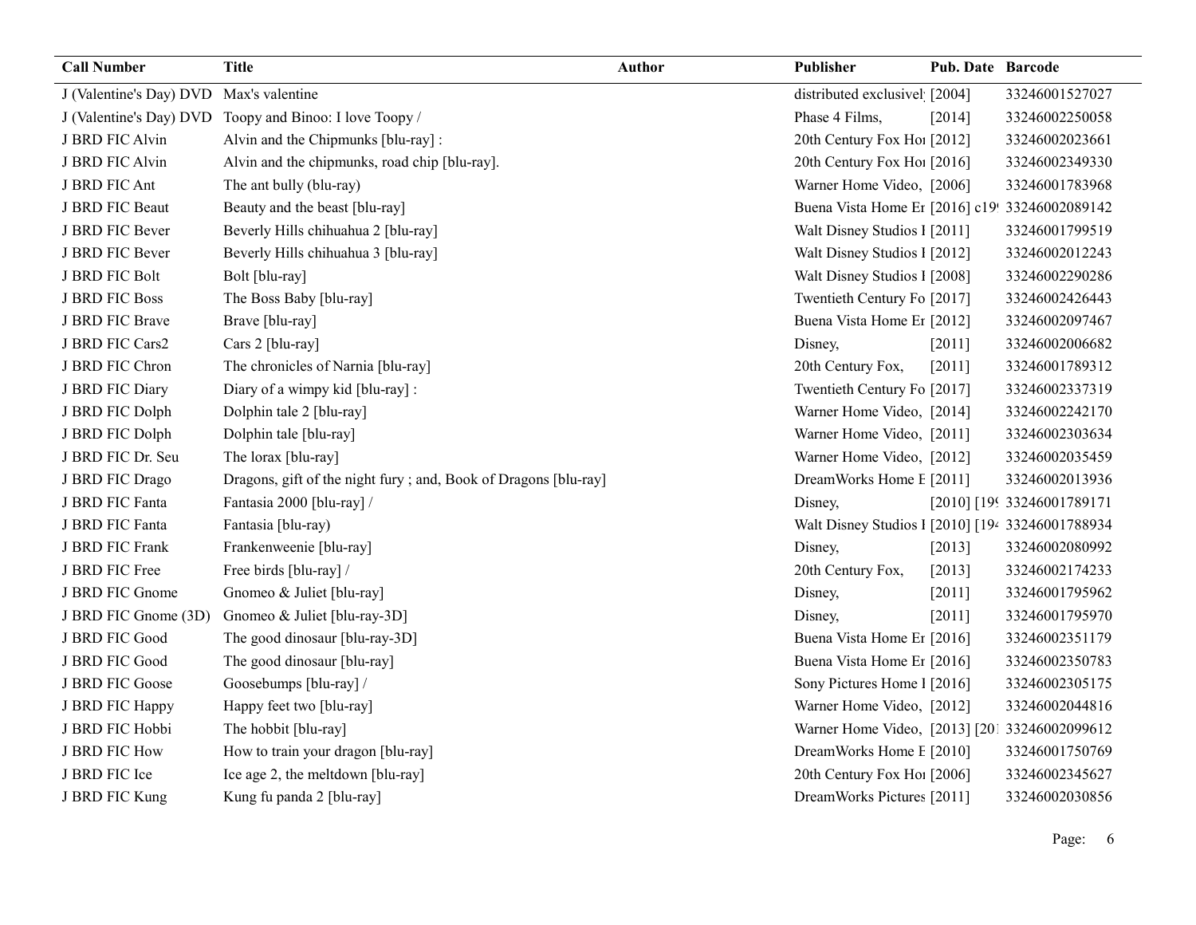| Call Number | Title | Author | Publisher | Pub. Date | Barcode |
| --- | --- | --- | --- | --- | --- |
| J (Valentine's Day) DVD | Max's valentine | | distributed exclusivel | [2004] | 33246001527027 |
| J (Valentine's Day) DVD | Toopy and Binoo: I love Toopy / | | Phase 4 Films, | [2014] | 33246002250058 |
| J BRD FIC Alvin | Alvin and the Chipmunks [blu-ray] : | | 20th Century Fox Ho | [2012] | 33246002023661 |
| J BRD FIC Alvin | Alvin and the chipmunks, road chip [blu-ray]. | | 20th Century Fox Ho | [2016] | 33246002349330 |
| J BRD FIC Ant | The ant bully (blu-ray) | | Warner Home Video, | [2006] | 33246001783968 |
| J BRD FIC Beaut | Beauty and the beast [blu-ray] | | Buena Vista Home Er | [2016] c19 | 33246002089142 |
| J BRD FIC Bever | Beverly Hills chihuahua 2 [blu-ray] | | Walt Disney Studios I | [2011] | 33246001799519 |
| J BRD FIC Bever | Beverly Hills chihuahua 3 [blu-ray] | | Walt Disney Studios I | [2012] | 33246002012243 |
| J BRD FIC Bolt | Bolt [blu-ray] | | Walt Disney Studios I | [2008] | 33246002290286 |
| J BRD FIC Boss | The Boss Baby [blu-ray] | | Twentieth Century Fo | [2017] | 33246002426443 |
| J BRD FIC Brave | Brave [blu-ray] | | Buena Vista Home Er | [2012] | 33246002097467 |
| J BRD FIC Cars2 | Cars 2 [blu-ray] | | Disney, | [2011] | 33246002006682 |
| J BRD FIC Chron | The chronicles of Narnia [blu-ray] | | 20th Century Fox, | [2011] | 33246001789312 |
| J BRD FIC Diary | Diary of a wimpy kid [blu-ray] : | | Twentieth Century Fo | [2017] | 33246002337319 |
| J BRD FIC Dolph | Dolphin tale 2 [blu-ray] | | Warner Home Video, | [2014] | 33246002242170 |
| J BRD FIC Dolph | Dolphin tale [blu-ray] | | Warner Home Video, | [2011] | 33246002303634 |
| J BRD FIC Dr. Seu | The lorax [blu-ray] | | Warner Home Video, | [2012] | 33246002035459 |
| J BRD FIC Drago | Dragons, gift of the night fury ; and, Book of Dragons [blu-ray] | | DreamWorks Home E | [2011] | 33246002013936 |
| J BRD FIC Fanta | Fantasia 2000 [blu-ray] / | | Disney, | [2010] [19 | 33246001789171 |
| J BRD FIC Fanta | Fantasia [blu-ray) | | Walt Disney Studios I | [2010] [19 | 33246001788934 |
| J BRD FIC Frank | Frankenweenie [blu-ray] | | Disney, | [2013] | 33246002080992 |
| J BRD FIC Free | Free birds [blu-ray] / | | 20th Century Fox, | [2013] | 33246002174233 |
| J BRD FIC Gnome | Gnomeo & Juliet [blu-ray] | | Disney, | [2011] | 33246001795962 |
| J BRD FIC Gnome (3D) | Gnomeo & Juliet [blu-ray-3D] | | Disney, | [2011] | 33246001795970 |
| J BRD FIC Good | The good dinosaur [blu-ray-3D] | | Buena Vista Home Er | [2016] | 33246002351179 |
| J BRD FIC Good | The good dinosaur [blu-ray] | | Buena Vista Home Er | [2016] | 33246002350783 |
| J BRD FIC Goose | Goosebumps [blu-ray] / | | Sony Pictures Home I | [2016] | 33246002305175 |
| J BRD FIC Happy | Happy feet two [blu-ray] | | Warner Home Video, | [2012] | 33246002044816 |
| J BRD FIC Hobbi | The hobbit [blu-ray] | | Warner Home Video, | [2013] [20 | 33246002099612 |
| J BRD FIC How | How to train your dragon [blu-ray] | | DreamWorks Home E | [2010] | 33246001750769 |
| J BRD FIC Ice | Ice age 2, the meltdown [blu-ray] | | 20th Century Fox Ho | [2006] | 33246002345627 |
| J BRD FIC Kung | Kung fu panda 2 [blu-ray] | | DreamWorks Pictures | [2011] | 33246002030856 |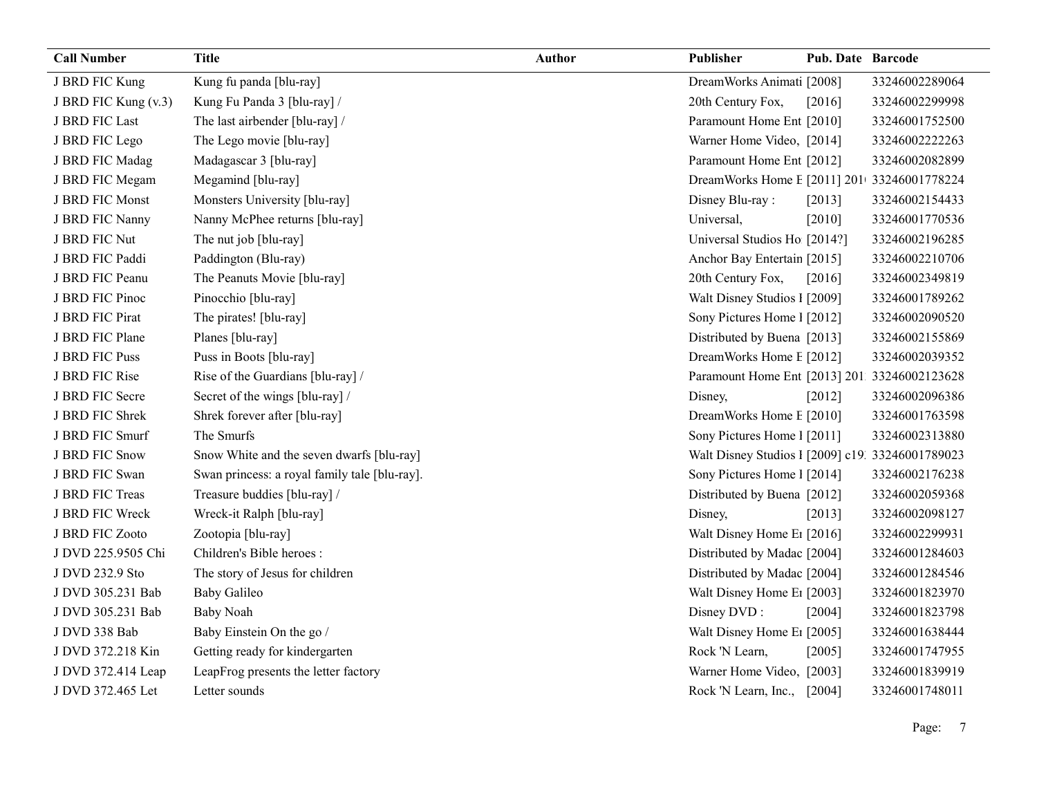| Call Number | Title | Author | Publisher | Pub. Date | Barcode |
|---|---|---|---|---|---|
| J BRD FIC Kung | Kung fu panda [blu-ray] | | DreamWorks Animati | [2008] | 33246002289064 |
| J BRD FIC Kung (v.3) | Kung Fu Panda 3 [blu-ray] / | | 20th Century Fox, | [2016] | 33246002299998 |
| J BRD FIC Last | The last airbender [blu-ray] / | | Paramount Home Ent | [2010] | 33246001752500 |
| J BRD FIC Lego | The Lego movie [blu-ray] | | Warner Home Video, | [2014] | 33246002222263 |
| J BRD FIC Madag | Madagascar 3 [blu-ray] | | Paramount Home Ent | [2012] | 33246002082899 |
| J BRD FIC Megam | Megamind [blu-ray] | | DreamWorks Home E | [2011] 201 | 33246001778224 |
| J BRD FIC Monst | Monsters University [blu-ray] | | Disney Blu-ray : | [2013] | 33246002154433 |
| J BRD FIC Nanny | Nanny McPhee returns [blu-ray] | | Universal, | [2010] | 33246001770536 |
| J BRD FIC Nut | The nut job [blu-ray] | | Universal Studios Ho | [2014?] | 33246002196285 |
| J BRD FIC Paddi | Paddington (Blu-ray) | | Anchor Bay Entertain | [2015] | 33246002210706 |
| J BRD FIC Peanu | The Peanuts Movie [blu-ray] | | 20th Century Fox, | [2016] | 33246002349819 |
| J BRD FIC Pinoc | Pinocchio [blu-ray] | | Walt Disney Studios I | [2009] | 33246001789262 |
| J BRD FIC Pirat | The pirates! [blu-ray] | | Sony Pictures Home I | [2012] | 33246002090520 |
| J BRD FIC Plane | Planes [blu-ray] | | Distributed by Buena | [2013] | 33246002155869 |
| J BRD FIC Puss | Puss in Boots [blu-ray] | | DreamWorks Home E | [2012] | 33246002039352 |
| J BRD FIC Rise | Rise of the Guardians [blu-ray] / | | Paramount Home Ent | [2013] 201 | 33246002123628 |
| J BRD FIC Secre | Secret of the wings [blu-ray] / | | Disney, | [2012] | 33246002096386 |
| J BRD FIC Shrek | Shrek forever after [blu-ray] | | DreamWorks Home E | [2010] | 33246001763598 |
| J BRD FIC Smurf | The Smurfs | | Sony Pictures Home I | [2011] | 33246002313880 |
| J BRD FIC Snow | Snow White and the seven dwarfs [blu-ray] | | Walt Disney Studios I | [2009] c19 | 33246001789023 |
| J BRD FIC Swan | Swan princess: a royal family tale [blu-ray]. | | Sony Pictures Home I | [2014] | 33246002176238 |
| J BRD FIC Treas | Treasure buddies [blu-ray] / | | Distributed by Buena | [2012] | 33246002059368 |
| J BRD FIC Wreck | Wreck-it Ralph [blu-ray] | | Disney, | [2013] | 33246002098127 |
| J BRD FIC Zooto | Zootopia [blu-ray] | | Walt Disney Home E | [2016] | 33246002299931 |
| J DVD 225.9505 Chi | Children's Bible heroes : | | Distributed by Madac | [2004] | 33246001284603 |
| J DVD 232.9 Sto | The story of Jesus for children | | Distributed by Madac | [2004] | 33246001284546 |
| J DVD 305.231 Bab | Baby Galileo | | Walt Disney Home E | [2003] | 33246001823970 |
| J DVD 305.231 Bab | Baby Noah | | Disney DVD : | [2004] | 33246001823798 |
| J DVD 338 Bab | Baby Einstein On the go / | | Walt Disney Home E | [2005] | 33246001638444 |
| J DVD 372.218 Kin | Getting ready for kindergarten | | Rock 'N Learn, | [2005] | 33246001747955 |
| J DVD 372.414 Leap | LeapFrog presents the letter factory | | Warner Home Video, | [2003] | 33246001839919 |
| J DVD 372.465 Let | Letter sounds | | Rock 'N Learn, Inc., | [2004] | 33246001748011 |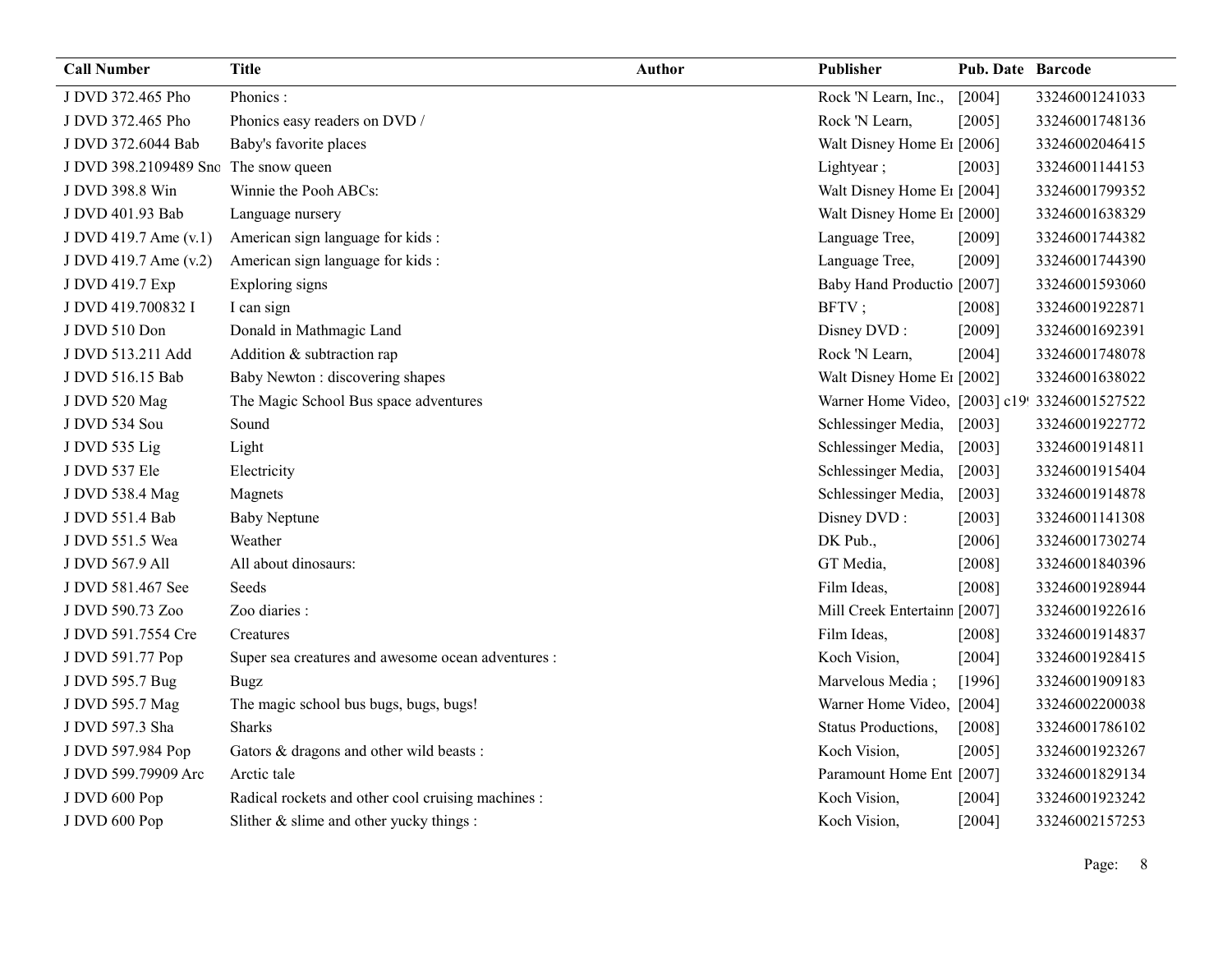| Call Number | Title | Author | Publisher | Pub. Date | Barcode |
|---|---|---|---|---|---|
| J DVD 372.465 Pho | Phonics : | | Rock 'N Learn, Inc., | [2004] | 33246001241033 |
| J DVD 372.465 Pho | Phonics easy readers on DVD / | | Rock 'N Learn, | [2005] | 33246001748136 |
| J DVD 372.6044 Bab | Baby's favorite places | | Walt Disney Home Er | [2006] | 33246002046415 |
| J DVD 398.2109489 Sno | The snow queen | | Lightyear ; | [2003] | 33246001144153 |
| J DVD 398.8 Win | Winnie the Pooh ABCs: | | Walt Disney Home Er | [2004] | 33246001799352 |
| J DVD 401.93 Bab | Language nursery | | Walt Disney Home Er | [2000] | 33246001638329 |
| J DVD 419.7 Ame (v.1) | American sign language for kids : | | Language Tree, | [2009] | 33246001744382 |
| J DVD 419.7 Ame (v.2) | American sign language for kids : | | Language Tree, | [2009] | 33246001744390 |
| J DVD 419.7 Exp | Exploring signs | | Baby Hand Productio | [2007] | 33246001593060 |
| J DVD 419.700832 I | I can sign | | BFTV ; | [2008] | 33246001922871 |
| J DVD 510 Don | Donald in Mathmagic Land | | Disney DVD : | [2009] | 33246001692391 |
| J DVD 513.211 Add | Addition & subtraction rap | | Rock 'N Learn, | [2004] | 33246001748078 |
| J DVD 516.15 Bab | Baby Newton : discovering shapes | | Walt Disney Home Er | [2002] | 33246001638022 |
| J DVD 520 Mag | The Magic School Bus space adventures | | Warner Home Video, | [2003] c19 | 33246001527522 |
| J DVD 534 Sou | Sound | | Schlessinger Media, | [2003] | 33246001922772 |
| J DVD 535 Lig | Light | | Schlessinger Media, | [2003] | 33246001914811 |
| J DVD 537 Ele | Electricity | | Schlessinger Media, | [2003] | 33246001915404 |
| J DVD 538.4 Mag | Magnets | | Schlessinger Media, | [2003] | 33246001914878 |
| J DVD 551.4 Bab | Baby Neptune | | Disney DVD : | [2003] | 33246001141308 |
| J DVD 551.5 Wea | Weather | | DK Pub., | [2006] | 33246001730274 |
| J DVD 567.9 All | All about dinosaurs: | | GT Media, | [2008] | 33246001840396 |
| J DVD 581.467 See | Seeds | | Film Ideas, | [2008] | 33246001928944 |
| J DVD 590.73 Zoo | Zoo diaries : | | Mill Creek Entertainn | [2007] | 33246001922616 |
| J DVD 591.7554 Cre | Creatures | | Film Ideas, | [2008] | 33246001914837 |
| J DVD 591.77 Pop | Super sea creatures and awesome ocean adventures : | | Koch Vision, | [2004] | 33246001928415 |
| J DVD 595.7 Bug | Bugz | | Marvelous Media ; | [1996] | 33246001909183 |
| J DVD 595.7 Mag | The magic school bus bugs, bugs, bugs! | | Warner Home Video, | [2004] | 33246002200038 |
| J DVD 597.3 Sha | Sharks | | Status Productions, | [2008] | 33246001786102 |
| J DVD 597.984 Pop | Gators & dragons and other wild beasts : | | Koch Vision, | [2005] | 33246001923267 |
| J DVD 599.79909 Arc | Arctic tale | | Paramount Home Ent | [2007] | 33246001829134 |
| J DVD 600 Pop | Radical rockets and other cool cruising machines : | | Koch Vision, | [2004] | 33246001923242 |
| J DVD 600 Pop | Slither & slime and other yucky things : | | Koch Vision, | [2004] | 33246002157253 |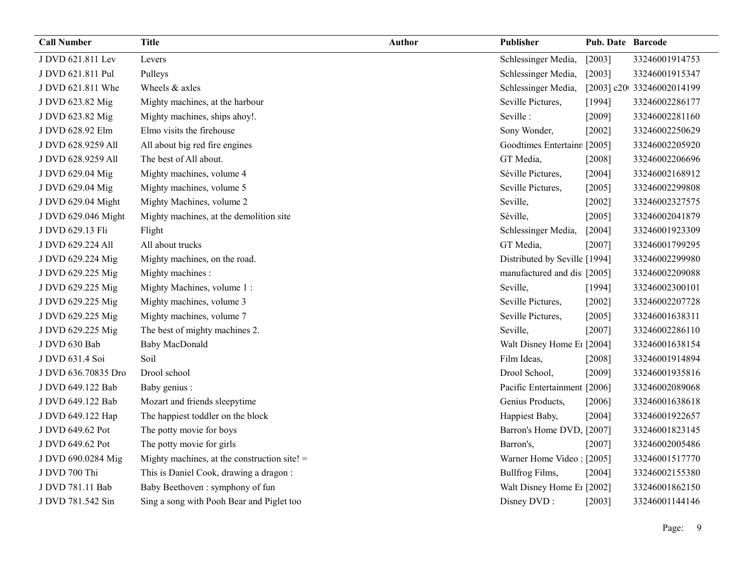| Call Number | Title | Author | Publisher | Pub. Date | Barcode |
|---|---|---|---|---|---|
| J DVD 621.811 Lev | Levers | | Schlessinger Media, | [2003] | 33246001914753 |
| J DVD 621.811 Pul | Pulleys | | Schlessinger Media, | [2003] | 33246001915347 |
| J DVD 621.811 Whe | Wheels & axles | | Schlessinger Media, | [2003] c20 | 33246002014199 |
| J DVD 623.82 Mig | Mighty machines, at the harbour | | Seville Pictures, | [1994] | 33246002286177 |
| J DVD 623.82 Mig | Mighty machines, ships ahoy!. | | Seville : | [2009] | 33246002281160 |
| J DVD 628.92 Elm | Elmo visits the firehouse | | Sony Wonder, | [2002] | 33246002250629 |
| J DVD 628.9259 All | All about big red fire engines | | Goodtimes Entertainm | [2005] | 33246002205920 |
| J DVD 628.9259 All | The best of All about. | | GT Media, | [2008] | 33246002206696 |
| J DVD 629.04 Mig | Mighty machines, volume 4 | | Séville Pictures, | [2004] | 33246002168912 |
| J DVD 629.04 Mig | Mighty machines, volume 5 | | Seville Pictures, | [2005] | 33246002299808 |
| J DVD 629.04 Might | Mighty Machines, volume 2 | | Seville, | [2002] | 33246002327575 |
| J DVD 629.046 Might | Mighty machines, at the demolition site | | Séville, | [2005] | 33246002041879 |
| J DVD 629.13 Fli | Flight | | Schlessinger Media, | [2004] | 33246001923309 |
| J DVD 629.224 All | All about trucks | | GT Media, | [2007] | 33246001799295 |
| J DVD 629.224 Mig | Mighty machines, on the road. | | Distributed by Seville | [1994] | 33246002299980 |
| J DVD 629.225 Mig | Mighty machines : | | manufactured and dis | [2005] | 33246002209088 |
| J DVD 629.225 Mig | Mighty Machines, volume 1 : | | Seville, | [1994] | 33246002300101 |
| J DVD 629.225 Mig | Mighty machines, volume 3 | | Seville Pictures, | [2002] | 33246002207728 |
| J DVD 629.225 Mig | Mighty machines, volume 7 | | Seville Pictures, | [2005] | 33246001638311 |
| J DVD 629.225 Mig | The best of mighty machines 2. | | Seville, | [2007] | 33246002286110 |
| J DVD 630 Bab | Baby MacDonald | | Walt Disney Home Er | [2004] | 33246001638154 |
| J DVD 631.4 Soi | Soil | | Film Ideas, | [2008] | 33246001914894 |
| J DVD 636.70835 Dro | Drool school | | Drool School, | [2009] | 33246001935816 |
| J DVD 649.122 Bab | Baby genius : | | Pacific Entertainment | [2006] | 33246002089068 |
| J DVD 649.122 Bab | Mozart and friends sleepytime | | Genius Products, | [2006] | 33246001638618 |
| J DVD 649.122 Hap | The happiest toddler on the block | | Happiest Baby, | [2004] | 33246001922657 |
| J DVD 649.62 Pot | The potty movie for boys | | Barron's Home DVD, | [2007] | 33246001823145 |
| J DVD 649.62 Pot | The potty movie for girls | | Barron's, | [2007] | 33246002005486 |
| J DVD 690.0284 Mig | Mighty machines, at the construction site! = | | Warner Home Video ; | [2005] | 33246001517770 |
| J DVD 700 Thi | This is Daniel Cook, drawing a dragon : | | Bullfrog Films, | [2004] | 33246002155380 |
| J DVD 781.11 Bab | Baby Beethoven : symphony of fun | | Walt Disney Home Er | [2002] | 33246001862150 |
| J DVD 781.542 Sin | Sing a song with Pooh Bear and Piglet too | | Disney DVD : | [2003] | 33246001144146 |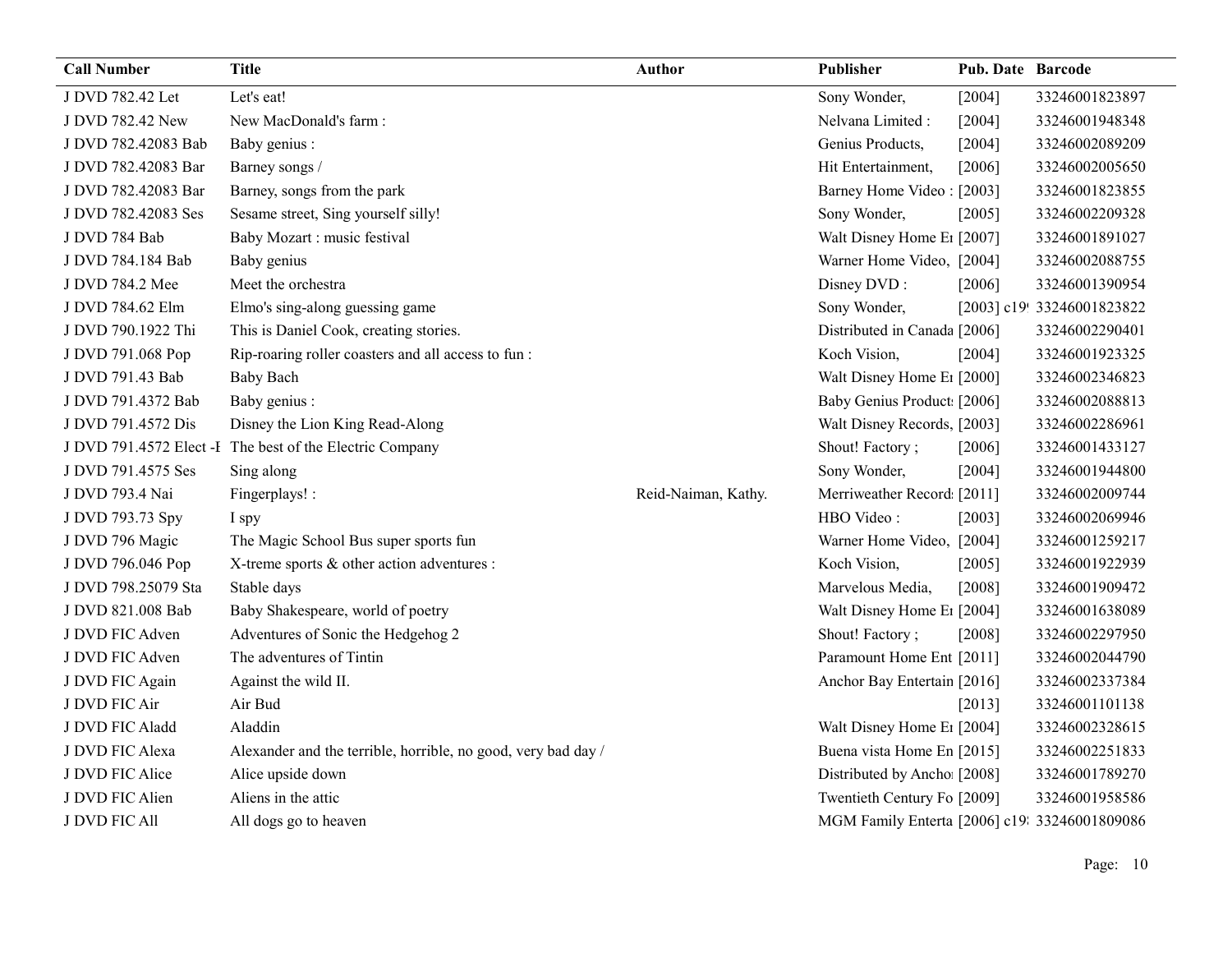| Call Number | Title | Author | Publisher | Pub. Date | Barcode |
|---|---|---|---|---|---|
| J DVD 782.42 Let | Let's eat! | | Sony Wonder, | [2004] | 33246001823897 |
| J DVD 782.42 New | New MacDonald's farm : | | Nelvana Limited : | [2004] | 33246001948348 |
| J DVD 782.42083 Bab | Baby genius : | | Genius Products, | [2004] | 33246002089209 |
| J DVD 782.42083 Bar | Barney songs / | | Hit Entertainment, | [2006] | 33246002005650 |
| J DVD 782.42083 Bar | Barney, songs from the park | | Barney Home Video : | [2003] | 33246001823855 |
| J DVD 782.42083 Ses | Sesame street, Sing yourself silly! | | Sony Wonder, | [2005] | 33246002209328 |
| J DVD 784 Bab | Baby Mozart : music festival | | Walt Disney Home E | [2007] | 33246001891027 |
| J DVD 784.184 Bab | Baby genius | | Warner Home Video, | [2004] | 33246002088755 |
| J DVD 784.2 Mee | Meet the orchestra | | Disney DVD : | [2006] | 33246001390954 |
| J DVD 784.62 Elm | Elmo's sing-along guessing game | | Sony Wonder, | [2003] c19 | 33246001823822 |
| J DVD 790.1922 Thi | This is Daniel Cook, creating stories. | | Distributed in Canada | [2006] | 33246002290401 |
| J DVD 791.068 Pop | Rip-roaring roller coasters and all access to fun : | | Koch Vision, | [2004] | 33246001923325 |
| J DVD 791.43 Bab | Baby Bach | | Walt Disney Home E | [2000] | 33246002346823 |
| J DVD 791.4372 Bab | Baby genius : | | Baby Genius Product | [2006] | 33246002088813 |
| J DVD 791.4572 Dis | Disney the Lion King Read-Along | | Walt Disney Records, | [2003] | 33246002286961 |
| J DVD 791.4572 Elect -I | The best of the Electric Company | | Shout! Factory ; | [2006] | 33246001433127 |
| J DVD 791.4575 Ses | Sing along | | Sony Wonder, | [2004] | 33246001944800 |
| J DVD 793.4 Nai | Fingerplays! : | Reid-Naiman, Kathy. | Merriweather Record | [2011] | 33246002009744 |
| J DVD 793.73 Spy | I spy | | HBO Video : | [2003] | 33246002069946 |
| J DVD 796 Magic | The Magic School Bus super sports fun | | Warner Home Video, | [2004] | 33246001259217 |
| J DVD 796.046 Pop | X-treme sports & other action adventures : | | Koch Vision, | [2005] | 33246001922939 |
| J DVD 798.25079 Sta | Stable days | | Marvelous Media, | [2008] | 33246001909472 |
| J DVD 821.008 Bab | Baby Shakespeare, world of poetry | | Walt Disney Home E | [2004] | 33246001638089 |
| J DVD FIC Adven | Adventures of Sonic the Hedgehog 2 | | Shout! Factory ; | [2008] | 33246002297950 |
| J DVD FIC Adven | The adventures of Tintin | | Paramount Home Ent | [2011] | 33246002044790 |
| J DVD FIC Again | Against the wild II. | | Anchor Bay Entertain | [2016] | 33246002337384 |
| J DVD FIC Air | Air Bud | | | [2013] | 33246001101138 |
| J DVD FIC Aladd | Aladdin | | Walt Disney Home E | [2004] | 33246002328615 |
| J DVD FIC Alexa | Alexander and the terrible, horrible, no good, very bad day / | | Buena vista Home En | [2015] | 33246002251833 |
| J DVD FIC Alice | Alice upside down | | Distributed by Ancho | [2008] | 33246001789270 |
| J DVD FIC Alien | Aliens in the attic | | Twentieth Century Fo | [2009] | 33246001958586 |
| J DVD FIC All | All dogs go to heaven | | MGM Family Enterta | [2006] c19 | 33246001809086 |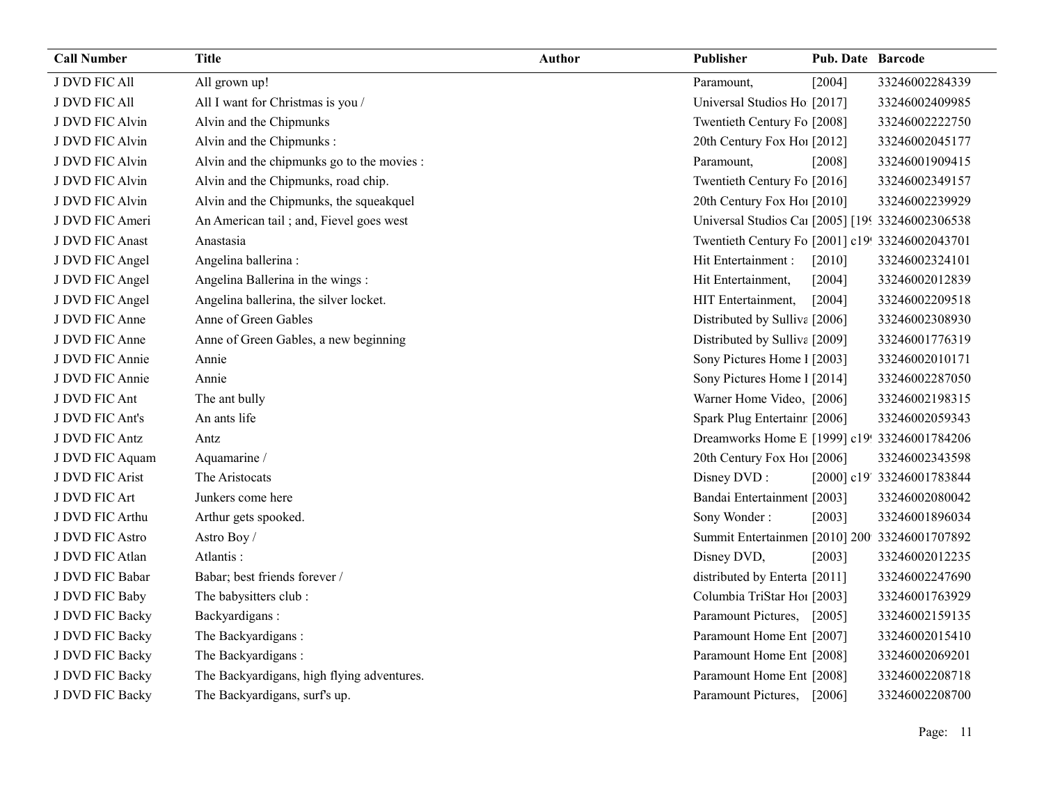| Call Number | Title | Author | Publisher | Pub. Date | Barcode |
|---|---|---|---|---|---|
| J DVD FIC All | All grown up! | | Paramount, | [2004] | 33246002284339 |
| J DVD FIC All | All I want for Christmas is you / | | Universal Studios Ho | [2017] | 33246002409985 |
| J DVD FIC Alvin | Alvin and the Chipmunks | | Twentieth Century Fo | [2008] | 33246002222750 |
| J DVD FIC Alvin | Alvin and the Chipmunks : | | 20th Century Fox Ho | [2012] | 33246002045177 |
| J DVD FIC Alvin | Alvin and the chipmunks go to the movies : | | Paramount, | [2008] | 33246001909415 |
| J DVD FIC Alvin | Alvin and the Chipmunks, road chip. | | Twentieth Century Fo | [2016] | 33246002349157 |
| J DVD FIC Alvin | Alvin and the Chipmunks, the squeakquel | | 20th Century Fox Ho | [2010] | 33246002239929 |
| J DVD FIC Ameri | An American tail ; and, Fievel goes west | | Universal Studios Ca | [2005] [19 | 33246002306538 |
| J DVD FIC Anast | Anastasia | | Twentieth Century Fo | [2001] c19 | 33246002043701 |
| J DVD FIC Angel | Angelina ballerina : | | Hit Entertainment : | [2010] | 33246002324101 |
| J DVD FIC Angel | Angelina Ballerina in the wings : | | Hit Entertainment, | [2004] | 33246002012839 |
| J DVD FIC Angel | Angelina ballerina, the silver locket. | | HIT Entertainment, | [2004] | 33246002209518 |
| J DVD FIC Anne | Anne of Green Gables | | Distributed by Sulliva | [2006] | 33246002308930 |
| J DVD FIC Anne | Anne of Green Gables, a new beginning | | Distributed by Sulliva | [2009] | 33246001776319 |
| J DVD FIC Annie | Annie | | Sony Pictures Home I | [2003] | 33246002010171 |
| J DVD FIC Annie | Annie | | Sony Pictures Home I | [2014] | 33246002287050 |
| J DVD FIC Ant | The ant bully | | Warner Home Video, | [2006] | 33246002198315 |
| J DVD FIC Ant's | An ants life | | Spark Plug Entertainr | [2006] | 33246002059343 |
| J DVD FIC Antz | Antz | | Dreamworks Home E | [1999] c19 | 33246001784206 |
| J DVD FIC Aquam | Aquamarine / | | 20th Century Fox Ho | [2006] | 33246002343598 |
| J DVD FIC Arist | The Aristocats | | Disney DVD : | [2000] c19 | 33246001783844 |
| J DVD FIC Art | Junkers come here | | Bandai Entertainment | [2003] | 33246002080042 |
| J DVD FIC Arthu | Arthur gets spooked. | | Sony Wonder : | [2003] | 33246001896034 |
| J DVD FIC Astro | Astro Boy / | | Summit Entertainmen | [2010] 200 | 33246001707892 |
| J DVD FIC Atlan | Atlantis : | | Disney DVD, | [2003] | 33246002012235 |
| J DVD FIC Babar | Babar; best friends forever / | | distributed by Enterta | [2011] | 33246002247690 |
| J DVD FIC Baby | The babysitters club : | | Columbia TriStar Ho | [2003] | 33246001763929 |
| J DVD FIC Backy | Backyardigans : | | Paramount Pictures, | [2005] | 33246002159135 |
| J DVD FIC Backy | The Backyardigans : | | Paramount Home Ent | [2007] | 33246002015410 |
| J DVD FIC Backy | The Backyardigans : | | Paramount Home Ent | [2008] | 33246002069201 |
| J DVD FIC Backy | The Backyardigans, high flying adventures. | | Paramount Home Ent | [2008] | 33246002208718 |
| J DVD FIC Backy | The Backyardigans, surf's up. | | Paramount Pictures, | [2006] | 33246002208700 |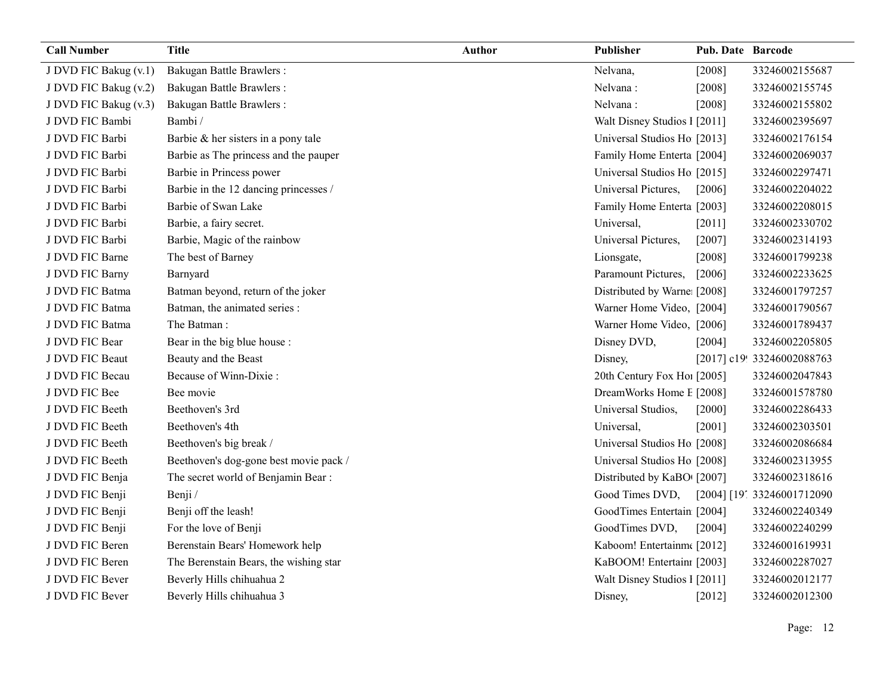| Call Number | Title | Author | Publisher | Pub. Date | Barcode |
|---|---|---|---|---|---|
| J DVD FIC Bakug (v.1) | Bakugan Battle Brawlers : | | Nelvana, | [2008] | 33246002155687 |
| J DVD FIC Bakug (v.2) | Bakugan Battle Brawlers : | | Nelvana : | [2008] | 33246002155745 |
| J DVD FIC Bakug (v.3) | Bakugan Battle Brawlers : | | Nelvana : | [2008] | 33246002155802 |
| J DVD FIC Bambi | Bambi / | | Walt Disney Studios I | [2011] | 33246002395697 |
| J DVD FIC Barbi | Barbie & her sisters in a pony tale | | Universal Studios Ho | [2013] | 33246002176154 |
| J DVD FIC Barbi | Barbie as The princess and the pauper | | Family Home Enterta | [2004] | 33246002069037 |
| J DVD FIC Barbi | Barbie in Princess power | | Universal Studios Ho | [2015] | 33246002297471 |
| J DVD FIC Barbi | Barbie in the 12 dancing princesses / | | Universal Pictures, | [2006] | 33246002204022 |
| J DVD FIC Barbi | Barbie of Swan Lake | | Family Home Enterta | [2003] | 33246002208015 |
| J DVD FIC Barbi | Barbie, a fairy secret. | | Universal, | [2011] | 33246002330702 |
| J DVD FIC Barbi | Barbie, Magic of the rainbow | | Universal Pictures, | [2007] | 33246002314193 |
| J DVD FIC Barne | The best of Barney | | Lionsgate, | [2008] | 33246001799238 |
| J DVD FIC Barny | Barnyard | | Paramount Pictures, | [2006] | 33246002233625 |
| J DVD FIC Batma | Batman beyond, return of the joker | | Distributed by Warne | [2008] | 33246001797257 |
| J DVD FIC Batma | Batman, the animated series : | | Warner Home Video, | [2004] | 33246001790567 |
| J DVD FIC Batma | The Batman : | | Warner Home Video, | [2006] | 33246001789437 |
| J DVD FIC Bear | Bear in the big blue house : | | Disney DVD, | [2004] | 33246002205805 |
| J DVD FIC Beaut | Beauty and the Beast | | Disney, | [2017] c19 | 33246002088763 |
| J DVD FIC Becau | Because of Winn-Dixie : | | 20th Century Fox Ho | [2005] | 33246002047843 |
| J DVD FIC Bee | Bee movie | | DreamWorks Home E | [2008] | 33246001578780 |
| J DVD FIC Beeth | Beethoven's 3rd | | Universal Studios, | [2000] | 33246002286433 |
| J DVD FIC Beeth | Beethoven's 4th | | Universal, | [2001] | 33246002303501 |
| J DVD FIC Beeth | Beethoven's big break / | | Universal Studios Ho | [2008] | 33246002086684 |
| J DVD FIC Beeth | Beethoven's dog-gone best movie pack / | | Universal Studios Ho | [2008] | 33246002313955 |
| J DVD FIC Benja | The secret world of Benjamin Bear : | | Distributed by KaBO | [2007] | 33246002318616 |
| J DVD FIC Benji | Benji / | | Good Times DVD, | [2004] [19 | 33246001712090 |
| J DVD FIC Benji | Benji off the leash! | | GoodTimes Entertain | [2004] | 33246002240349 |
| J DVD FIC Benji | For the love of Benji | | GoodTimes DVD, | [2004] | 33246002240299 |
| J DVD FIC Beren | Berenstain Bears' Homework help | | Kaboom! Entertainme | [2012] | 33246001619931 |
| J DVD FIC Beren | The Berenstain Bears, the wishing star | | KaBOOM! Entertainm | [2003] | 33246002287027 |
| J DVD FIC Bever | Beverly Hills chihuahua 2 | | Walt Disney Studios I | [2011] | 33246002012177 |
| J DVD FIC Bever | Beverly Hills chihuahua 3 | | Disney, | [2012] | 33246002012300 |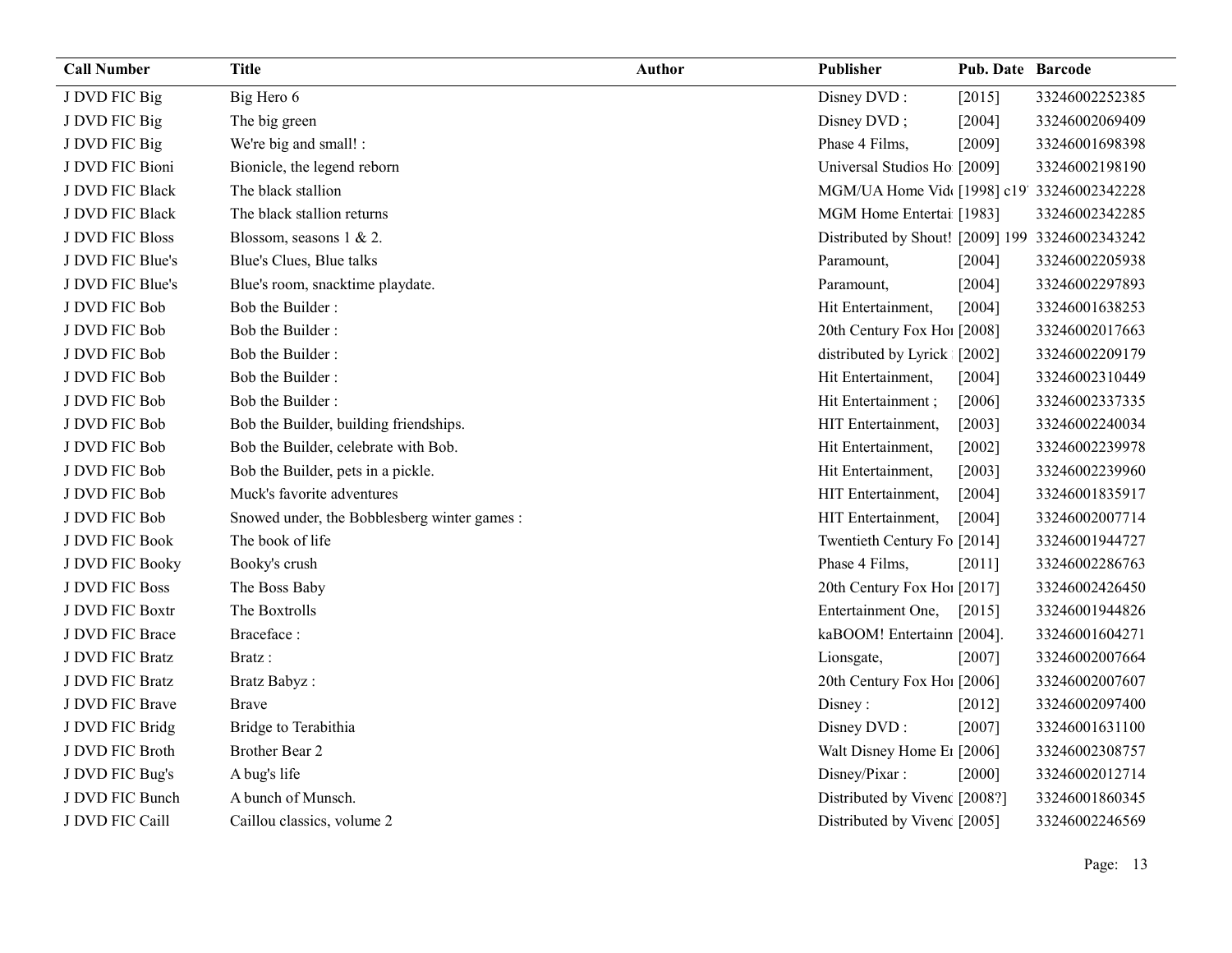| Call Number | Title | Author | Publisher | Pub. Date | Barcode |
|---|---|---|---|---|---|
| J DVD FIC Big | Big Hero 6 | | Disney DVD : | [2015] | 33246002252385 |
| J DVD FIC Big | The big green | | Disney DVD ; | [2004] | 33246002069409 |
| J DVD FIC Big | We're big and small! : | | Phase 4 Films, | [2009] | 33246001698398 |
| J DVD FIC Bioni | Bionicle, the legend reborn | | Universal Studios Ho | [2009] | 33246002198190 |
| J DVD FIC Black | The black stallion | | MGM/UA Home Vid | [1998] c19 | 33246002342228 |
| J DVD FIC Black | The black stallion returns | | MGM Home Entertai | [1983] | 33246002342285 |
| J DVD FIC Bloss | Blossom, seasons 1 & 2. | | Distributed by Shout! | [2009] 199 | 33246002343242 |
| J DVD FIC Blue's | Blue's Clues, Blue talks | | Paramount, | [2004] | 33246002205938 |
| J DVD FIC Blue's | Blue's room, snacktime playdate. | | Paramount, | [2004] | 33246002297893 |
| J DVD FIC Bob | Bob the Builder : | | Hit Entertainment, | [2004] | 33246001638253 |
| J DVD FIC Bob | Bob the Builder : | | 20th Century Fox Ho | [2008] | 33246002017663 |
| J DVD FIC Bob | Bob the Builder : | | distributed by Lyrick | [2002] | 33246002209179 |
| J DVD FIC Bob | Bob the Builder : | | Hit Entertainment, | [2004] | 33246002310449 |
| J DVD FIC Bob | Bob the Builder : | | Hit Entertainment ; | [2006] | 33246002337335 |
| J DVD FIC Bob | Bob the Builder, building friendships. | | HIT Entertainment, | [2003] | 33246002240034 |
| J DVD FIC Bob | Bob the Builder, celebrate with Bob. | | Hit Entertainment, | [2002] | 33246002239978 |
| J DVD FIC Bob | Bob the Builder, pets in a pickle. | | Hit Entertainment, | [2003] | 33246002239960 |
| J DVD FIC Bob | Muck's favorite adventures | | HIT Entertainment, | [2004] | 33246001835917 |
| J DVD FIC Bob | Snowed under, the Bobblesberg winter games : | | HIT Entertainment, | [2004] | 33246002007714 |
| J DVD FIC Book | The book of life | | Twentieth Century Fo | [2014] | 33246001944727 |
| J DVD FIC Booky | Booky's crush | | Phase 4 Films, | [2011] | 33246002286763 |
| J DVD FIC Boss | The Boss Baby | | 20th Century Fox Ho | [2017] | 33246002426450 |
| J DVD FIC Boxtr | The Boxtrolls | | Entertainment One, | [2015] | 33246001944826 |
| J DVD FIC Brace | Braceface : | | kaBOOM! Entertainn | [2004]. | 33246001604271 |
| J DVD FIC Bratz | Bratz : | | Lionsgate, | [2007] | 33246002007664 |
| J DVD FIC Bratz | Bratz Babyz : | | 20th Century Fox Ho | [2006] | 33246002007607 |
| J DVD FIC Brave | Brave | | Disney : | [2012] | 33246002097400 |
| J DVD FIC Bridg | Bridge to Terabithia | | Disney DVD : | [2007] | 33246001631100 |
| J DVD FIC Broth | Brother Bear 2 | | Walt Disney Home E | [2006] | 33246002308757 |
| J DVD FIC Bug's | A bug's life | | Disney/Pixar : | [2000] | 33246002012714 |
| J DVD FIC Bunch | A bunch of Munsch. | | Distributed by Vivenc | [2008?] | 33246001860345 |
| J DVD FIC Caill | Caillou classics, volume 2 | | Distributed by Vivenc | [2005] | 33246002246569 |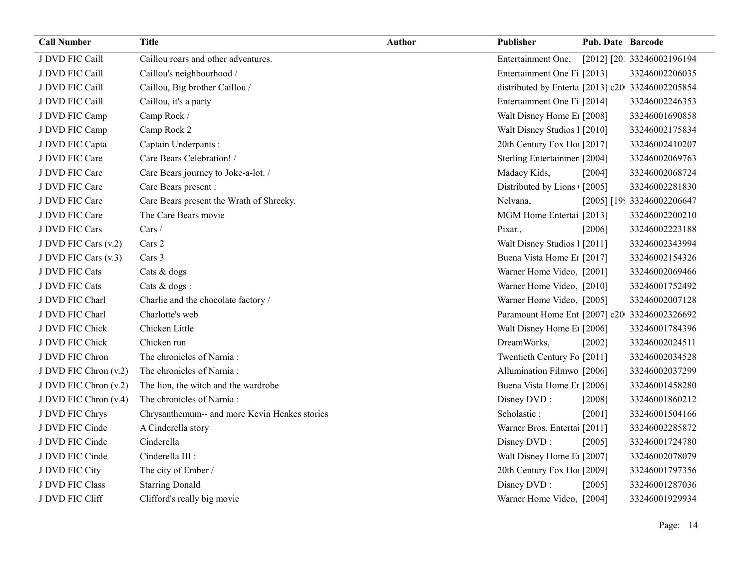| Call Number | Title | Author | Publisher | Pub. Date | Barcode |
|---|---|---|---|---|---|
| J DVD FIC Caill | Caillou roars and other adventures. | | Entertainment One, | [2012] [201 | 33246002196194 |
| J DVD FIC Caill | Caillou's neighbourhood / | | Entertainment One Fi | [2013] | 33246002206035 |
| J DVD FIC Caill | Caillou, Big brother Caillou / | | distributed by Enterta | [2013] c20 | 33246002205854 |
| J DVD FIC Caill | Caillou, it's a party | | Entertainment One Fi | [2014] | 33246002246353 |
| J DVD FIC Camp | Camp Rock / | | Walt Disney Home E | [2008] | 33246001690858 |
| J DVD FIC Camp | Camp Rock 2 | | Walt Disney Studios I | [2010] | 33246002175834 |
| J DVD FIC Capta | Captain Underpants : | | 20th Century Fox Ho | [2017] | 33246002410207 |
| J DVD FIC Care | Care Bears Celebration! / | | Sterling Entertainmen | [2004] | 33246002069763 |
| J DVD FIC Care | Care Bears journey to Joke-a-lot. / | | Madacy Kids, | [2004] | 33246002068724 |
| J DVD FIC Care | Care Bears present : | | Distributed by Lions | [2005] | 33246002281830 |
| J DVD FIC Care | Care Bears present the Wrath of Shreeky. | | Nelvana, | [2005] [19 | 33246002206647 |
| J DVD FIC Care | The Care Bears movie | | MGM Home Entertai | [2013] | 33246002200210 |
| J DVD FIC Cars | Cars / | | Pixar., | [2006] | 33246002223188 |
| J DVD FIC Cars (v.2) | Cars 2 | | Walt Disney Studios I | [2011] | 33246002343994 |
| J DVD FIC Cars (v.3) | Cars 3 | | Buena Vista Home E | [2017] | 33246002154326 |
| J DVD FIC Cats | Cats & dogs | | Warner Home Video, | [2001] | 33246002069466 |
| J DVD FIC Cats | Cats & dogs : | | Warner Home Video, | [2010] | 33246001752492 |
| J DVD FIC Charl | Charlie and the chocolate factory / | | Warner Home Video, | [2005] | 33246002007128 |
| J DVD FIC Charl | Charlotte's web | | Paramount Home Ent | [2007] c20 | 33246002326692 |
| J DVD FIC Chick | Chicken Little | | Walt Disney Home E | [2006] | 33246001784396 |
| J DVD FIC Chick | Chicken run | | DreamWorks, | [2002] | 33246002024511 |
| J DVD FIC Chron | The chronicles of Narnia : | | Twentieth Century Fo | [2011] | 33246002034528 |
| J DVD FIC Chron (v.2) | The chronicles of Narnia : | | Allumination Filmwo | [2006] | 33246002037299 |
| J DVD FIC Chron (v.2) | The lion, the witch and the wardrobe | | Buena Vista Home E | [2006] | 33246001458280 |
| J DVD FIC Chron (v.4) | The chronicles of Narnia : | | Disney DVD : | [2008] | 33246001860212 |
| J DVD FIC Chrys | Chrysanthemum-- and more Kevin Henkes stories | | Scholastic : | [2001] | 33246001504166 |
| J DVD FIC Cinde | A Cinderella story | | Warner Bros. Entertai | [2011] | 33246002285872 |
| J DVD FIC Cinde | Cinderella | | Disney DVD : | [2005] | 33246001724780 |
| J DVD FIC Cinde | Cinderella III : | | Walt Disney Home E | [2007] | 33246002078079 |
| J DVD FIC City | The city of Ember / | | 20th Century Fox Ho | [2009] | 33246001797356 |
| J DVD FIC Class | Starring Donald | | Disney DVD : | [2005] | 33246001287036 |
| J DVD FIC Cliff | Clifford's really big movie | | Warner Home Video, | [2004] | 33246001929934 |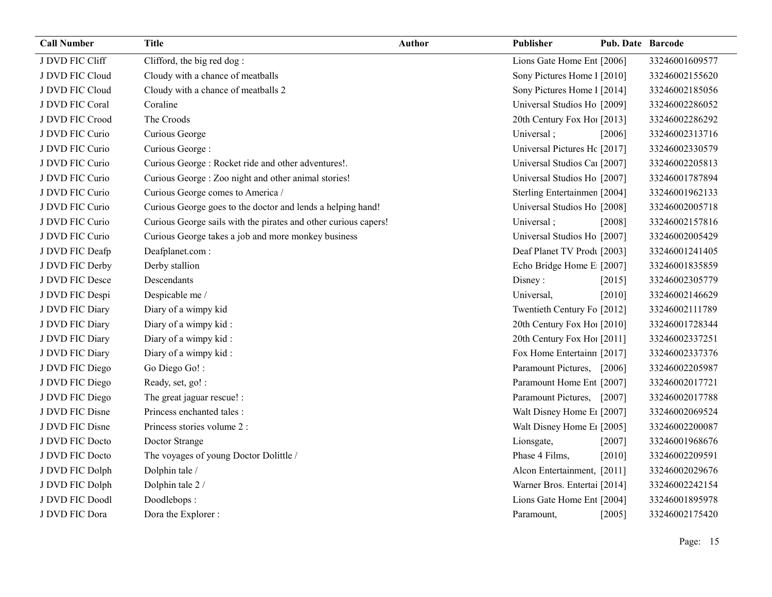| Call Number | Title | Author | Publisher | Pub. Date | Barcode |
|---|---|---|---|---|---|
| J DVD FIC Cliff | Clifford, the big red dog : | | Lions Gate Home Ent | [2006] | 33246001609577 |
| J DVD FIC Cloud | Cloudy with a chance of meatballs | | Sony Pictures Home I | [2010] | 33246002155620 |
| J DVD FIC Cloud | Cloudy with a chance of meatballs 2 | | Sony Pictures Home I | [2014] | 33246002185056 |
| J DVD FIC Coral | Coraline | | Universal Studios Ho | [2009] | 33246002286052 |
| J DVD FIC Crood | The Croods | | 20th Century Fox Ho | [2013] | 33246002286292 |
| J DVD FIC Curio | Curious George | | Universal ; | [2006] | 33246002313716 |
| J DVD FIC Curio | Curious George : | | Universal Pictures Hc | [2017] | 33246002330579 |
| J DVD FIC Curio | Curious George : Rocket ride and other adventures!. | | Universal Studios Ca | [2007] | 33246002205813 |
| J DVD FIC Curio | Curious George : Zoo night and other animal stories! | | Universal Studios Ho | [2007] | 33246001787894 |
| J DVD FIC Curio | Curious George comes to America / | | Sterling Entertainmen | [2004] | 33246001962133 |
| J DVD FIC Curio | Curious George goes to the doctor and lends a helping hand! | | Universal Studios Ho | [2008] | 33246002005718 |
| J DVD FIC Curio | Curious George sails with the pirates and other curious capers! | | Universal ; | [2008] | 33246002157816 |
| J DVD FIC Curio | Curious George takes a job and more monkey business | | Universal Studios Ho | [2007] | 33246002005429 |
| J DVD FIC Deafp | Deafplanet.com : | | Deaf Planet TV Produ | [2003] | 33246001241405 |
| J DVD FIC Derby | Derby stallion | | Echo Bridge Home E | [2007] | 33246001835859 |
| J DVD FIC Desce | Descendants | | Disney : | [2015] | 33246002305779 |
| J DVD FIC Despi | Despicable me / | | Universal, | [2010] | 33246002146629 |
| J DVD FIC Diary | Diary of a wimpy kid | | Twentieth Century Fo | [2012] | 33246002111789 |
| J DVD FIC Diary | Diary of a wimpy kid : | | 20th Century Fox Ho | [2010] | 33246001728344 |
| J DVD FIC Diary | Diary of a wimpy kid : | | 20th Century Fox Ho | [2011] | 33246002337251 |
| J DVD FIC Diary | Diary of a wimpy kid : | | Fox Home Entertainm | [2017] | 33246002337376 |
| J DVD FIC Diego | Go Diego Go! : | | Paramount Pictures, | [2006] | 33246002205987 |
| J DVD FIC Diego | Ready, set, go! : | | Paramount Home Ent | [2007] | 33246002017721 |
| J DVD FIC Diego | The great jaguar rescue! : | | Paramount Pictures, | [2007] | 33246002017788 |
| J DVD FIC Disne | Princess enchanted tales : | | Walt Disney Home E | [2007] | 33246002069524 |
| J DVD FIC Disne | Princess stories volume 2 : | | Walt Disney Home E | [2005] | 33246002200087 |
| J DVD FIC Docto | Doctor Strange | | Lionsgate, | [2007] | 33246001968676 |
| J DVD FIC Docto | The voyages of young Doctor Dolittle / | | Phase 4 Films, | [2010] | 33246002209591 |
| J DVD FIC Dolph | Dolphin tale / | | Alcon Entertainment, | [2011] | 33246002029676 |
| J DVD FIC Dolph | Dolphin tale 2 / | | Warner Bros. Entertai | [2014] | 33246002242154 |
| J DVD FIC Doodl | Doodlebops : | | Lions Gate Home Ent | [2004] | 33246001895978 |
| J DVD FIC Dora | Dora the Explorer : | | Paramount, | [2005] | 33246002175420 |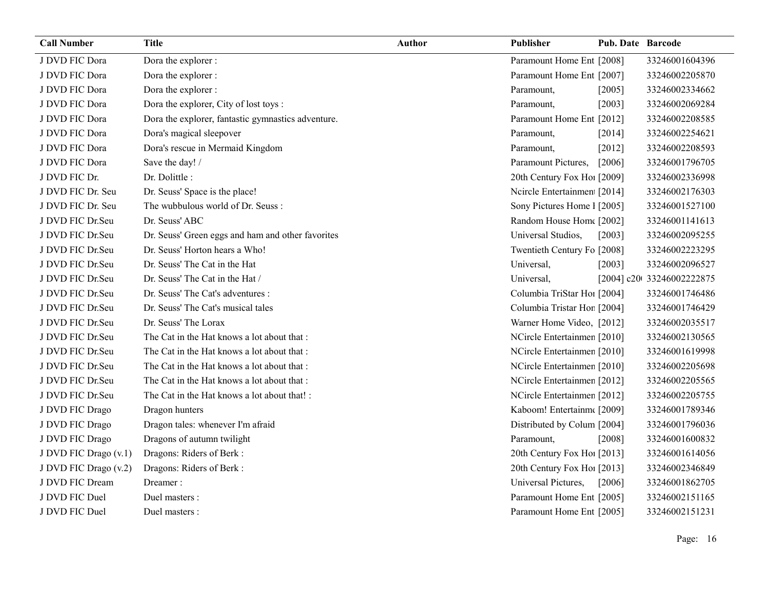| Call Number | Title | Author | Publisher | Pub. Date | Barcode |
|---|---|---|---|---|---|
| J DVD FIC Dora | Dora the explorer : | | Paramount Home Ent | [2008] | 33246001604396 |
| J DVD FIC Dora | Dora the explorer : | | Paramount Home Ent | [2007] | 33246002205870 |
| J DVD FIC Dora | Dora the explorer : | | Paramount, | [2005] | 33246002334662 |
| J DVD FIC Dora | Dora the explorer, City of lost toys : | | Paramount, | [2003] | 33246002069284 |
| J DVD FIC Dora | Dora the explorer, fantastic gymnastics adventure. | | Paramount Home Ent | [2012] | 33246002208585 |
| J DVD FIC Dora | Dora's magical sleepover | | Paramount, | [2014] | 33246002254621 |
| J DVD FIC Dora | Dora's rescue in Mermaid Kingdom | | Paramount, | [2012] | 33246002208593 |
| J DVD FIC Dora | Save the day! / | | Paramount Pictures, | [2006] | 33246001796705 |
| J DVD FIC Dr. | Dr. Dolittle : | | 20th Century Fox Hoı | [2009] | 33246002336998 |
| J DVD FIC Dr. Seu | Dr. Seuss' Space is the place! | | Ncircle Entertainment | [2014] | 33246002176303 |
| J DVD FIC Dr. Seu | The wubbulous world of Dr. Seuss : | | Sony Pictures Home I | [2005] | 33246001527100 |
| J DVD FIC Dr.Seu | Dr. Seuss' ABC | | Random House Home | [2002] | 33246001141613 |
| J DVD FIC Dr.Seu | Dr. Seuss' Green eggs and ham and other favorites | | Universal Studios, | [2003] | 33246002095255 |
| J DVD FIC Dr.Seu | Dr. Seuss' Horton hears a Who! | | Twentieth Century Fo | [2008] | 33246002223295 |
| J DVD FIC Dr.Seu | Dr. Seuss' The Cat in the Hat | | Universal, | [2003] | 33246002096527 |
| J DVD FIC Dr.Seu | Dr. Seuss' The Cat in the Hat / | | Universal, | [2004] c20( | 33246002222875 |
| J DVD FIC Dr.Seu | Dr. Seuss' The Cat's adventures : | | Columbia TriStar Hoı | [2004] | 33246001746486 |
| J DVD FIC Dr.Seu | Dr. Seuss' The Cat's musical tales | | Columbia Tristar Hon | [2004] | 33246001746429 |
| J DVD FIC Dr.Seu | Dr. Seuss' The Lorax | | Warner Home Video, | [2012] | 33246002035517 |
| J DVD FIC Dr.Seu | The Cat in the Hat knows a lot about that : | | NCircle Entertainmen | [2010] | 33246002130565 |
| J DVD FIC Dr.Seu | The Cat in the Hat knows a lot about that : | | NCircle Entertainmen | [2010] | 33246001619998 |
| J DVD FIC Dr.Seu | The Cat in the Hat knows a lot about that : | | NCircle Entertainmen | [2010] | 33246002205698 |
| J DVD FIC Dr.Seu | The Cat in the Hat knows a lot about that : | | NCircle Entertainmen | [2012] | 33246002205565 |
| J DVD FIC Dr.Seu | The Cat in the Hat knows a lot about that! : | | NCircle Entertainmen | [2012] | 33246002205755 |
| J DVD FIC Drago | Dragon hunters | | Kaboom! Entertainme | [2009] | 33246001789346 |
| J DVD FIC Drago | Dragon tales: whenever I'm afraid | | Distributed by Colum | [2004] | 33246001796036 |
| J DVD FIC Drago | Dragons of autumn twilight | | Paramount, | [2008] | 33246001600832 |
| J DVD FIC Drago (v.1) | Dragons: Riders of Berk : | | 20th Century Fox Hoı | [2013] | 33246001614056 |
| J DVD FIC Drago (v.2) | Dragons: Riders of Berk : | | 20th Century Fox Hoı | [2013] | 33246002346849 |
| J DVD FIC Dream | Dreamer : | | Universal Pictures, | [2006] | 33246001862705 |
| J DVD FIC Duel | Duel masters : | | Paramount Home Ent | [2005] | 33246002151165 |
| J DVD FIC Duel | Duel masters : | | Paramount Home Ent | [2005] | 33246002151231 |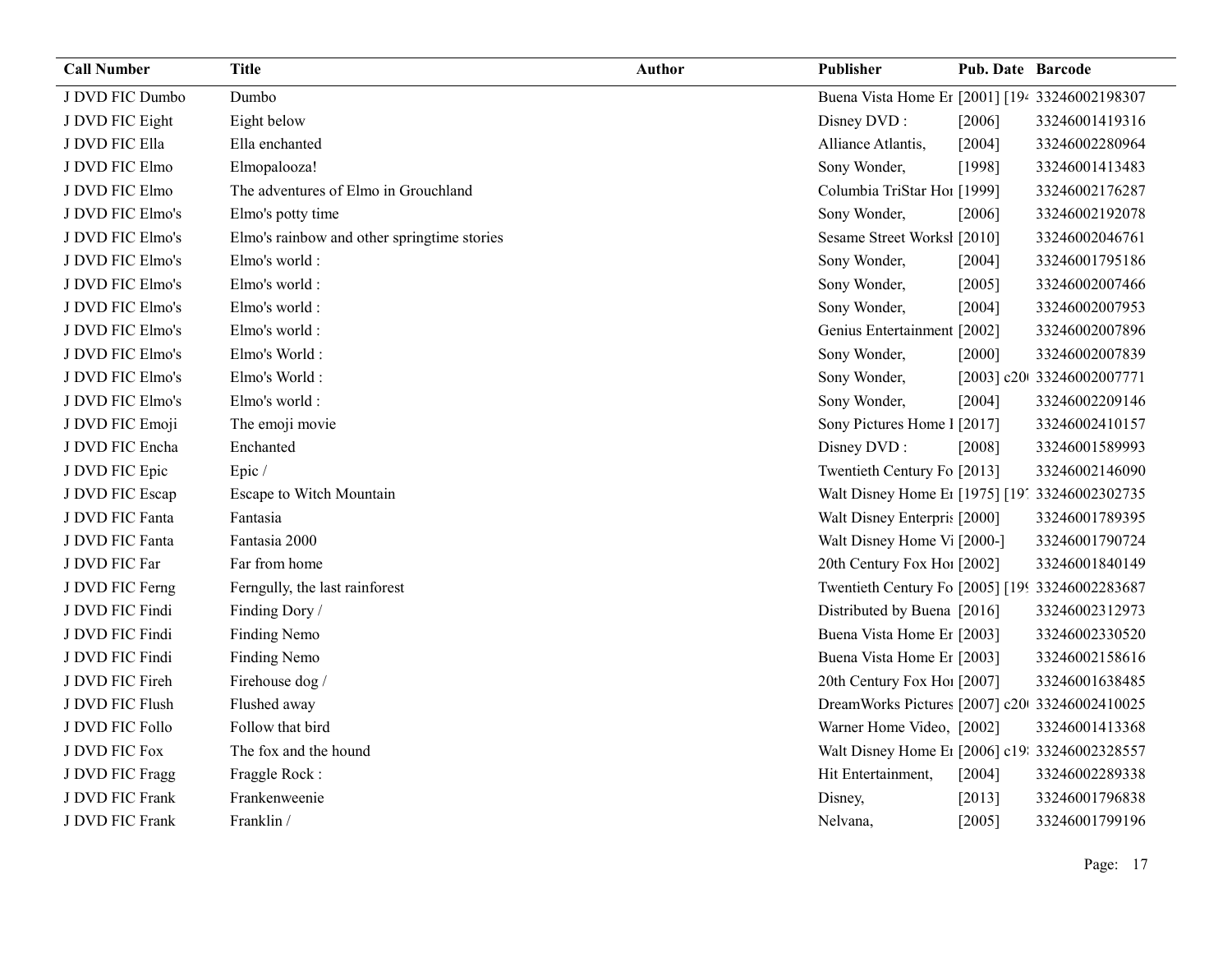| Call Number | Title | Author | Publisher | Pub. Date | Barcode |
|---|---|---|---|---|---|
| J DVD FIC Dumbo | Dumbo | | Buena Vista Home Er | [2001] [194 | 33246002198307 |
| J DVD FIC Eight | Eight below | | Disney DVD : | [2006] | 33246001419316 |
| J DVD FIC Ella | Ella enchanted | | Alliance Atlantis, | [2004] | 33246002280964 |
| J DVD FIC Elmo | Elmopalooza! | | Sony Wonder, | [1998] | 33246001413483 |
| J DVD FIC Elmo | The adventures of Elmo in Grouchland | | Columbia TriStar Hoı | [1999] | 33246002176287 |
| J DVD FIC Elmo's | Elmo's potty time | | Sony Wonder, | [2006] | 33246002192078 |
| J DVD FIC Elmo's | Elmo's rainbow and other springtime stories | | Sesame Street Worksl | [2010] | 33246002046761 |
| J DVD FIC Elmo's | Elmo's world : | | Sony Wonder, | [2004] | 33246001795186 |
| J DVD FIC Elmo's | Elmo's world : | | Sony Wonder, | [2005] | 33246002007466 |
| J DVD FIC Elmo's | Elmo's world : | | Sony Wonder, | [2004] | 33246002007953 |
| J DVD FIC Elmo's | Elmo's world : | | Genius Entertainment | [2002] | 33246002007896 |
| J DVD FIC Elmo's | Elmo's World : | | Sony Wonder, | [2000] | 33246002007839 |
| J DVD FIC Elmo's | Elmo's World : | | Sony Wonder, | [2003] c20( | 33246002007771 |
| J DVD FIC Elmo's | Elmo's world : | | Sony Wonder, | [2004] | 33246002209146 |
| J DVD FIC Emoji | The emoji movie | | Sony Pictures Home I | [2017] | 33246002410157 |
| J DVD FIC Encha | Enchanted | | Disney DVD : | [2008] | 33246001589993 |
| J DVD FIC Epic | Epic / | | Twentieth Century Fo | [2013] | 33246002146090 |
| J DVD FIC Escap | Escape to Witch Mountain | | Walt Disney Home Er | [1975] [197 | 33246002302735 |
| J DVD FIC Fanta | Fantasia | | Walt Disney Enterpris | [2000] | 33246001789395 |
| J DVD FIC Fanta | Fantasia 2000 | | Walt Disney Home Vi | [2000-] | 33246001790724 |
| J DVD FIC Far | Far from home | | 20th Century Fox Hoı | [2002] | 33246001840149 |
| J DVD FIC Ferng | Ferngully, the last rainforest | | Twentieth Century Fo | [2005] [19( | 33246002283687 |
| J DVD FIC Findi | Finding Dory / | | Distributed by Buena | [2016] | 33246002312973 |
| J DVD FIC Findi | Finding Nemo | | Buena Vista Home Er | [2003] | 33246002330520 |
| J DVD FIC Findi | Finding Nemo | | Buena Vista Home Er | [2003] | 33246002158616 |
| J DVD FIC Fireh | Firehouse dog / | | 20th Century Fox Hoı | [2007] | 33246001638485 |
| J DVD FIC Flush | Flushed away | | DreamWorks Pictures | [2007] c20( | 33246002410025 |
| J DVD FIC Follo | Follow that bird | | Warner Home Video, | [2002] | 33246001413368 |
| J DVD FIC Fox | The fox and the hound | | Walt Disney Home Er | [2006] c19: | 33246002328557 |
| J DVD FIC Fragg | Fraggle Rock : | | Hit Entertainment, | [2004] | 33246002289338 |
| J DVD FIC Frank | Frankenweenie | | Disney, | [2013] | 33246001796838 |
| J DVD FIC Frank | Franklin / | | Nelvana, | [2005] | 33246001799196 |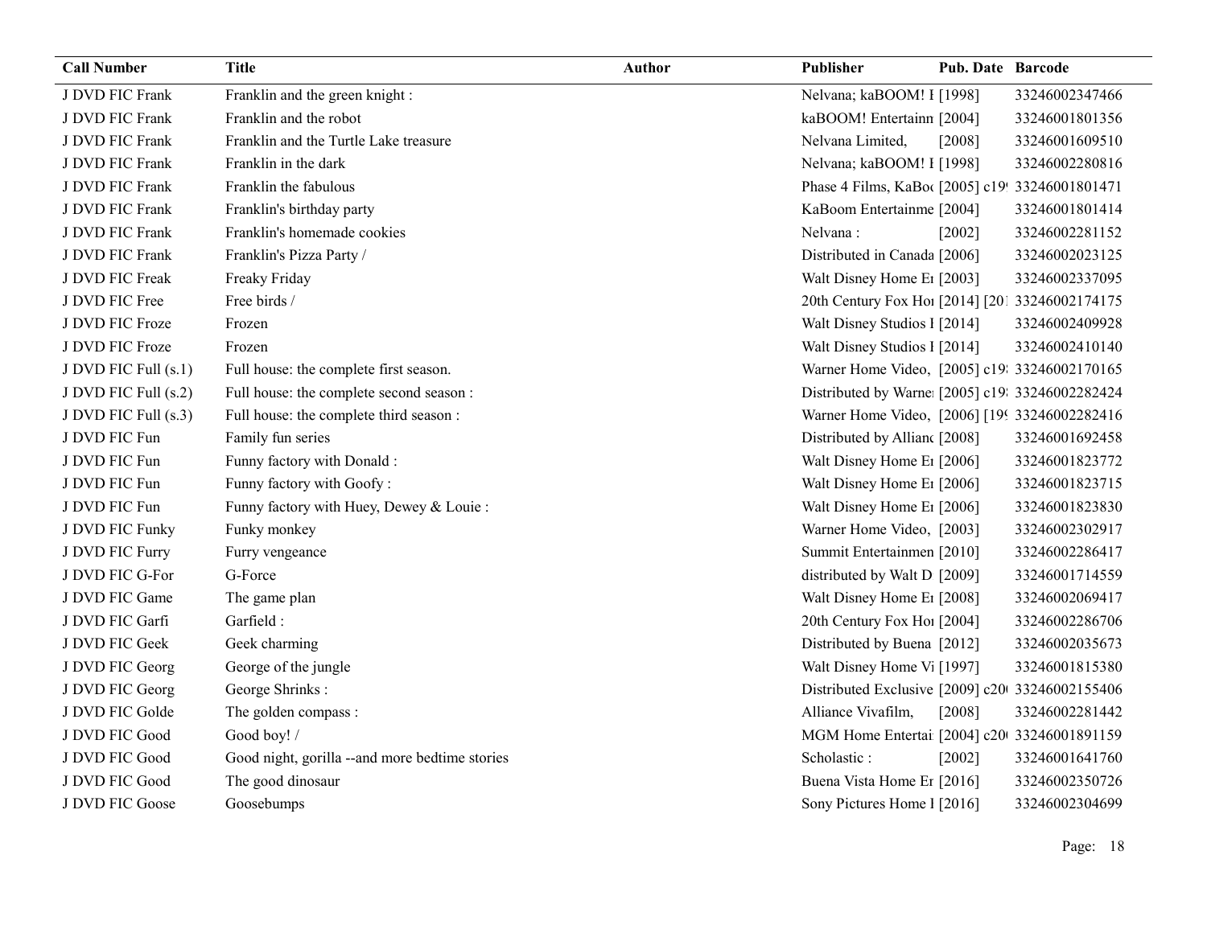| Call Number | Title | Author | Publisher | Pub. Date | Barcode |
|---|---|---|---|---|---|
| J DVD FIC Frank | Franklin and the green knight : | | Nelvana; kaBOOM! I | [1998] | 33246002347466 |
| J DVD FIC Frank | Franklin and the robot | | kaBOOM! Entertainn | [2004] | 33246001801356 |
| J DVD FIC Frank | Franklin and the Turtle Lake treasure | | Nelvana Limited, | [2008] | 33246001609510 |
| J DVD FIC Frank | Franklin in the dark | | Nelvana; kaBOOM! I | [1998] | 33246002280816 |
| J DVD FIC Frank | Franklin the fabulous | | Phase 4 Films, KaBoo | [2005] c19 | 33246001801471 |
| J DVD FIC Frank | Franklin's birthday party | | KaBoom Entertainme | [2004] | 33246001801414 |
| J DVD FIC Frank | Franklin's homemade cookies | | Nelvana : | [2002] | 33246002281152 |
| J DVD FIC Frank | Franklin's Pizza Party / | | Distributed in Canada | [2006] | 33246002023125 |
| J DVD FIC Freak | Freaky Friday | | Walt Disney Home En | [2003] | 33246002337095 |
| J DVD FIC Free | Free birds / | | 20th Century Fox Hoi | [2014] [201 | 33246002174175 |
| J DVD FIC Froze | Frozen | | Walt Disney Studios I | [2014] | 33246002409928 |
| J DVD FIC Froze | Frozen | | Walt Disney Studios I | [2014] | 33246002410140 |
| J DVD FIC Full (s.1) | Full house: the complete first season. | | Warner Home Video, | [2005] c19 | 33246002170165 |
| J DVD FIC Full (s.2) | Full house: the complete second season : | | Distributed by Warnei | [2005] c19 | 33246002282424 |
| J DVD FIC Full (s.3) | Full house: the complete third season : | | Warner Home Video, | [2006] [19 | 33246002282416 |
| J DVD FIC Fun | Family fun series | | Distributed by Allianc | [2008] | 33246001692458 |
| J DVD FIC Fun | Funny factory with Donald : | | Walt Disney Home En | [2006] | 33246001823772 |
| J DVD FIC Fun | Funny factory with Goofy : | | Walt Disney Home En | [2006] | 33246001823715 |
| J DVD FIC Fun | Funny factory with Huey, Dewey & Louie : | | Walt Disney Home En | [2006] | 33246001823830 |
| J DVD FIC Funky | Funky monkey | | Warner Home Video, | [2003] | 33246002302917 |
| J DVD FIC Furry | Furry vengeance | | Summit Entertainmen | [2010] | 33246002286417 |
| J DVD FIC G-For | G-Force | | distributed by Walt D | [2009] | 33246001714559 |
| J DVD FIC Game | The game plan | | Walt Disney Home En | [2008] | 33246002069417 |
| J DVD FIC Garfi | Garfield : | | 20th Century Fox Hoi | [2004] | 33246002286706 |
| J DVD FIC Geek | Geek charming | | Distributed by Buena | [2012] | 33246002035673 |
| J DVD FIC Georg | George of the jungle | | Walt Disney Home Vi | [1997] | 33246001815380 |
| J DVD FIC Georg | George Shrinks : | | Distributed Exclusive | [2009] c20 | 33246002155406 |
| J DVD FIC Golde | The golden compass : | | Alliance Vivafilm, | [2008] | 33246002281442 |
| J DVD FIC Good | Good boy! / | | MGM Home Entertai | [2004] c20 | 33246001891159 |
| J DVD FIC Good | Good night, gorilla --and more bedtime stories | | Scholastic : | [2002] | 33246001641760 |
| J DVD FIC Good | The good dinosaur | | Buena Vista Home En | [2016] | 33246002350726 |
| J DVD FIC Goose | Goosebumps | | Sony Pictures Home I | [2016] | 33246002304699 |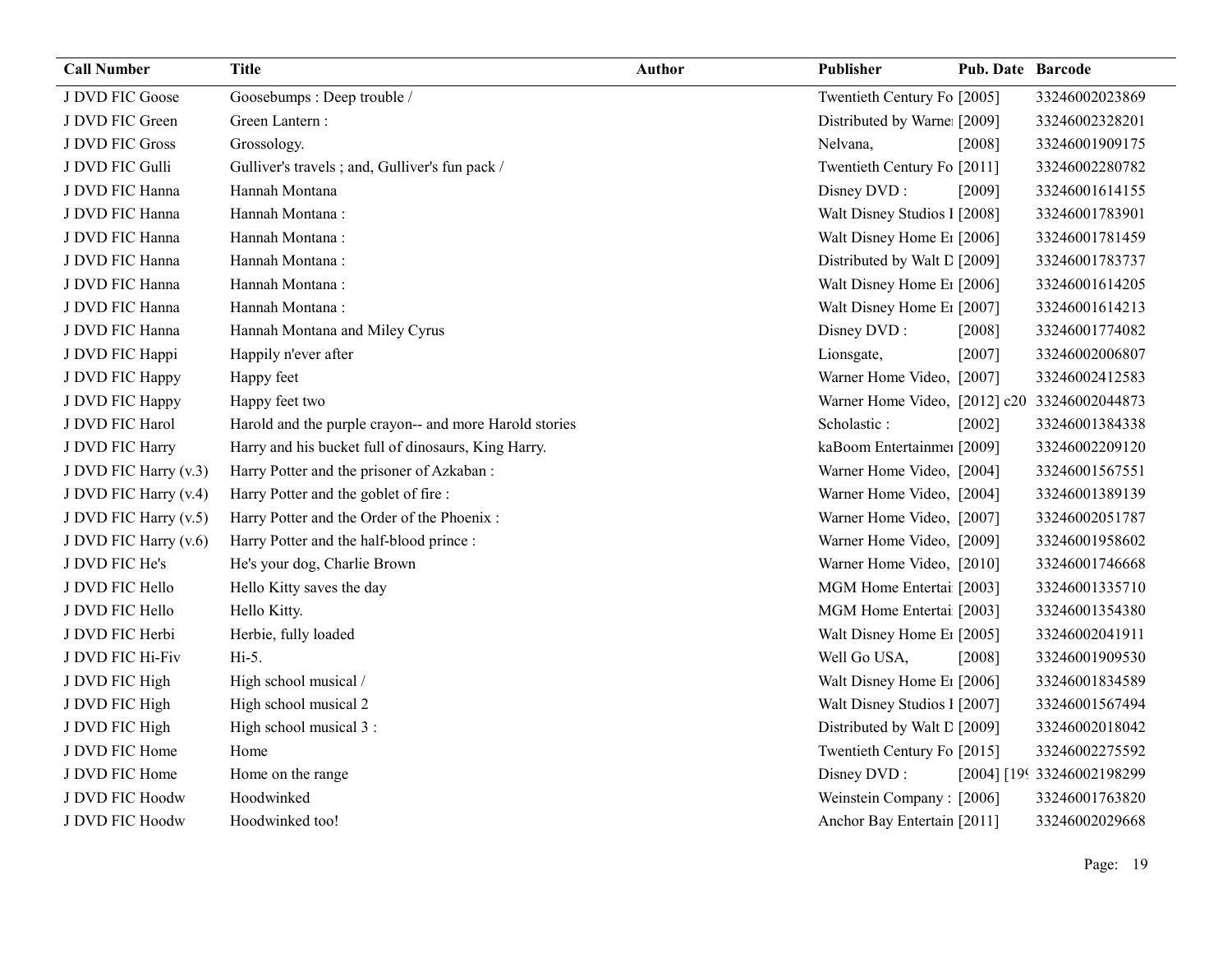| Call Number | Title | Author | Publisher | Pub. Date | Barcode |
| --- | --- | --- | --- | --- | --- |
| J DVD FIC Goose | Goosebumps : Deep trouble / | | Twentieth Century Fo | [2005] | 33246002023869 |
| J DVD FIC Green | Green Lantern : | | Distributed by Warne | [2009] | 33246002328201 |
| J DVD FIC Gross | Grossology. | | Nelvana, | [2008] | 33246001909175 |
| J DVD FIC Gulli | Gulliver's travels ; and, Gulliver's fun pack / | | Twentieth Century Fo | [2011] | 33246002280782 |
| J DVD FIC Hanna | Hannah Montana | | Disney DVD : | [2009] | 33246001614155 |
| J DVD FIC Hanna | Hannah Montana : | | Walt Disney Studios I | [2008] | 33246001783901 |
| J DVD FIC Hanna | Hannah Montana : | | Walt Disney Home Er | [2006] | 33246001781459 |
| J DVD FIC Hanna | Hannah Montana : | | Distributed by Walt D | [2009] | 33246001783737 |
| J DVD FIC Hanna | Hannah Montana : | | Walt Disney Home Er | [2006] | 33246001614205 |
| J DVD FIC Hanna | Hannah Montana : | | Walt Disney Home Er | [2007] | 33246001614213 |
| J DVD FIC Hanna | Hannah Montana and Miley Cyrus | | Disney DVD : | [2008] | 33246001774082 |
| J DVD FIC Happi | Happily n'ever after | | Lionsgate, | [2007] | 33246002006807 |
| J DVD FIC Happy | Happy feet | | Warner Home Video, | [2007] | 33246002412583 |
| J DVD FIC Happy | Happy feet two | | Warner Home Video, | [2012] c20 | 33246002044873 |
| J DVD FIC Harol | Harold and the purple crayon-- and more Harold stories | | Scholastic : | [2002] | 33246001384338 |
| J DVD FIC Harry | Harry and his bucket full of dinosaurs, King Harry. | | kaBoom Entertainmer | [2009] | 33246002209120 |
| J DVD FIC Harry (v.3) | Harry Potter and the prisoner of Azkaban : | | Warner Home Video, | [2004] | 33246001567551 |
| J DVD FIC Harry (v.4) | Harry Potter and the goblet of fire : | | Warner Home Video, | [2004] | 33246001389139 |
| J DVD FIC Harry (v.5) | Harry Potter and the Order of the Phoenix : | | Warner Home Video, | [2007] | 33246002051787 |
| J DVD FIC Harry (v.6) | Harry Potter and the half-blood prince : | | Warner Home Video, | [2009] | 33246001958602 |
| J DVD FIC He's | He's your dog, Charlie Brown | | Warner Home Video, | [2010] | 33246001746668 |
| J DVD FIC Hello | Hello Kitty saves the day | | MGM Home Entertai | [2003] | 33246001335710 |
| J DVD FIC Hello | Hello Kitty. | | MGM Home Entertai | [2003] | 33246001354380 |
| J DVD FIC Herbi | Herbie, fully loaded | | Walt Disney Home Er | [2005] | 33246002041911 |
| J DVD FIC Hi-Fiv | Hi-5. | | Well Go USA, | [2008] | 33246001909530 |
| J DVD FIC High | High school musical / | | Walt Disney Home Er | [2006] | 33246001834589 |
| J DVD FIC High | High school musical 2 | | Walt Disney Studios I | [2007] | 33246001567494 |
| J DVD FIC High | High school musical 3 : | | Distributed by Walt D | [2009] | 33246002018042 |
| J DVD FIC Home | Home | | Twentieth Century Fo | [2015] | 33246002275592 |
| J DVD FIC Home | Home on the range | | Disney DVD : | [2004] [19( | 33246002198299 |
| J DVD FIC Hoodw | Hoodwinked | | Weinstein Company : | [2006] | 33246001763820 |
| J DVD FIC Hoodw | Hoodwinked too! | | Anchor Bay Entertain | [2011] | 33246002029668 |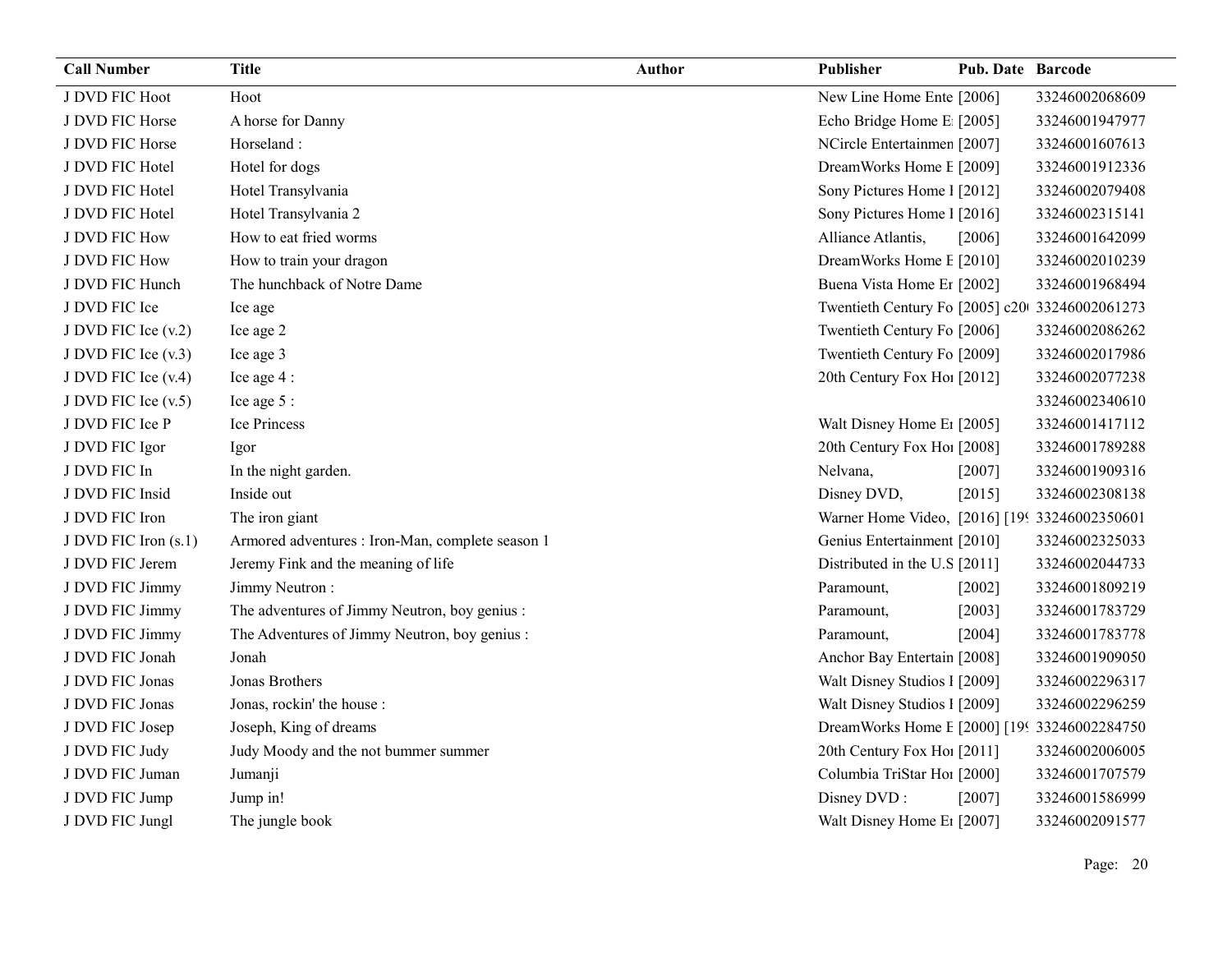| Call Number | Title | Author | Publisher | Pub. Date | Barcode |
|---|---|---|---|---|---|
| J DVD FIC Hoot | Hoot | | New Line Home Ente | [2006] | 33246002068609 |
| J DVD FIC Horse | A horse for Danny | | Echo Bridge Home E | [2005] | 33246001947977 |
| J DVD FIC Horse | Horseland : | | NCircle Entertainmen | [2007] | 33246001607613 |
| J DVD FIC Hotel | Hotel for dogs | | DreamWorks Home E | [2009] | 33246001912336 |
| J DVD FIC Hotel | Hotel Transylvania | | Sony Pictures Home I | [2012] | 33246002079408 |
| J DVD FIC Hotel | Hotel Transylvania 2 | | Sony Pictures Home I | [2016] | 33246002315141 |
| J DVD FIC How | How to eat fried worms | | Alliance Atlantis, | [2006] | 33246001642099 |
| J DVD FIC How | How to train your dragon | | DreamWorks Home E | [2010] | 33246002010239 |
| J DVD FIC Hunch | The hunchback of Notre Dame | | Buena Vista Home Er | [2002] | 33246001968494 |
| J DVD FIC Ice | Ice age | | Twentieth Century Fo | [2005] c20 | 33246002061273 |
| J DVD FIC Ice (v.2) | Ice age 2 | | Twentieth Century Fo | [2006] | 33246002086262 |
| J DVD FIC Ice (v.3) | Ice age 3 | | Twentieth Century Fo | [2009] | 33246002017986 |
| J DVD FIC Ice (v.4) | Ice age 4 : | | 20th Century Fox Ho | [2012] | 33246002077238 |
| J DVD FIC Ice (v.5) | Ice age 5 : | | | | 33246002340610 |
| J DVD FIC Ice P | Ice Princess | | Walt Disney Home E | [2005] | 33246001417112 |
| J DVD FIC Igor | Igor | | 20th Century Fox Ho | [2008] | 33246001789288 |
| J DVD FIC In | In the night garden. | | Nelvana, | [2007] | 33246001909316 |
| J DVD FIC Insid | Inside out | | Disney DVD, | [2015] | 33246002308138 |
| J DVD FIC Iron | The iron giant | | Warner Home Video, | [2016] [19 | 33246002350601 |
| J DVD FIC Iron (s.1) | Armored adventures : Iron-Man, complete season 1 | | Genius Entertainment | [2010] | 33246002325033 |
| J DVD FIC Jerem | Jeremy Fink and the meaning of life | | Distributed in the U.S | [2011] | 33246002044733 |
| J DVD FIC Jimmy | Jimmy Neutron : | | Paramount, | [2002] | 33246001809219 |
| J DVD FIC Jimmy | The adventures of Jimmy Neutron, boy genius : | | Paramount, | [2003] | 33246001783729 |
| J DVD FIC Jimmy | The Adventures of Jimmy Neutron, boy genius : | | Paramount, | [2004] | 33246001783778 |
| J DVD FIC Jonah | Jonah | | Anchor Bay Entertain | [2008] | 33246001909050 |
| J DVD FIC Jonas | Jonas Brothers | | Walt Disney Studios I | [2009] | 33246002296317 |
| J DVD FIC Jonas | Jonas, rockin' the house : | | Walt Disney Studios I | [2009] | 33246002296259 |
| J DVD FIC Josep | Joseph, King of dreams | | DreamWorks Home E | [2000] [19 | 33246002284750 |
| J DVD FIC Judy | Judy Moody and the not bummer summer | | 20th Century Fox Ho | [2011] | 33246002006005 |
| J DVD FIC Juman | Jumanji | | Columbia TriStar Ho | [2000] | 33246001707579 |
| J DVD FIC Jump | Jump in! | | Disney DVD : | [2007] | 33246001586999 |
| J DVD FIC Jungl | The jungle book | | Walt Disney Home E | [2007] | 33246002091577 |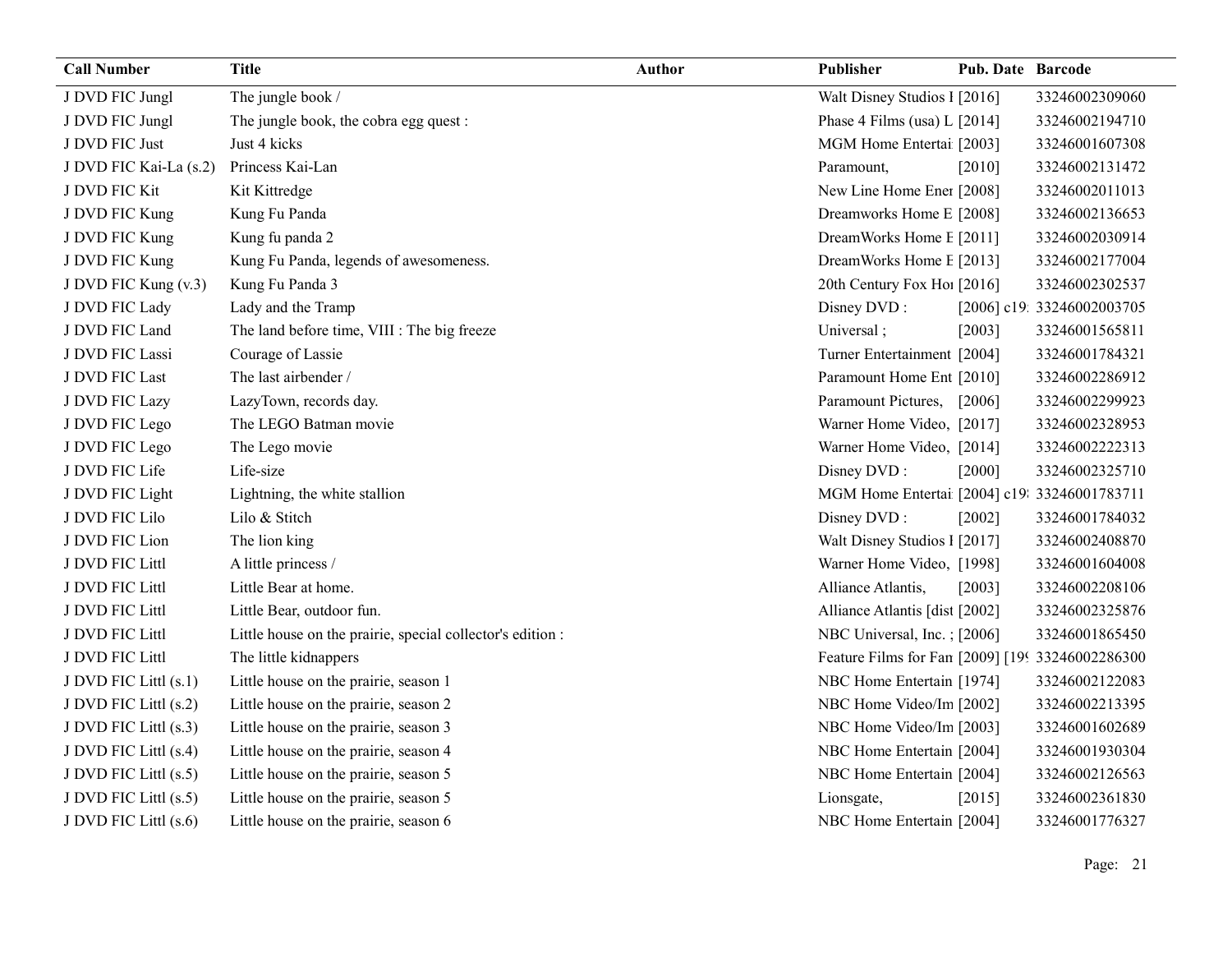| Call Number | Title | Author | Publisher | Pub. Date | Barcode |
|---|---|---|---|---|---|
| J DVD FIC Jungl | The jungle book / | | Walt Disney Studios I | [2016] | 33246002309060 |
| J DVD FIC Jungl | The jungle book, the cobra egg quest : | | Phase 4 Films (usa) L | [2014] | 33246002194710 |
| J DVD FIC Just | Just 4 kicks | | MGM Home Entertai | [2003] | 33246001607308 |
| J DVD FIC Kai-La (s.2) | Princess Kai-Lan | | Paramount, | [2010] | 33246002131472 |
| J DVD FIC Kit | Kit Kittredge | | New Line Home Ener | [2008] | 33246002011013 |
| J DVD FIC Kung | Kung Fu Panda | | Dreamworks Home E | [2008] | 33246002136653 |
| J DVD FIC Kung | Kung fu panda 2 | | DreamWorks Home E | [2011] | 33246002030914 |
| J DVD FIC Kung | Kung Fu Panda, legends of awesomeness. | | DreamWorks Home E | [2013] | 33246002177004 |
| J DVD FIC Kung (v.3) | Kung Fu Panda 3 | | 20th Century Fox Hoi | [2016] | 33246002302537 |
| J DVD FIC Lady | Lady and the Tramp | | Disney DVD : | [2006] c19: | 33246002003705 |
| J DVD FIC Land | The land before time, VIII : The big freeze | | Universal ; | [2003] | 33246001565811 |
| J DVD FIC Lassi | Courage of Lassie | | Turner Entertainment | [2004] | 33246001784321 |
| J DVD FIC Last | The last airbender / | | Paramount Home Ent | [2010] | 33246002286912 |
| J DVD FIC Lazy | LazyTown, records day. | | Paramount Pictures, | [2006] | 33246002299923 |
| J DVD FIC Lego | The LEGO Batman movie | | Warner Home Video, | [2017] | 33246002328953 |
| J DVD FIC Lego | The Lego movie | | Warner Home Video, | [2014] | 33246002222313 |
| J DVD FIC Life | Life-size | | Disney DVD : | [2000] | 33246002325710 |
| J DVD FIC Light | Lightning, the white stallion | | MGM Home Entertai | [2004] c19: | 33246001783711 |
| J DVD FIC Lilo | Lilo & Stitch | | Disney DVD : | [2002] | 33246001784032 |
| J DVD FIC Lion | The lion king | | Walt Disney Studios I | [2017] | 33246002408870 |
| J DVD FIC Littl | A little princess / | | Warner Home Video, | [1998] | 33246001604008 |
| J DVD FIC Littl | Little Bear at home. | | Alliance Atlantis, | [2003] | 33246002208106 |
| J DVD FIC Littl | Little Bear, outdoor fun. | | Alliance Atlantis [dist | [2002] | 33246002325876 |
| J DVD FIC Littl | Little house on the prairie, special collector's edition : | | NBC Universal, Inc. ; | [2006] | 33246001865450 |
| J DVD FIC Littl | The little kidnappers | | Feature Films for Fan | [2009] [19( | 33246002286300 |
| J DVD FIC Littl (s.1) | Little house on the prairie, season 1 | | NBC Home Entertain | [1974] | 33246002122083 |
| J DVD FIC Littl (s.2) | Little house on the prairie, season 2 | | NBC Home Video/Im | [2002] | 33246002213395 |
| J DVD FIC Littl (s.3) | Little house on the prairie, season 3 | | NBC Home Video/Im | [2003] | 33246001602689 |
| J DVD FIC Littl (s.4) | Little house on the prairie, season 4 | | NBC Home Entertain | [2004] | 33246001930304 |
| J DVD FIC Littl (s.5) | Little house on the prairie, season 5 | | NBC Home Entertain | [2004] | 33246002126563 |
| J DVD FIC Littl (s.5) | Little house on the prairie, season 5 | | Lionsgate, | [2015] | 33246002361830 |
| J DVD FIC Littl (s.6) | Little house on the prairie, season 6 | | NBC Home Entertain | [2004] | 33246001776327 |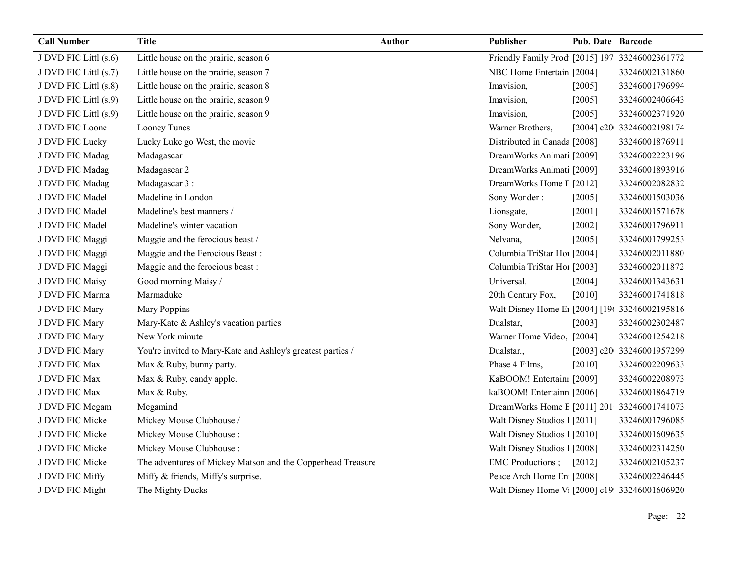| Call Number | Title | Author | Publisher | Pub. Date | Barcode |
|---|---|---|---|---|---|
| J DVD FIC Littl (s.6) | Little house on the prairie, season 6 | | Friendly Family Prod | [2015] 197 | 33246002361772 |
| J DVD FIC Littl (s.7) | Little house on the prairie, season 7 | | NBC Home Entertain | [2004] | 33246002131860 |
| J DVD FIC Littl (s.8) | Little house on the prairie, season 8 | | Imavision, | [2005] | 33246001796994 |
| J DVD FIC Littl (s.9) | Little house on the prairie, season 9 | | Imavision, | [2005] | 33246002406643 |
| J DVD FIC Littl (s.9) | Little house on the prairie, season 9 | | Imavision, | [2005] | 33246002371920 |
| J DVD FIC Loone | Looney Tunes | | Warner Brothers, | [2004] c20 | 33246002198174 |
| J DVD FIC Lucky | Lucky Luke go West, the movie | | Distributed in Canada | [2008] | 33246001876911 |
| J DVD FIC Madag | Madagascar | | DreamWorks Animati | [2009] | 33246002223196 |
| J DVD FIC Madag | Madagascar 2 | | DreamWorks Animati | [2009] | 33246001893916 |
| J DVD FIC Madag | Madagascar 3 : | | DreamWorks Home E | [2012] | 33246002082832 |
| J DVD FIC Madel | Madeline in London | | Sony Wonder : | [2005] | 33246001503036 |
| J DVD FIC Madel | Madeline's best manners / | | Lionsgate, | [2001] | 33246001571678 |
| J DVD FIC Madel | Madeline's winter vacation | | Sony Wonder, | [2002] | 33246001796911 |
| J DVD FIC Maggi | Maggie and the ferocious beast / | | Nelvana, | [2005] | 33246001799253 |
| J DVD FIC Maggi | Maggie and the Ferocious Beast : | | Columbia TriStar Hor | [2004] | 33246002011880 |
| J DVD FIC Maggi | Maggie and the ferocious beast : | | Columbia TriStar Hor | [2003] | 33246002011872 |
| J DVD FIC Maisy | Good morning Maisy / | | Universal, | [2004] | 33246001343631 |
| J DVD FIC Marma | Marmaduke | | 20th Century Fox, | [2010] | 33246001741818 |
| J DVD FIC Mary | Mary Poppins | | Walt Disney Home En | [2004] [19 | 33246002195816 |
| J DVD FIC Mary | Mary-Kate & Ashley's vacation parties | | Dualstar, | [2003] | 33246002302487 |
| J DVD FIC Mary | New York minute | | Warner Home Video, | [2004] | 33246001254218 |
| J DVD FIC Mary | You're invited to Mary-Kate and Ashley's greatest parties / | | Dualstar., | [2003] c20 | 33246001957299 |
| J DVD FIC Max | Max & Ruby, bunny party. | | Phase 4 Films, | [2010] | 33246002209633 |
| J DVD FIC Max | Max & Ruby, candy apple. | | KaBOOM! Entertainr | [2009] | 33246002208973 |
| J DVD FIC Max | Max & Ruby. | | kaBOOM! Entertainn | [2006] | 33246001864719 |
| J DVD FIC Megam | Megamind | | DreamWorks Home E | [2011] 201 | 33246001741073 |
| J DVD FIC Micke | Mickey Mouse Clubhouse / | | Walt Disney Studios I | [2011] | 33246001796085 |
| J DVD FIC Micke | Mickey Mouse Clubhouse : | | Walt Disney Studios I | [2010] | 33246001609635 |
| J DVD FIC Micke | Mickey Mouse Clubhouse : | | Walt Disney Studios I | [2008] | 33246002314250 |
| J DVD FIC Micke | The adventures of Mickey Matson and the Copperhead Treasure | | EMC Productions ; | [2012] | 33246002105237 |
| J DVD FIC Miffy | Miffy & friends, Miffy's surprise. | | Peace Arch Home Ent | [2008] | 33246002246445 |
| J DVD FIC Might | The Mighty Ducks | | Walt Disney Home Vi | [2000] c19 | 33246001606920 |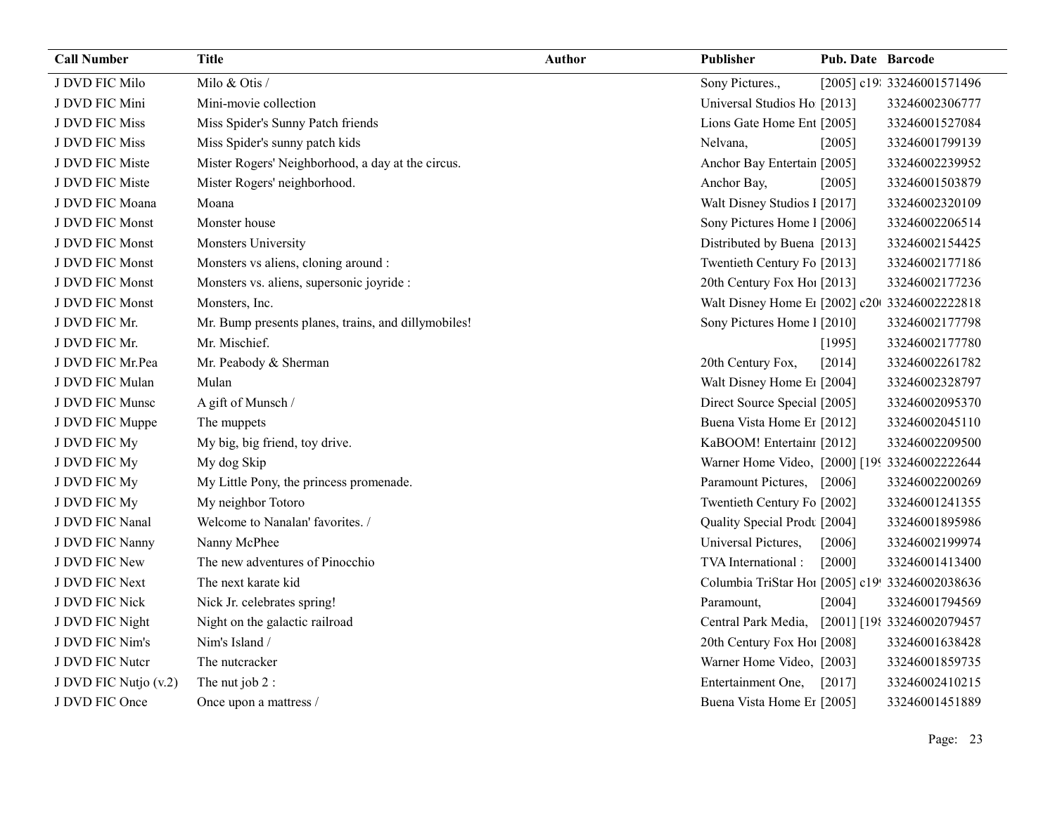| Call Number | Title | Author | Publisher | Pub. Date | Barcode |
|---|---|---|---|---|---|
| J DVD FIC Milo | Milo & Otis / | | Sony Pictures., | [2005] c19 | 33246001571496 |
| J DVD FIC Mini | Mini-movie collection | | Universal Studios Ho | [2013] | 33246002306777 |
| J DVD FIC Miss | Miss Spider's Sunny Patch friends | | Lions Gate Home Ent | [2005] | 33246001527084 |
| J DVD FIC Miss | Miss Spider's sunny patch kids | | Nelvana, | [2005] | 33246001799139 |
| J DVD FIC Miste | Mister Rogers' Neighborhood, a day at the circus. | | Anchor Bay Entertain | [2005] | 33246002239952 |
| J DVD FIC Miste | Mister Rogers' neighborhood. | | Anchor Bay, | [2005] | 33246001503879 |
| J DVD FIC Moana | Moana | | Walt Disney Studios I | [2017] | 33246002320109 |
| J DVD FIC Monst | Monster house | | Sony Pictures Home I | [2006] | 33246002206514 |
| J DVD FIC Monst | Monsters University | | Distributed by Buena | [2013] | 33246002154425 |
| J DVD FIC Monst | Monsters vs aliens, cloning around : | | Twentieth Century Fo | [2013] | 33246002177186 |
| J DVD FIC Monst | Monsters vs. aliens, supersonic joyride : | | 20th Century Fox Hoi | [2013] | 33246002177236 |
| J DVD FIC Monst | Monsters, Inc. | | Walt Disney Home Ei | [2002] c20 | 33246002222818 |
| J DVD FIC Mr. | Mr. Bump presents planes, trains, and dillymobiles! | | Sony Pictures Home I | [2010] | 33246002177798 |
| J DVD FIC Mr. | Mr. Mischief. | | | [1995] | 33246002177780 |
| J DVD FIC Mr.Pea | Mr. Peabody & Sherman | | 20th Century Fox, | [2014] | 33246002261782 |
| J DVD FIC Mulan | Mulan | | Walt Disney Home Ei | [2004] | 33246002328797 |
| J DVD FIC Munsc | A gift of Munsch / | | Direct Source Special | [2005] | 33246002095370 |
| J DVD FIC Muppe | The muppets | | Buena Vista Home Er | [2012] | 33246002045110 |
| J DVD FIC My | My big, big friend, toy drive. | | KaBOOM! Entertainn | [2012] | 33246002209500 |
| J DVD FIC My | My dog Skip | | Warner Home Video, | [2000] [19 | 33246002222644 |
| J DVD FIC My | My Little Pony, the princess promenade. | | Paramount Pictures, | [2006] | 33246002200269 |
| J DVD FIC My | My neighbor Totoro | | Twentieth Century Fo | [2002] | 33246001241355 |
| J DVD FIC Nanal | Welcome to Nanalan' favorites. / | | Quality Special Produ | [2004] | 33246001895986 |
| J DVD FIC Nanny | Nanny McPhee | | Universal Pictures, | [2006] | 33246002199974 |
| J DVD FIC New | The new adventures of Pinocchio | | TVA International : | [2000] | 33246001413400 |
| J DVD FIC Next | The next karate kid | | Columbia TriStar Hoi | [2005] c19 | 33246002038636 |
| J DVD FIC Nick | Nick Jr. celebrates spring! | | Paramount, | [2004] | 33246001794569 |
| J DVD FIC Night | Night on the galactic railroad | | Central Park Media, | [2001] [19 | 33246002079457 |
| J DVD FIC Nim's | Nim's Island / | | 20th Century Fox Hoi | [2008] | 33246001638428 |
| J DVD FIC Nutcr | The nutcracker | | Warner Home Video, | [2003] | 33246001859735 |
| J DVD FIC Nutjo (v.2) | The nut job 2 : | | Entertainment One, | [2017] | 33246002410215 |
| J DVD FIC Once | Once upon a mattress / | | Buena Vista Home Er | [2005] | 33246001451889 |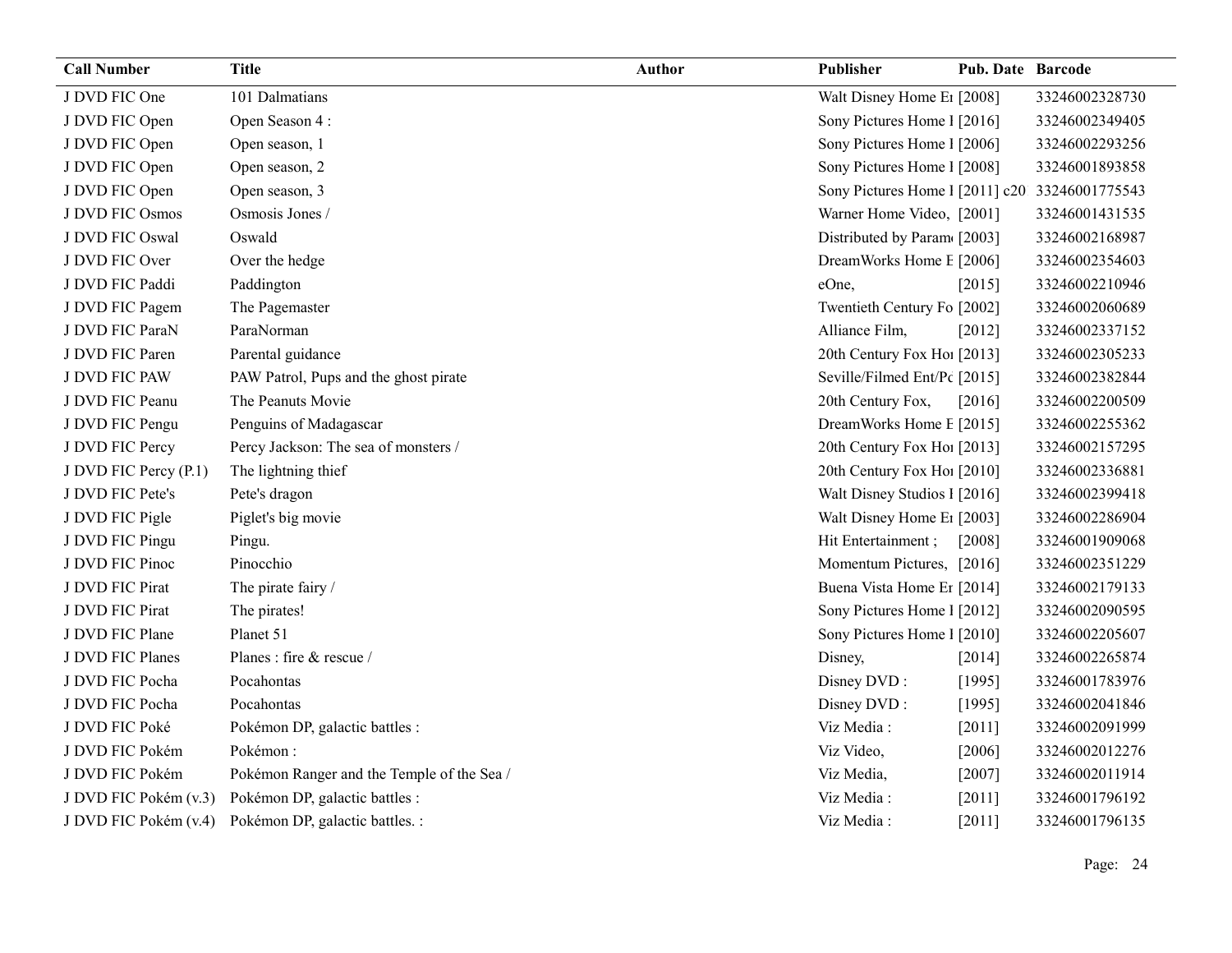| Call Number | Title | Author | Publisher | Pub. Date | Barcode |
|---|---|---|---|---|---|
| J DVD FIC One | 101 Dalmatians | | Walt Disney Home En | [2008] | 33246002328730 |
| J DVD FIC Open | Open Season 4 : | | Sony Pictures Home I | [2016] | 33246002349405 |
| J DVD FIC Open | Open season, 1 | | Sony Pictures Home I | [2006] | 33246002293256 |
| J DVD FIC Open | Open season, 2 | | Sony Pictures Home I | [2008] | 33246001893858 |
| J DVD FIC Open | Open season, 3 | | Sony Pictures Home I | [2011] c20 | 33246001775543 |
| J DVD FIC Osmos | Osmosis Jones / | | Warner Home Video, | [2001] | 33246001431535 |
| J DVD FIC Oswal | Oswald | | Distributed by Param | [2003] | 33246002168987 |
| J DVD FIC Over | Over the hedge | | DreamWorks Home E | [2006] | 33246002354603 |
| J DVD FIC Paddi | Paddington | | eOne, | [2015] | 33246002210946 |
| J DVD FIC Pagem | The Pagemaster | | Twentieth Century Fo | [2002] | 33246002060689 |
| J DVD FIC ParaN | ParaNorman | | Alliance Film, | [2012] | 33246002337152 |
| J DVD FIC Paren | Parental guidance | | 20th Century Fox Hor | [2013] | 33246002305233 |
| J DVD FIC PAW | PAW Patrol, Pups and the ghost pirate | | Seville/Filmed Ent/Pc | [2015] | 33246002382844 |
| J DVD FIC Peanu | The Peanuts Movie | | 20th Century Fox, | [2016] | 33246002200509 |
| J DVD FIC Pengu | Penguins of Madagascar | | DreamWorks Home E | [2015] | 33246002255362 |
| J DVD FIC Percy | Percy Jackson: The sea of monsters / | | 20th Century Fox Hor | [2013] | 33246002157295 |
| J DVD FIC Percy (P.1) | The lightning thief | | 20th Century Fox Hor | [2010] | 33246002336881 |
| J DVD FIC Pete's | Pete's dragon | | Walt Disney Studios I | [2016] | 33246002399418 |
| J DVD FIC Pigle | Piglet's big movie | | Walt Disney Home En | [2003] | 33246002286904 |
| J DVD FIC Pingu | Pingu. | | Hit Entertainment ; | [2008] | 33246001909068 |
| J DVD FIC Pinoc | Pinocchio | | Momentum Pictures, | [2016] | 33246002351229 |
| J DVD FIC Pirat | The pirate fairy / | | Buena Vista Home En | [2014] | 33246002179133 |
| J DVD FIC Pirat | The pirates! | | Sony Pictures Home I | [2012] | 33246002090595 |
| J DVD FIC Plane | Planet 51 | | Sony Pictures Home I | [2010] | 33246002205607 |
| J DVD FIC Planes | Planes : fire & rescue / | | Disney, | [2014] | 33246002265874 |
| J DVD FIC Pocha | Pocahontas | | Disney DVD : | [1995] | 33246001783976 |
| J DVD FIC Pocha | Pocahontas | | Disney DVD : | [1995] | 33246002041846 |
| J DVD FIC Poké | Pokémon DP, galactic battles : | | Viz Media : | [2011] | 33246002091999 |
| J DVD FIC Pokém | Pokémon : | | Viz Video, | [2006] | 33246002012276 |
| J DVD FIC Pokém | Pokémon Ranger and the Temple of the Sea / | | Viz Media, | [2007] | 33246002011914 |
| J DVD FIC Pokém (v.3) | Pokémon DP, galactic battles : | | Viz Media : | [2011] | 33246001796192 |
| J DVD FIC Pokém (v.4) | Pokémon DP, galactic battles. : | | Viz Media : | [2011] | 33246001796135 |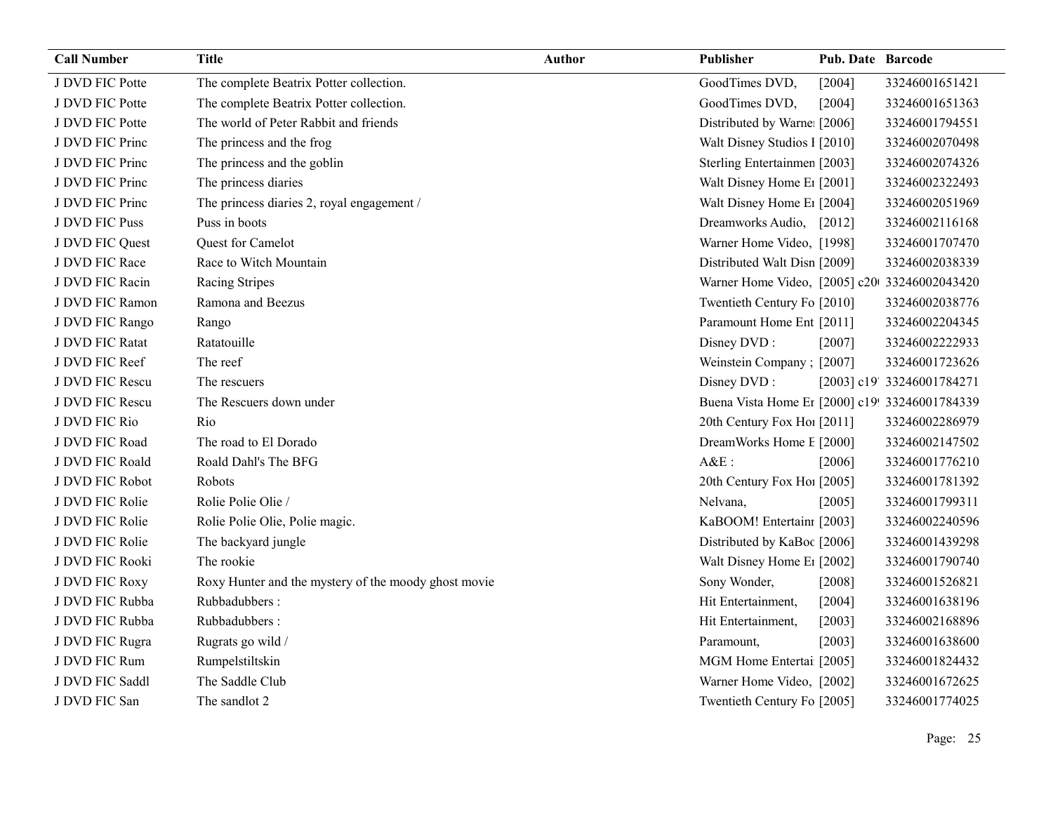| Call Number | Title | Author | Publisher | Pub. Date | Barcode |
|---|---|---|---|---|---|
| J DVD FIC Potte | The complete Beatrix Potter collection. | | GoodTimes DVD, | [2004] | 33246001651421 |
| J DVD FIC Potte | The complete Beatrix Potter collection. | | GoodTimes DVD, | [2004] | 33246001651363 |
| J DVD FIC Potte | The world of Peter Rabbit and friends | | Distributed by Warne | [2006] | 33246001794551 |
| J DVD FIC Princ | The princess and the frog | | Walt Disney Studios I | [2010] | 33246002070498 |
| J DVD FIC Princ | The princess and the goblin | | Sterling Entertainmen | [2003] | 33246002074326 |
| J DVD FIC Princ | The princess diaries | | Walt Disney Home En | [2001] | 33246002322493 |
| J DVD FIC Princ | The princess diaries 2, royal engagement / | | Walt Disney Home En | [2004] | 33246002051969 |
| J DVD FIC Puss | Puss in boots | | Dreamworks Audio, | [2012] | 33246002116168 |
| J DVD FIC Quest | Quest for Camelot | | Warner Home Video, | [1998] | 33246001707470 |
| J DVD FIC Race | Race to Witch Mountain | | Distributed Walt Disn | [2009] | 33246002038339 |
| J DVD FIC Racin | Racing Stripes | | Warner Home Video, | [2005] c20 | 33246002043420 |
| J DVD FIC Ramon | Ramona and Beezus | | Twentieth Century Fo | [2010] | 33246002038776 |
| J DVD FIC Rango | Rango | | Paramount Home Ent | [2011] | 33246002204345 |
| J DVD FIC Ratat | Ratatouille | | Disney DVD : | [2007] | 33246002222933 |
| J DVD FIC Reef | The reef | | Weinstein Company ; | [2007] | 33246001723626 |
| J DVD FIC Rescu | The rescuers | | Disney DVD : | [2003] c19 | 33246001784271 |
| J DVD FIC Rescu | The Rescuers down under | | Buena Vista Home En | [2000] c19 | 33246001784339 |
| J DVD FIC Rio | Rio | | 20th Century Fox Ho | [2011] | 33246002286979 |
| J DVD FIC Road | The road to El Dorado | | DreamWorks Home E | [2000] | 33246002147502 |
| J DVD FIC Roald | Roald Dahl's The BFG | | A&E : | [2006] | 33246001776210 |
| J DVD FIC Robot | Robots | | 20th Century Fox Ho | [2005] | 33246001781392 |
| J DVD FIC Rolie | Rolie Polie Olie / | | Nelvana, | [2005] | 33246001799311 |
| J DVD FIC Rolie | Rolie Polie Olie, Polie magic. | | KaBOOM! Entertainm | [2003] | 33246002240596 |
| J DVD FIC Rolie | The backyard jungle | | Distributed by KaBoo | [2006] | 33246001439298 |
| J DVD FIC Rooki | The rookie | | Walt Disney Home En | [2002] | 33246001790740 |
| J DVD FIC Roxy | Roxy Hunter and the mystery of the moody ghost movie | | Sony Wonder, | [2008] | 33246001526821 |
| J DVD FIC Rubba | Rubbadubbers : | | Hit Entertainment, | [2004] | 33246001638196 |
| J DVD FIC Rubba | Rubbadubbers : | | Hit Entertainment, | [2003] | 33246002168896 |
| J DVD FIC Rugra | Rugrats go wild / | | Paramount, | [2003] | 33246001638600 |
| J DVD FIC Rum | Rumpelstiltskin | | MGM Home Entertai | [2005] | 33246001824432 |
| J DVD FIC Saddl | The Saddle Club | | Warner Home Video, | [2002] | 33246001672625 |
| J DVD FIC San | The sandlot 2 | | Twentieth Century Fo | [2005] | 33246001774025 |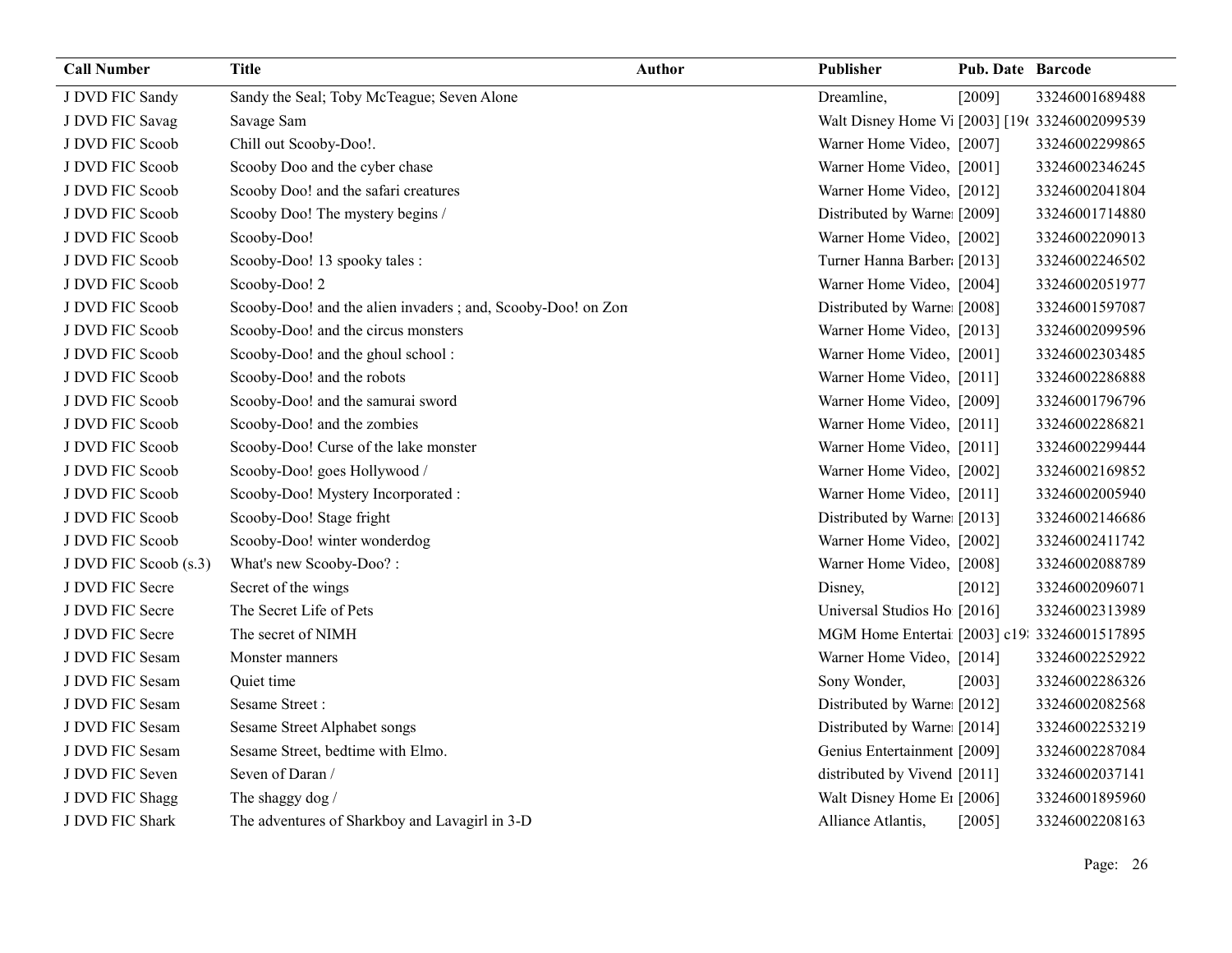| Call Number | Title | Author | Publisher | Pub. Date | Barcode |
|---|---|---|---|---|---|
| J DVD FIC Sandy | Sandy the Seal; Toby McTeague; Seven Alone | | Dreamline, | [2009] | 33246001689488 |
| J DVD FIC Savag | Savage Sam | | Walt Disney Home Vi | [2003] [196 | 33246002099539 |
| J DVD FIC Scoob | Chill out Scooby-Doo!. | | Warner Home Video, | [2007] | 33246002299865 |
| J DVD FIC Scoob | Scooby Doo and the cyber chase | | Warner Home Video, | [2001] | 33246002346245 |
| J DVD FIC Scoob | Scooby Doo! and the safari creatures | | Warner Home Video, | [2012] | 33246002041804 |
| J DVD FIC Scoob | Scooby Doo! The mystery begins / | | Distributed by Warne | [2009] | 33246001714880 |
| J DVD FIC Scoob | Scooby-Doo! | | Warner Home Video, | [2002] | 33246002209013 |
| J DVD FIC Scoob | Scooby-Doo! 13 spooky tales : | | Turner Hanna Barbera | [2013] | 33246002246502 |
| J DVD FIC Scoob | Scooby-Doo! 2 | | Warner Home Video, | [2004] | 33246002051977 |
| J DVD FIC Scoob | Scooby-Doo! and the alien invaders ; and, Scooby-Doo! on Zon | | Distributed by Warne | [2008] | 33246001597087 |
| J DVD FIC Scoob | Scooby-Doo! and the circus monsters | | Warner Home Video, | [2013] | 33246002099596 |
| J DVD FIC Scoob | Scooby-Doo! and the ghoul school : | | Warner Home Video, | [2001] | 33246002303485 |
| J DVD FIC Scoob | Scooby-Doo! and the robots | | Warner Home Video, | [2011] | 33246002286888 |
| J DVD FIC Scoob | Scooby-Doo! and the samurai sword | | Warner Home Video, | [2009] | 33246001796796 |
| J DVD FIC Scoob | Scooby-Doo! and the zombies | | Warner Home Video, | [2011] | 33246002286821 |
| J DVD FIC Scoob | Scooby-Doo! Curse of the lake monster | | Warner Home Video, | [2011] | 33246002299444 |
| J DVD FIC Scoob | Scooby-Doo! goes Hollywood / | | Warner Home Video, | [2002] | 33246002169852 |
| J DVD FIC Scoob | Scooby-Doo! Mystery Incorporated : | | Warner Home Video, | [2011] | 33246002005940 |
| J DVD FIC Scoob | Scooby-Doo! Stage fright | | Distributed by Warne | [2013] | 33246002146686 |
| J DVD FIC Scoob | Scooby-Doo! winter wonderdog | | Warner Home Video, | [2002] | 33246002411742 |
| J DVD FIC Scoob (s.3) | What's new Scooby-Doo? : | | Warner Home Video, | [2008] | 33246002088789 |
| J DVD FIC Secre | Secret of the wings | | Disney, | [2012] | 33246002096071 |
| J DVD FIC Secre | The Secret Life of Pets | | Universal Studios Ho | [2016] | 33246002313989 |
| J DVD FIC Secre | The secret of NIMH | | MGM Home Entertai | [2003] c19 | 33246001517895 |
| J DVD FIC Sesam | Monster manners | | Warner Home Video, | [2014] | 33246002252922 |
| J DVD FIC Sesam | Quiet time | | Sony Wonder, | [2003] | 33246002286326 |
| J DVD FIC Sesam | Sesame Street : | | Distributed by Warne | [2012] | 33246002082568 |
| J DVD FIC Sesam | Sesame Street Alphabet songs | | Distributed by Warne | [2014] | 33246002253219 |
| J DVD FIC Sesam | Sesame Street, bedtime with Elmo. | | Genius Entertainment | [2009] | 33246002287084 |
| J DVD FIC Seven | Seven of Daran / | | distributed by Vivend | [2011] | 33246002037141 |
| J DVD FIC Shagg | The shaggy dog / | | Walt Disney Home En | [2006] | 33246001895960 |
| J DVD FIC Shark | The adventures of Sharkboy and Lavagirl in 3-D | | Alliance Atlantis, | [2005] | 33246002208163 |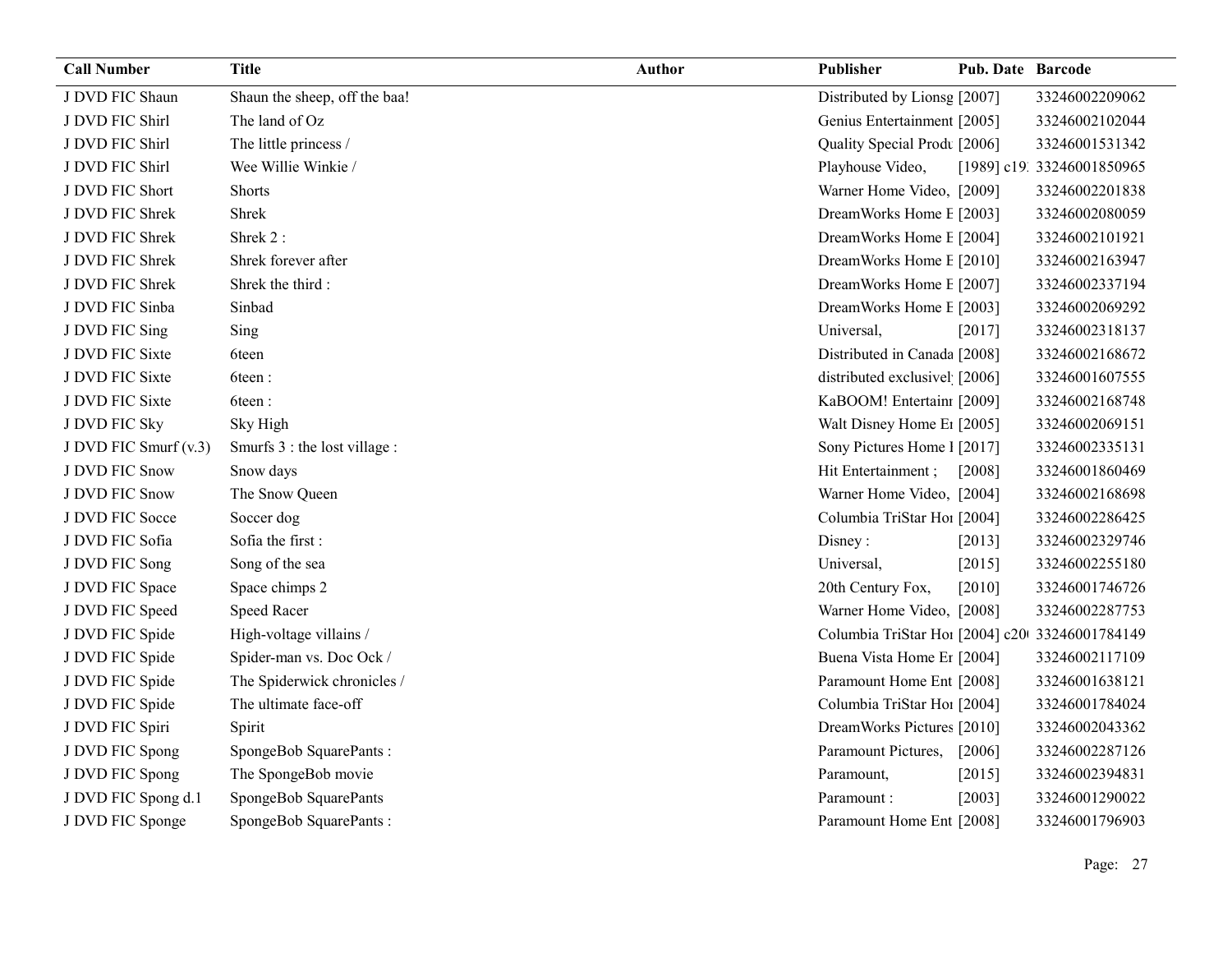| Call Number | Title | Author | Publisher | Pub. Date | Barcode |
| --- | --- | --- | --- | --- | --- |
| J DVD FIC Shaun | Shaun the sheep, off the baa! | | Distributed by Lionsg | [2007] | 33246002209062 |
| J DVD FIC Shirl | The land of Oz | | Genius Entertainment | [2005] | 33246002102044 |
| J DVD FIC Shirl | The little princess / | | Quality Special Produ | [2006] | 33246001531342 |
| J DVD FIC Shirl | Wee Willie Winkie / | | Playhouse Video, | [1989] c19 | 33246001850965 |
| J DVD FIC Short | Shorts | | Warner Home Video, | [2009] | 33246002201838 |
| J DVD FIC Shrek | Shrek | | DreamWorks Home E | [2003] | 33246002080059 |
| J DVD FIC Shrek | Shrek 2 : | | DreamWorks Home E | [2004] | 33246002101921 |
| J DVD FIC Shrek | Shrek forever after | | DreamWorks Home E | [2010] | 33246002163947 |
| J DVD FIC Shrek | Shrek the third : | | DreamWorks Home E | [2007] | 33246002337194 |
| J DVD FIC Sinba | Sinbad | | DreamWorks Home E | [2003] | 33246002069292 |
| J DVD FIC Sing | Sing | | Universal, | [2017] | 33246002318137 |
| J DVD FIC Sixte | 6teen | | Distributed in Canada | [2008] | 33246002168672 |
| J DVD FIC Sixte | 6teen : | | distributed exclusivel | [2006] | 33246001607555 |
| J DVD FIC Sixte | 6teen : | | KaBOOM! Entertainm | [2009] | 33246002168748 |
| J DVD FIC Sky | Sky High | | Walt Disney Home En | [2005] | 33246002069151 |
| J DVD FIC Smurf (v.3) | Smurfs 3 : the lost village : | | Sony Pictures Home I | [2017] | 33246002335131 |
| J DVD FIC Snow | Snow days | | Hit Entertainment ; | [2008] | 33246001860469 |
| J DVD FIC Snow | The Snow Queen | | Warner Home Video, | [2004] | 33246002168698 |
| J DVD FIC Socce | Soccer dog | | Columbia TriStar Hor | [2004] | 33246002286425 |
| J DVD FIC Sofia | Sofia the first : | | Disney : | [2013] | 33246002329746 |
| J DVD FIC Song | Song of the sea | | Universal, | [2015] | 33246002255180 |
| J DVD FIC Space | Space chimps 2 | | 20th Century Fox, | [2010] | 33246001746726 |
| J DVD FIC Speed | Speed Racer | | Warner Home Video, | [2008] | 33246002287753 |
| J DVD FIC Spide | High-voltage villains / | | Columbia TriStar Hor | [2004] c20 | 33246001784149 |
| J DVD FIC Spide | Spider-man vs. Doc Ock / | | Buena Vista Home En | [2004] | 33246002117109 |
| J DVD FIC Spide | The Spiderwick chronicles / | | Paramount Home Ent | [2008] | 33246001638121 |
| J DVD FIC Spide | The ultimate face-off | | Columbia TriStar Hor | [2004] | 33246001784024 |
| J DVD FIC Spiri | Spirit | | DreamWorks Pictures | [2010] | 33246002043362 |
| J DVD FIC Spong | SpongeBob SquarePants : | | Paramount Pictures, | [2006] | 33246002287126 |
| J DVD FIC Spong | The SpongeBob movie | | Paramount, | [2015] | 33246002394831 |
| J DVD FIC Spong d.1 | SpongeBob SquarePants | | Paramount : | [2003] | 33246001290022 |
| J DVD FIC Sponge | SpongeBob SquarePants : | | Paramount Home Ent | [2008] | 33246001796903 |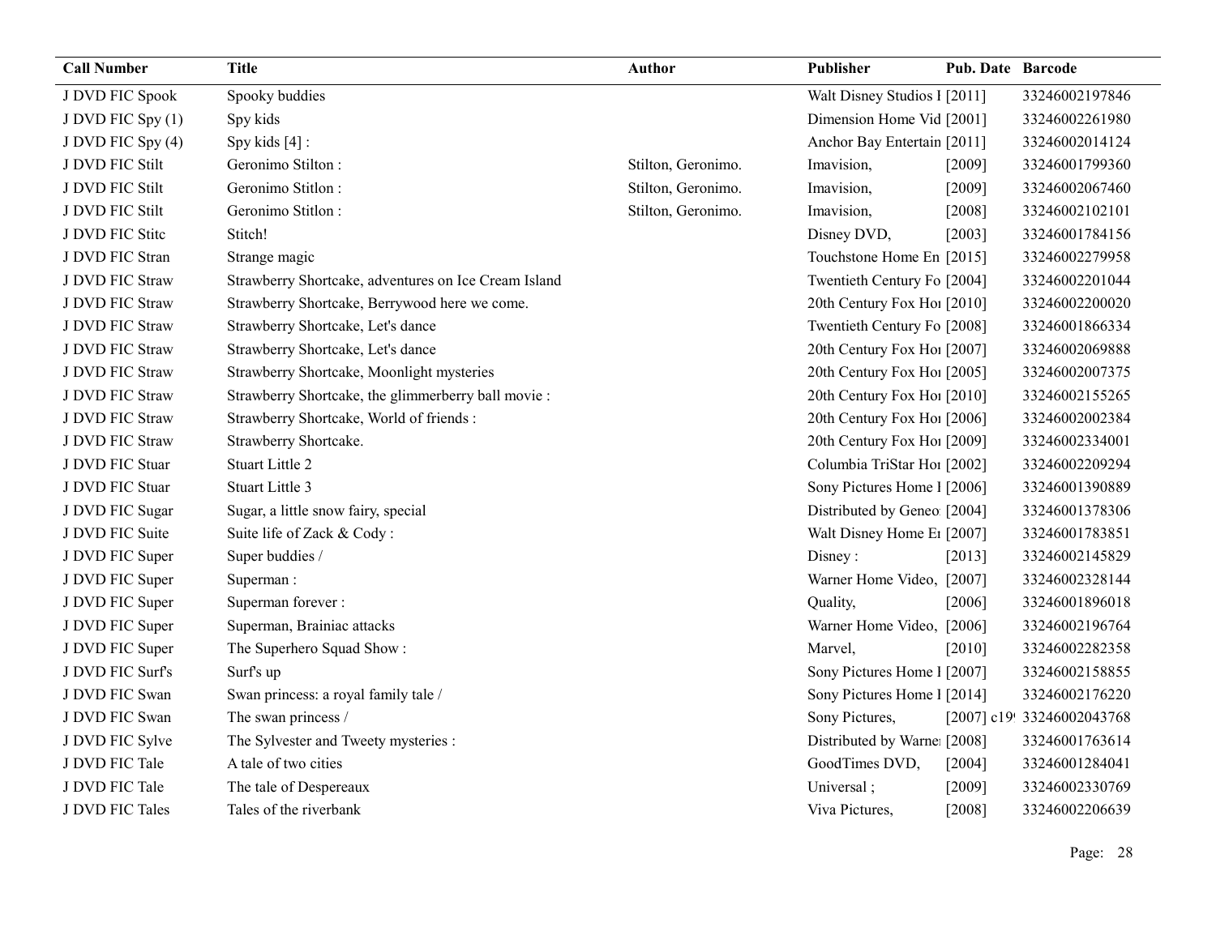| Call Number | Title | Author | Publisher | Pub. Date | Barcode |
| --- | --- | --- | --- | --- | --- |
| J DVD FIC Spook | Spooky buddies | | Walt Disney Studios I | [2011] | 33246002197846 |
| J DVD FIC Spy (1) | Spy kids | | Dimension Home Vid | [2001] | 33246002261980 |
| J DVD FIC Spy (4) | Spy kids [4] : | | Anchor Bay Entertain | [2011] | 33246002014124 |
| J DVD FIC Stilt | Geronimo Stilton : | Stilton, Geronimo. | Imavision, | [2009] | 33246001799360 |
| J DVD FIC Stilt | Geronimo Stitlon : | Stilton, Geronimo. | Imavision, | [2009] | 33246002067460 |
| J DVD FIC Stilt | Geronimo Stitlon : | Stilton, Geronimo. | Imavision, | [2008] | 33246002102101 |
| J DVD FIC Stitc | Stitch! | | Disney DVD, | [2003] | 33246001784156 |
| J DVD FIC Stran | Strange magic | | Touchstone Home En | [2015] | 33246002279958 |
| J DVD FIC Straw | Strawberry Shortcake, adventures on Ice Cream Island | | Twentieth Century Fo | [2004] | 33246002201044 |
| J DVD FIC Straw | Strawberry Shortcake, Berrywood here we come. | | 20th Century Fox Ho | [2010] | 33246002200020 |
| J DVD FIC Straw | Strawberry Shortcake, Let's dance | | Twentieth Century Fo | [2008] | 33246001866334 |
| J DVD FIC Straw | Strawberry Shortcake, Let's dance | | 20th Century Fox Ho | [2007] | 33246002069888 |
| J DVD FIC Straw | Strawberry Shortcake, Moonlight mysteries | | 20th Century Fox Ho | [2005] | 33246002007375 |
| J DVD FIC Straw | Strawberry Shortcake, the glimmerberry ball movie : | | 20th Century Fox Ho | [2010] | 33246002155265 |
| J DVD FIC Straw | Strawberry Shortcake, World of friends : | | 20th Century Fox Ho | [2006] | 33246002002384 |
| J DVD FIC Straw | Strawberry Shortcake. | | 20th Century Fox Ho | [2009] | 33246002334001 |
| J DVD FIC Stuar | Stuart Little 2 | | Columbia TriStar Ho | [2002] | 33246002209294 |
| J DVD FIC Stuar | Stuart Little 3 | | Sony Pictures Home I | [2006] | 33246001390889 |
| J DVD FIC Sugar | Sugar, a little snow fairy, special | | Distributed by Geneo | [2004] | 33246001378306 |
| J DVD FIC Suite | Suite life of Zack & Cody : | | Walt Disney Home E | [2007] | 33246001783851 |
| J DVD FIC Super | Super buddies / | | Disney : | [2013] | 33246002145829 |
| J DVD FIC Super | Superman : | | Warner Home Video, | [2007] | 33246002328144 |
| J DVD FIC Super | Superman forever : | | Quality, | [2006] | 33246001896018 |
| J DVD FIC Super | Superman, Brainiac attacks | | Warner Home Video, | [2006] | 33246002196764 |
| J DVD FIC Super | The Superhero Squad Show : | | Marvel, | [2010] | 33246002282358 |
| J DVD FIC Surf's | Surf's up | | Sony Pictures Home I | [2007] | 33246002158855 |
| J DVD FIC Swan | Swan princess: a royal family tale / | | Sony Pictures Home I | [2014] | 33246002176220 |
| J DVD FIC Swan | The swan princess / | | Sony Pictures, | [2007] c19 | 33246002043768 |
| J DVD FIC Sylve | The Sylvester and Tweety mysteries : | | Distributed by Warne | [2008] | 33246001763614 |
| J DVD FIC Tale | A tale of two cities | | GoodTimes DVD, | [2004] | 33246001284041 |
| J DVD FIC Tale | The tale of Despereaux | | Universal ; | [2009] | 33246002330769 |
| J DVD FIC Tales | Tales of the riverbank | | Viva Pictures, | [2008] | 33246002206639 |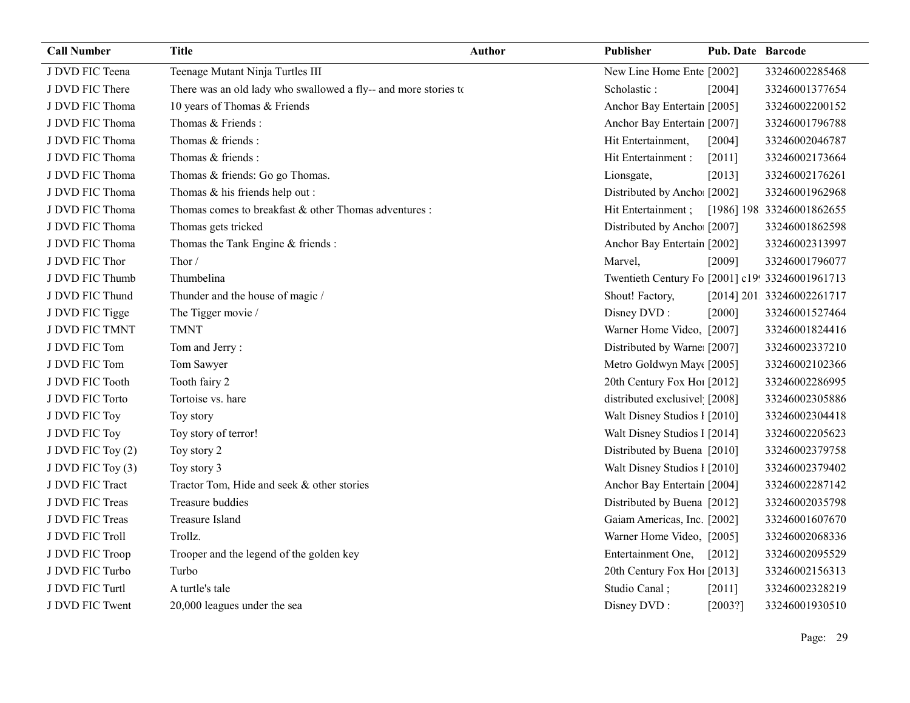| Call Number | Title | Author | Publisher | Pub. Date | Barcode |
| --- | --- | --- | --- | --- | --- |
| J DVD FIC Teena | Teenage Mutant Ninja Turtles III | | New Line Home Ente | [2002] | 33246002285468 |
| J DVD FIC There | There was an old lady who swallowed a fly-- and more stories to | | Scholastic : | [2004] | 33246001377654 |
| J DVD FIC Thoma | 10 years of Thomas & Friends | | Anchor Bay Entertain | [2005] | 33246002200152 |
| J DVD FIC Thoma | Thomas & Friends : | | Anchor Bay Entertain | [2007] | 33246001796788 |
| J DVD FIC Thoma | Thomas & friends : | | Hit Entertainment, | [2004] | 33246002046787 |
| J DVD FIC Thoma | Thomas & friends : | | Hit Entertainment : | [2011] | 33246002173664 |
| J DVD FIC Thoma | Thomas & friends: Go go Thomas. | | Lionsgate, | [2013] | 33246002176261 |
| J DVD FIC Thoma | Thomas & his friends help out : | | Distributed by Anchor | [2002] | 33246001962968 |
| J DVD FIC Thoma | Thomas comes to breakfast & other Thomas adventures : | | Hit Entertainment ; | [1986] 198 | 33246001862655 |
| J DVD FIC Thoma | Thomas gets tricked | | Distributed by Anchor | [2007] | 33246001862598 |
| J DVD FIC Thoma | Thomas the Tank Engine & friends : | | Anchor Bay Entertain | [2002] | 33246002313997 |
| J DVD FIC Thor | Thor / | | Marvel, | [2009] | 33246001796077 |
| J DVD FIC Thumb | Thumbelina | | Twentieth Century Fo | [2001] c19 | 33246001961713 |
| J DVD FIC Thund | Thunder and the house of magic / | | Shout! Factory, | [2014] 201 | 33246002261717 |
| J DVD FIC Tigge | The Tigger movie / | | Disney DVD : | [2000] | 33246001527464 |
| J DVD FIC TMNT | TMNT | | Warner Home Video, | [2007] | 33246001824416 |
| J DVD FIC Tom | Tom and Jerry : | | Distributed by Warner | [2007] | 33246002337210 |
| J DVD FIC Tom | Tom Sawyer | | Metro Goldwyn Maye | [2005] | 33246002102366 |
| J DVD FIC Tooth | Tooth fairy 2 | | 20th Century Fox Hor | [2012] | 33246002286995 |
| J DVD FIC Torto | Tortoise vs. hare | | distributed exclusivel | [2008] | 33246002305886 |
| J DVD FIC Toy | Toy story | | Walt Disney Studios I | [2010] | 33246002304418 |
| J DVD FIC Toy | Toy story of terror! | | Walt Disney Studios I | [2014] | 33246002205623 |
| J DVD FIC Toy (2) | Toy story 2 | | Distributed by Buena | [2010] | 33246002379758 |
| J DVD FIC Toy (3) | Toy story 3 | | Walt Disney Studios I | [2010] | 33246002379402 |
| J DVD FIC Tract | Tractor Tom, Hide and seek & other stories | | Anchor Bay Entertain | [2004] | 33246002287142 |
| J DVD FIC Treas | Treasure buddies | | Distributed by Buena | [2012] | 33246002035798 |
| J DVD FIC Treas | Treasure Island | | Gaiam Americas, Inc. | [2002] | 33246001607670 |
| J DVD FIC Troll | Trollz. | | Warner Home Video, | [2005] | 33246002068336 |
| J DVD FIC Troop | Trooper and the legend of the golden key | | Entertainment One, | [2012] | 33246002095529 |
| J DVD FIC Turbo | Turbo | | 20th Century Fox Hor | [2013] | 33246002156313 |
| J DVD FIC Turtl | A turtle's tale | | Studio Canal ; | [2011] | 33246002328219 |
| J DVD FIC Twent | 20,000 leagues under the sea | | Disney DVD : | [2003?] | 33246001930510 |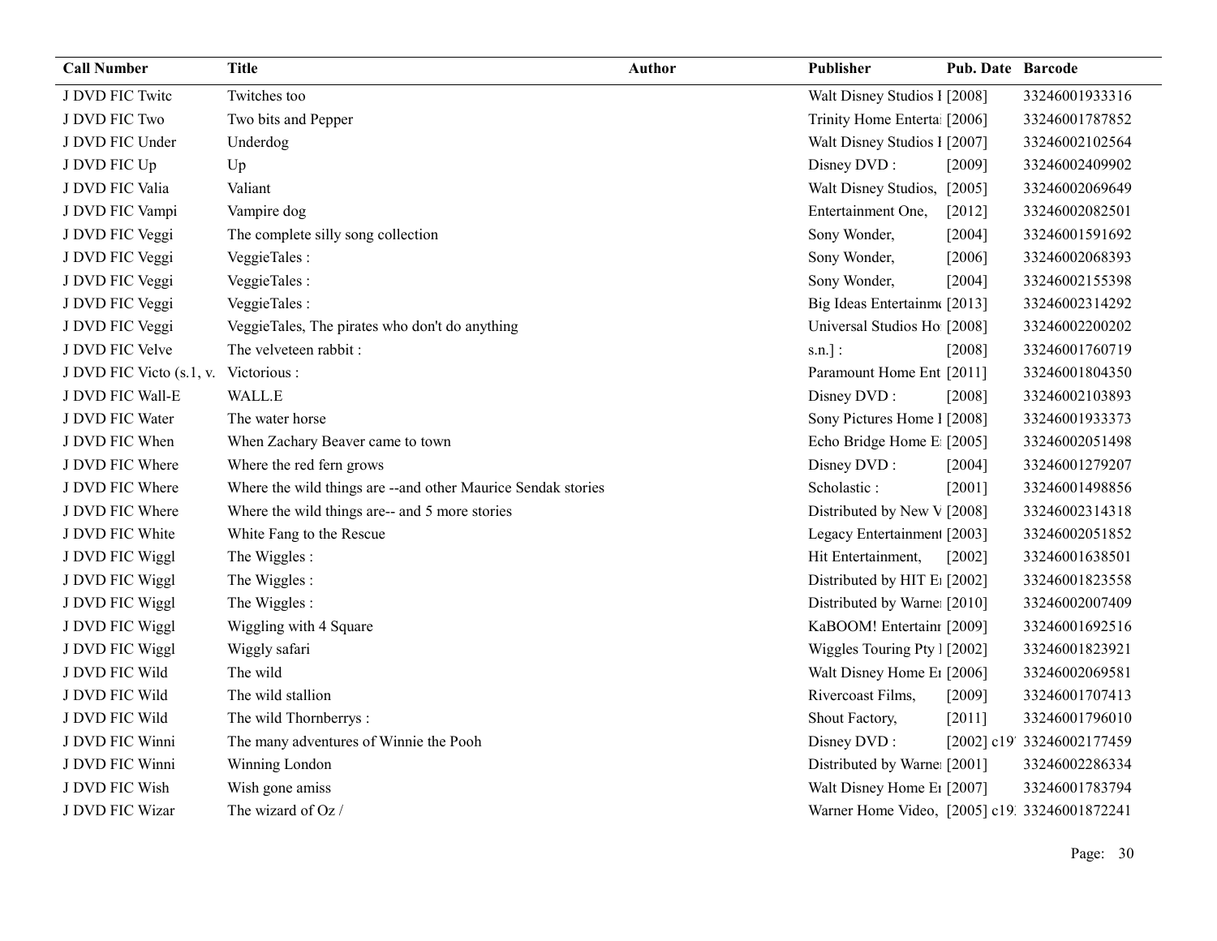| Call Number | Title | Author | Publisher | Pub. Date | Barcode |
|---|---|---|---|---|---|
| J DVD FIC Twitc | Twitches too | | Walt Disney Studios I | [2008] | 33246001933316 |
| J DVD FIC Two | Two bits and Pepper | | Trinity Home Enterta | [2006] | 33246001787852 |
| J DVD FIC Under | Underdog | | Walt Disney Studios I | [2007] | 33246002102564 |
| J DVD FIC Up | Up | | Disney DVD : | [2009] | 33246002409902 |
| J DVD FIC Valia | Valiant | | Walt Disney Studios, | [2005] | 33246002069649 |
| J DVD FIC Vampi | Vampire dog | | Entertainment One, | [2012] | 33246002082501 |
| J DVD FIC Veggi | The complete silly song collection | | Sony Wonder, | [2004] | 33246001591692 |
| J DVD FIC Veggi | VeggieTales : | | Sony Wonder, | [2006] | 33246002068393 |
| J DVD FIC Veggi | VeggieTales : | | Sony Wonder, | [2004] | 33246002155398 |
| J DVD FIC Veggi | VeggieTales : | | Big Ideas Entertainm | [2013] | 33246002314292 |
| J DVD FIC Veggi | VeggieTales, The pirates who don't do anything | | Universal Studios Ho | [2008] | 33246002200202 |
| J DVD FIC Velve | The velveteen rabbit : | | s.n.] : | [2008] | 33246001760719 |
| J DVD FIC Victo (s.1, v. | Victorious : | | Paramount Home Ent | [2011] | 33246001804350 |
| J DVD FIC Wall-E | WALL.E | | Disney DVD : | [2008] | 33246002103893 |
| J DVD FIC Water | The water horse | | Sony Pictures Home I | [2008] | 33246001933373 |
| J DVD FIC When | When Zachary Beaver came to town | | Echo Bridge Home E | [2005] | 33246002051498 |
| J DVD FIC Where | Where the red fern grows | | Disney DVD : | [2004] | 33246001279207 |
| J DVD FIC Where | Where the wild things are --and other Maurice Sendak stories | | Scholastic : | [2001] | 33246001498856 |
| J DVD FIC Where | Where the wild things are-- and 5 more stories | | Distributed by New V | [2008] | 33246002314318 |
| J DVD FIC White | White Fang to the Rescue | | Legacy Entertainment | [2003] | 33246002051852 |
| J DVD FIC Wiggl | The Wiggles : | | Hit Entertainment, | [2002] | 33246001638501 |
| J DVD FIC Wiggl | The Wiggles : | | Distributed by HIT E | [2002] | 33246001823558 |
| J DVD FIC Wiggl | The Wiggles : | | Distributed by Warne | [2010] | 33246002007409 |
| J DVD FIC Wiggl | Wiggling with 4 Square | | KaBOOM! Entertainr | [2009] | 33246001692516 |
| J DVD FIC Wiggl | Wiggly safari | | Wiggles Touring Pty I | [2002] | 33246001823921 |
| J DVD FIC Wild | The wild | | Walt Disney Home E | [2006] | 33246002069581 |
| J DVD FIC Wild | The wild stallion | | Rivercoast Films, | [2009] | 33246001707413 |
| J DVD FIC Wild | The wild Thornberrys : | | Shout Factory, | [2011] | 33246001796010 |
| J DVD FIC Winni | The many adventures of Winnie the Pooh | | Disney DVD : | [2002] c19 | 33246002177459 |
| J DVD FIC Winni | Winning London | | Distributed by Warne | [2001] | 33246002286334 |
| J DVD FIC Wish | Wish gone amiss | | Walt Disney Home E | [2007] | 33246001783794 |
| J DVD FIC Wizar | The wizard of Oz / | | Warner Home Video, | [2005] c19 | 33246001872241 |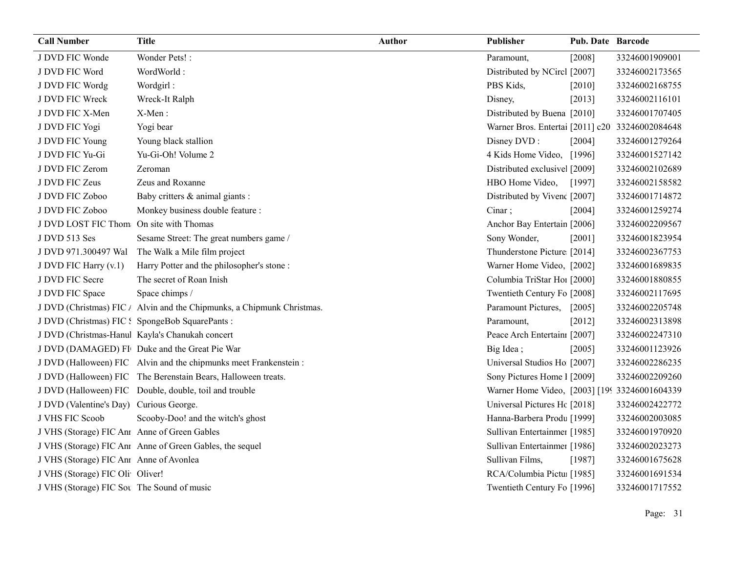| Call Number | Title | Author | Publisher | Pub. Date | Barcode |
|---|---|---|---|---|---|
| J DVD FIC Wonde | Wonder Pets! : | | Paramount, | [2008] | 33246001909001 |
| J DVD FIC Word | WordWorld : | | Distributed by NCircl | [2007] | 33246002173565 |
| J DVD FIC Wordg | Wordgirl : | | PBS Kids, | [2010] | 33246002168755 |
| J DVD FIC Wreck | Wreck-It Ralph | | Disney, | [2013] | 33246002116101 |
| J DVD FIC X-Men | X-Men : | | Distributed by Buena | [2010] | 33246001707405 |
| J DVD FIC Yogi | Yogi bear | | Warner Bros. Entertai | [2011] c20 | 33246002084648 |
| J DVD FIC Young | Young black stallion | | Disney DVD : | [2004] | 33246001279264 |
| J DVD FIC Yu-Gi | Yu-Gi-Oh! Volume 2 | | 4 Kids Home Video, | [1996] | 33246001527142 |
| J DVD FIC Zerom | Zeroman | | Distributed exclusivel | [2009] | 33246002102689 |
| J DVD FIC Zeus | Zeus and Roxanne | | HBO Home Video, | [1997] | 33246002158582 |
| J DVD FIC Zoboo | Baby critters & animal giants : | | Distributed by Vivenc | [2007] | 33246001714872 |
| J DVD FIC Zoboo | Monkey business double feature : | | Cinar ; | [2004] | 33246001259274 |
| J DVD LOST FIC Thom | On site with Thomas | | Anchor Bay Entertain | [2006] | 33246002209567 |
| J DVD 513 Ses | Sesame Street: The great numbers game / | | Sony Wonder, | [2001] | 33246001823954 |
| J DVD 971.300497 Wal | The Walk a Mile film project | | Thunderstone Picture | [2014] | 33246002367753 |
| J DVD FIC Harry (v.1) | Harry Potter and the philosopher's stone : | | Warner Home Video, | [2002] | 33246001689835 |
| J DVD FIC Secre | The secret of Roan Inish | | Columbia TriStar Hor | [2000] | 33246001880855 |
| J DVD FIC Space | Space chimps / | | Twentieth Century Fo | [2008] | 33246002117695 |
| J DVD (Christmas) FIC A | Alvin and the Chipmunks, a Chipmunk Christmas. | | Paramount Pictures, | [2005] | 33246002205748 |
| J DVD (Christmas) FIC S | SpongeBob SquarePants : | | Paramount, | [2012] | 33246002313898 |
| J DVD (Christmas-Hanul | Kayla's Chanukah concert | | Peace Arch Entertainn | [2007] | 33246002247310 |
| J DVD (DAMAGED) FI | Duke and the Great Pie War | | Big Idea ; | [2005] | 33246001123926 |
| J DVD (Halloween) FIC | Alvin and the chipmunks meet Frankenstein : | | Universal Studios Ho | [2007] | 33246002286235 |
| J DVD (Halloween) FIC | The Berenstain Bears, Halloween treats. | | Sony Pictures Home I | [2009] | 33246002209260 |
| J DVD (Halloween) FIC | Double, double, toil and trouble | | Warner Home Video, | [2003] [19 | 33246001604339 |
| J DVD (Valentine's Day) | Curious George. | | Universal Pictures Hc | [2018] | 33246002422772 |
| J VHS FIC Scoob | Scooby-Doo! and the witch's ghost | | Hanna-Barbera Produ | [1999] | 33246002003085 |
| J VHS (Storage) FIC Anr | Anne of Green Gables | | Sullivan Entertainmer | [1985] | 33246001970920 |
| J VHS (Storage) FIC Anr | Anne of Green Gables, the sequel | | Sullivan Entertainmer | [1986] | 33246002023273 |
| J VHS (Storage) FIC Anr | Anne of Avonlea | | Sullivan Films, | [1987] | 33246001675628 |
| J VHS (Storage) FIC Oli | Oliver! | | RCA/Columbia Pictu | [1985] | 33246001691534 |
| J VHS (Storage) FIC Sou | The Sound of music | | Twentieth Century Fo | [1996] | 33246001717552 |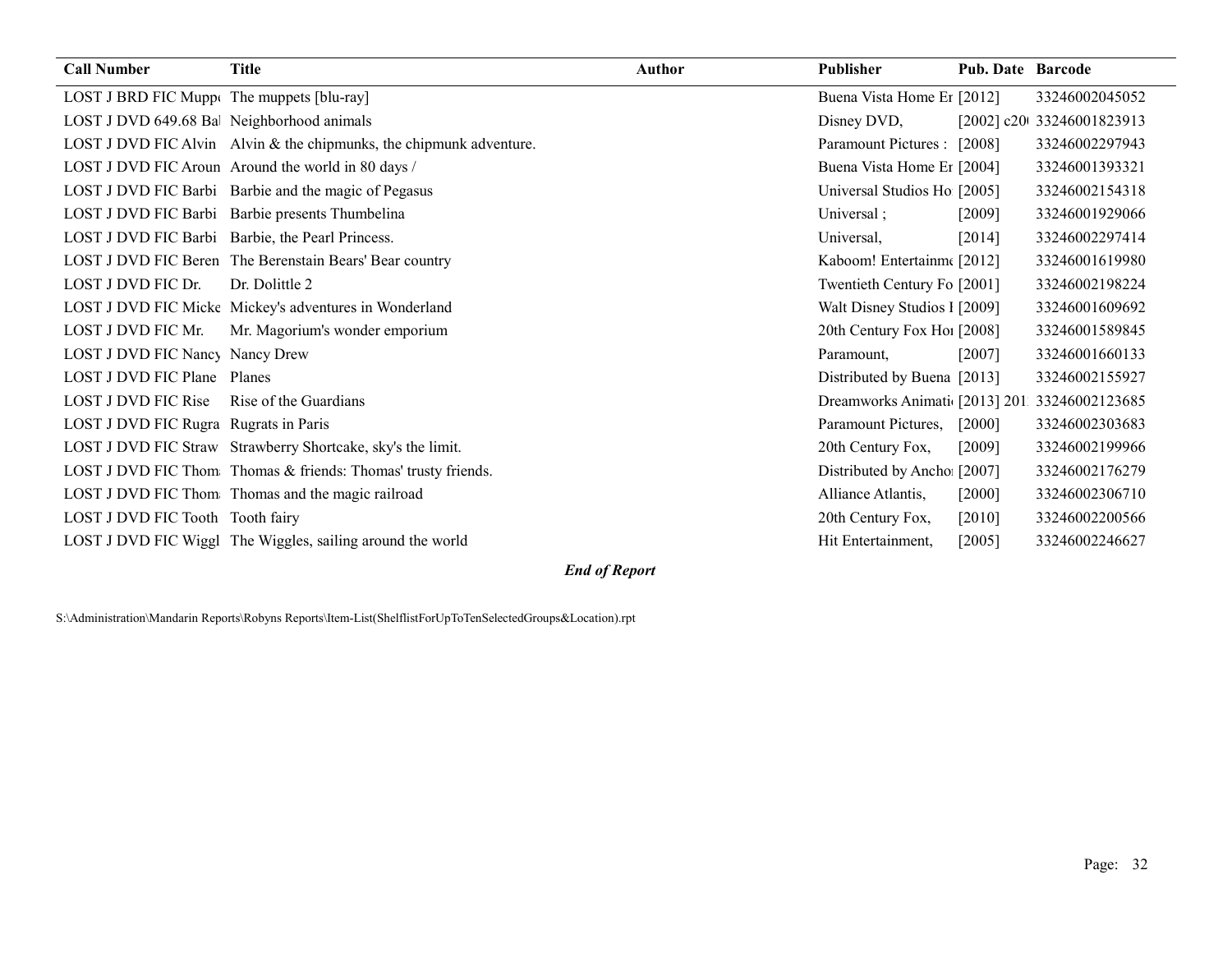| Call Number | Title | Author | Publisher | Pub. Date | Barcode |
|---|---|---|---|---|---|
| LOST J BRD FIC Muppe | The muppets [blu-ray] | | Buena Vista Home Er | [2012] | 33246002045052 |
| LOST J DVD 649.68 Bal | Neighborhood animals | | Disney DVD, | [2002] c20 | 33246001823913 |
| LOST J DVD FIC Alvin | Alvin & the chipmunks, the chipmunk adventure. | | Paramount Pictures : | [2008] | 33246002297943 |
| LOST J DVD FIC Aroun | Around the world in 80 days / | | Buena Vista Home Er | [2004] | 33246001393321 |
| LOST J DVD FIC Barbi | Barbie and the magic of Pegasus | | Universal Studios Ho | [2005] | 33246002154318 |
| LOST J DVD FIC Barbi | Barbie presents Thumbelina | | Universal ; | [2009] | 33246001929066 |
| LOST J DVD FIC Barbi | Barbie, the Pearl Princess. | | Universal, | [2014] | 33246002297414 |
| LOST J DVD FIC Beren | The Berenstain Bears' Bear country | | Kaboom! Entertainme | [2012] | 33246001619980 |
| LOST J DVD FIC Dr. | Dr. Dolittle 2 | | Twentieth Century Fo | [2001] | 33246002198224 |
| LOST J DVD FIC Micke | Mickey's adventures in Wonderland | | Walt Disney Studios I | [2009] | 33246001609692 |
| LOST J DVD FIC Mr. | Mr. Magorium's wonder emporium | | 20th Century Fox Ho | [2008] | 33246001589845 |
| LOST J DVD FIC Nancy | Nancy Drew | | Paramount, | [2007] | 33246001660133 |
| LOST J DVD FIC Plane | Planes | | Distributed by Buena | [2013] | 33246002155927 |
| LOST J DVD FIC Rise | Rise of the Guardians | | Dreamworks Animati | [2013] 201 | 33246002123685 |
| LOST J DVD FIC Rugra | Rugrats in Paris | | Paramount Pictures, | [2000] | 33246002303683 |
| LOST J DVD FIC Straw | Strawberry Shortcake, sky's the limit. | | 20th Century Fox, | [2009] | 33246002199966 |
| LOST J DVD FIC Thom | Thomas & friends: Thomas' trusty friends. | | Distributed by Ancho | [2007] | 33246002176279 |
| LOST J DVD FIC Thom | Thomas and the magic railroad | | Alliance Atlantis, | [2000] | 33246002306710 |
| LOST J DVD FIC Tooth | Tooth fairy | | 20th Century Fox, | [2010] | 33246002200566 |
| LOST J DVD FIC Wiggl | The Wiggles, sailing around the world | | Hit Entertainment, | [2005] | 33246002246627 |

***End of Report***

S:\Administration\Mandarin Reports\Robyns Reports\Item-List(ShelflistForUpToTenSelectedGroups&Location).rpt